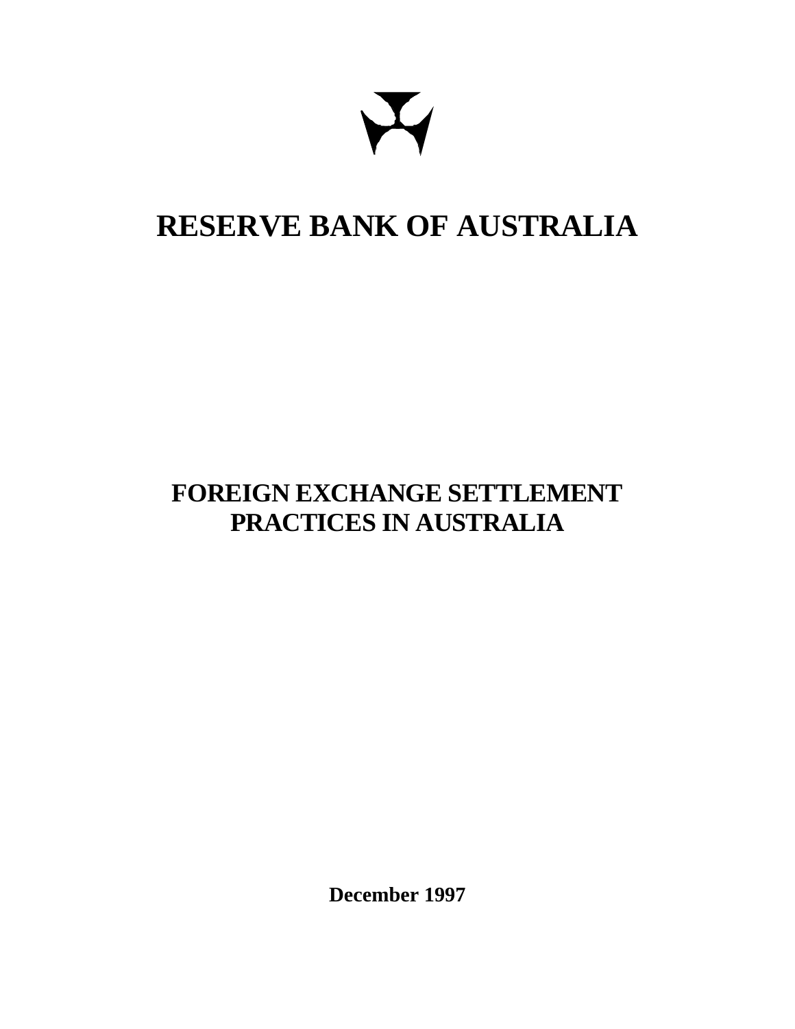# RESERVE BANK OF AUSTRALIA

## FOREIGN EXCHANGE SETTLEMENT PRACTICES IN AUSTRALIA

**December 1997**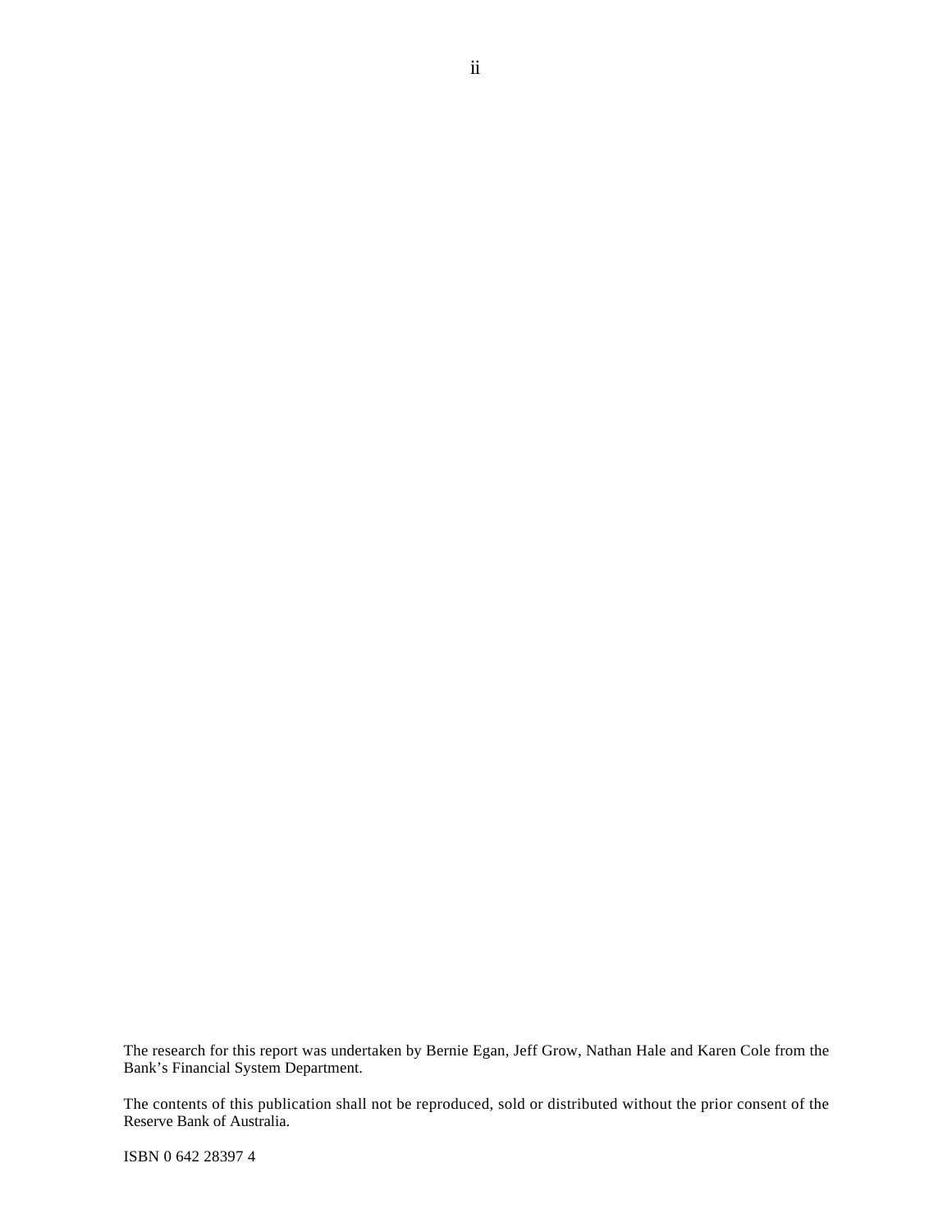The research for this report was undertaken by Bernie Egan, Jeff Grow, Nathan Hale and Karen Cole from the Bank's Financial System Department.

The contents of this publication shall not be reproduced, sold or distributed without the prior consent of the Reserve Bank of Australia.

ISBN 0 642 28397 4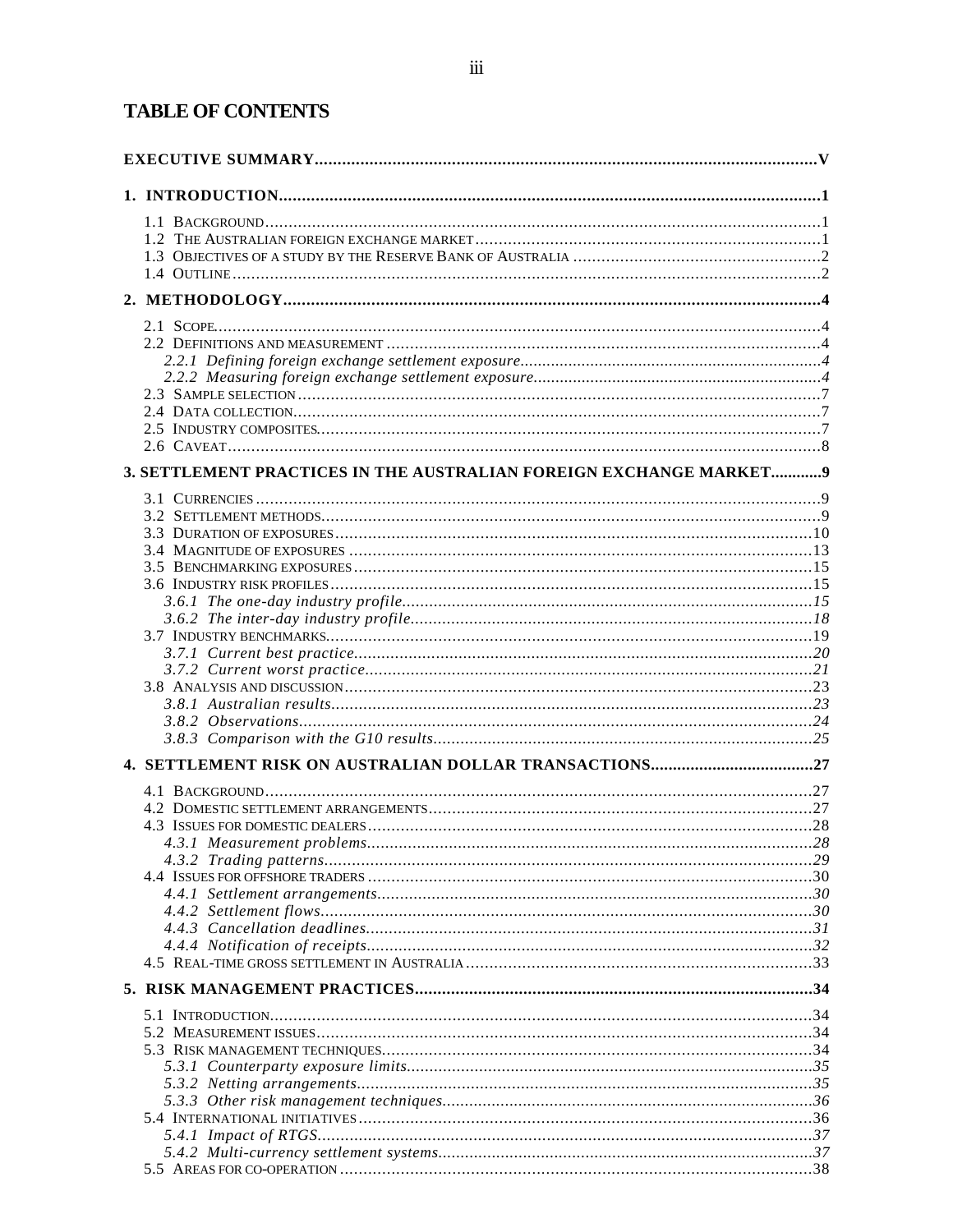# TABLE OF CONTENTS

**EXECUTIVE SUMMARY** .......... V

**1. INTRODUCTION** .......... 1

- 1.1 Background .......... 1
- 1.2 The Australian foreign exchange market .......... 1
- 1.3 Objectives of a study by the Reserve Bank of Australia .......... 2
- 1.4 Outline .......... 2

**2. METHODOLOGY** .......... 4

- 2.1 Scope .......... 4
- 2.2 Definitions and measurement .......... 4
  - *2.2.1 Defining foreign exchange settlement exposure* .......... 4
  - *2.2.2 Measuring foreign exchange settlement exposure* .......... 4
- 2.3 Sample selection .......... 7
- 2.4 Data collection .......... 7
- 2.5 Industry composites .......... 7
- 2.6 Caveat .......... 8

**3. SETTLEMENT PRACTICES IN THE AUSTRALIAN FOREIGN EXCHANGE MARKET** .......... 9

- 3.1 Currencies .......... 9
- 3.2 Settlement methods .......... 9
- 3.3 Duration of exposures .......... 10
- 3.4 Magnitude of exposures .......... 13
- 3.5 Benchmarking exposures .......... 15
- 3.6 Industry risk profiles .......... 15
  - *3.6.1 The one-day industry profile* .......... 15
  - *3.6.2 The inter-day industry profile* .......... 18
- 3.7 Industry benchmarks .......... 19
  - *3.7.1 Current best practice* .......... 20
  - *3.7.2 Current worst practice* .......... 21
- 3.8 Analysis and discussion .......... 23
  - *3.8.1 Australian results* .......... 23
  - *3.8.2 Observations* .......... 24
  - *3.8.3 Comparison with the G10 results* .......... 25

**4. SETTLEMENT RISK ON AUSTRALIAN DOLLAR TRANSACTIONS** .......... 27

- 4.1 Background .......... 27
- 4.2 Domestic settlement arrangements .......... 27
- 4.3 Issues for domestic dealers .......... 28
  - *4.3.1 Measurement problems* .......... 28
  - *4.3.2 Trading patterns* .......... 29
- 4.4 Issues for offshore traders .......... 30
  - *4.4.1 Settlement arrangements* .......... 30
  - *4.4.2 Settlement flows* .......... 30
  - *4.4.3 Cancellation deadlines* .......... 31
  - *4.4.4 Notification of receipts* .......... 32
- 4.5 Real-time gross settlement in Australia .......... 33

**5. RISK MANAGEMENT PRACTICES** .......... 34

- 5.1 Introduction .......... 34
- 5.2 Measurement issues .......... 34
- 5.3 Risk management techniques .......... 34
  - *5.3.1 Counterparty exposure limits* .......... 35
  - *5.3.2 Netting arrangements* .......... 35
  - *5.3.3 Other risk management techniques* .......... 36
- 5.4 International initiatives .......... 36
  - *5.4.1 Impact of RTGS* .......... 37
  - *5.4.2 Multi-currency settlement systems* .......... 37
- 5.5 Areas for co-operation .......... 38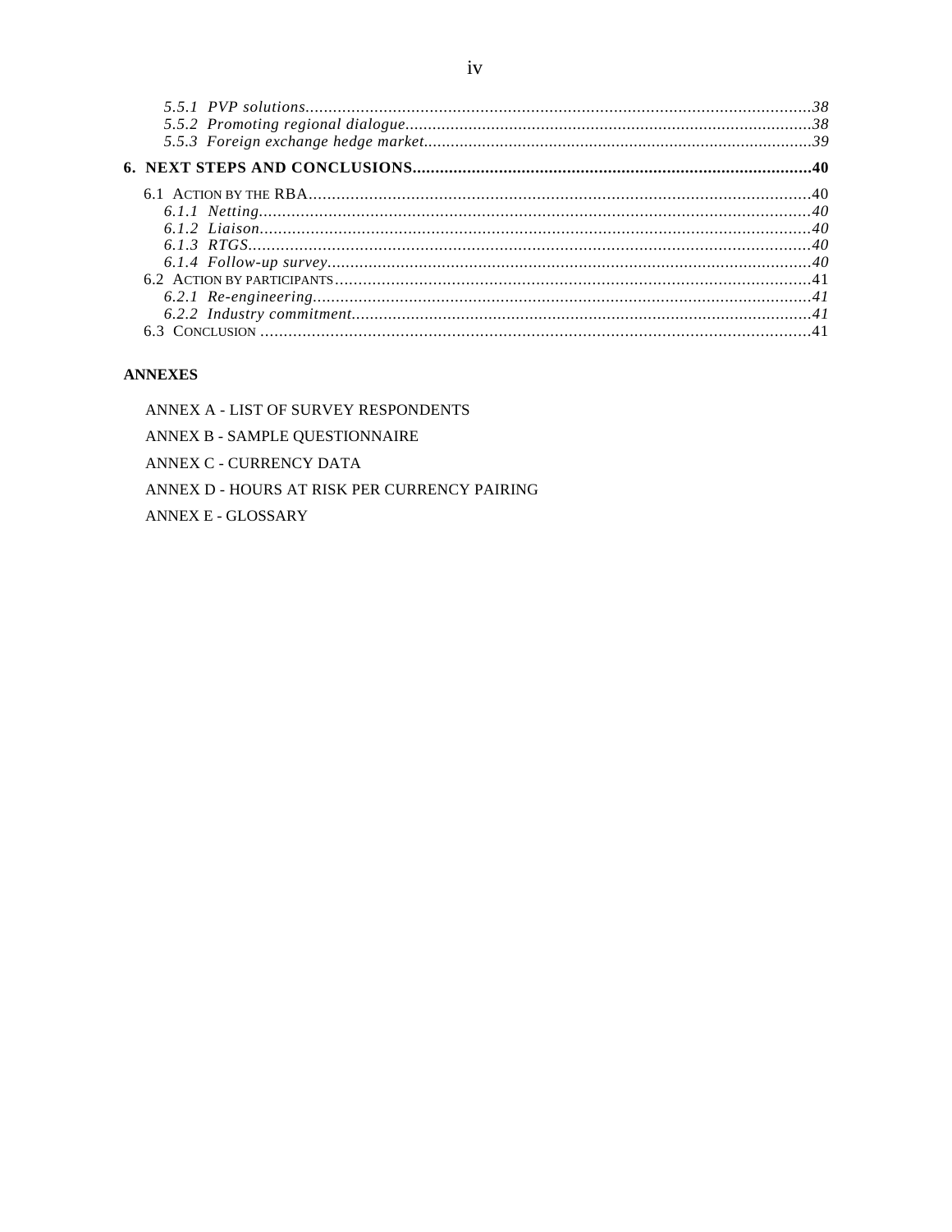*5.5.1 PVP solutions*.............................................................................................................38
*5.5.2 Promoting regional dialogue*.........................................................................................38
*5.5.3 Foreign exchange hedge market*.....................................................................................39

**6. NEXT STEPS AND CONCLUSIONS**.......................................................................................**40**

6.1 ACTION BY THE RBA............................................................................................................40
*6.1.1 Netting*.......................................................................................................................40
*6.1.2 Liaison*.......................................................................................................................40
*6.1.3 RTGS*..........................................................................................................................40
*6.1.4 Follow-up survey*.........................................................................................................40
6.2 ACTION BY PARTICIPANTS.....................................................................................................41
*6.2.1 Re-engineering*............................................................................................................41
*6.2.2 Industry commitment*....................................................................................................41
6.3 CONCLUSION .......................................................................................................................41

**ANNEXES**

ANNEX A - LIST OF SURVEY RESPONDENTS

ANNEX B - SAMPLE QUESTIONNAIRE

ANNEX C - CURRENCY DATA

ANNEX D - HOURS AT RISK PER CURRENCY PAIRING

ANNEX E - GLOSSARY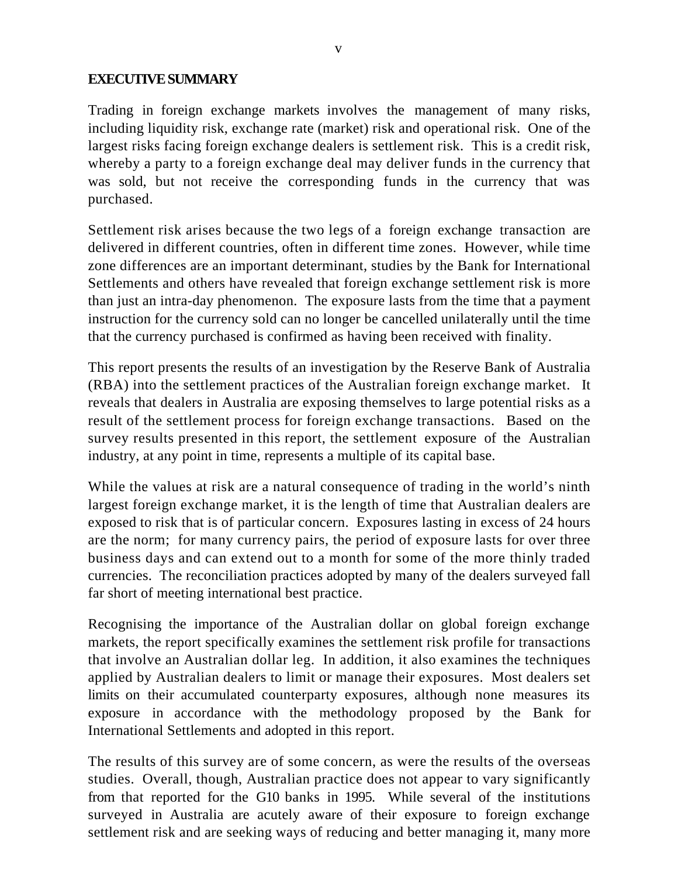## EXECUTIVE SUMMARY

Trading in foreign exchange markets involves the management of many risks, including liquidity risk, exchange rate (market) risk and operational risk. One of the largest risks facing foreign exchange dealers is settlement risk. This is a credit risk, whereby a party to a foreign exchange deal may deliver funds in the currency that was sold, but not receive the corresponding funds in the currency that was purchased.

Settlement risk arises because the two legs of a foreign exchange transaction are delivered in different countries, often in different time zones. However, while time zone differences are an important determinant, studies by the Bank for International Settlements and others have revealed that foreign exchange settlement risk is more than just an intra-day phenomenon. The exposure lasts from the time that a payment instruction for the currency sold can no longer be cancelled unilaterally until the time that the currency purchased is confirmed as having been received with finality.

This report presents the results of an investigation by the Reserve Bank of Australia (RBA) into the settlement practices of the Australian foreign exchange market. It reveals that dealers in Australia are exposing themselves to large potential risks as a result of the settlement process for foreign exchange transactions. Based on the survey results presented in this report, the settlement exposure of the Australian industry, at any point in time, represents a multiple of its capital base.

While the values at risk are a natural consequence of trading in the world's ninth largest foreign exchange market, it is the length of time that Australian dealers are exposed to risk that is of particular concern. Exposures lasting in excess of 24 hours are the norm; for many currency pairs, the period of exposure lasts for over three business days and can extend out to a month for some of the more thinly traded currencies. The reconciliation practices adopted by many of the dealers surveyed fall far short of meeting international best practice.

Recognising the importance of the Australian dollar on global foreign exchange markets, the report specifically examines the settlement risk profile for transactions that involve an Australian dollar leg. In addition, it also examines the techniques applied by Australian dealers to limit or manage their exposures. Most dealers set limits on their accumulated counterparty exposures, although none measures its exposure in accordance with the methodology proposed by the Bank for International Settlements and adopted in this report.

The results of this survey are of some concern, as were the results of the overseas studies. Overall, though, Australian practice does not appear to vary significantly from that reported for the G10 banks in 1995. While several of the institutions surveyed in Australia are acutely aware of their exposure to foreign exchange settlement risk and are seeking ways of reducing and better managing it, many more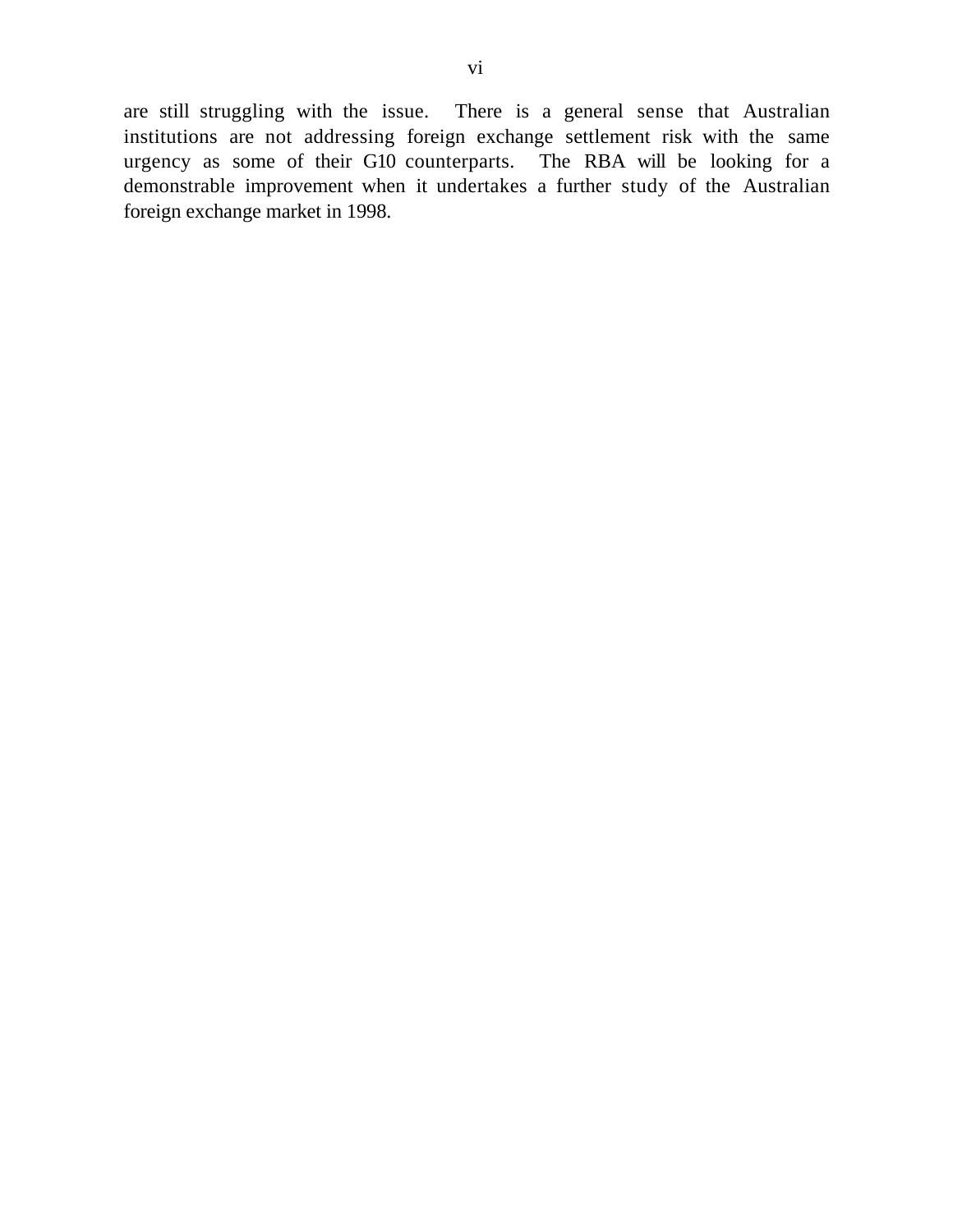are still struggling with the issue. There is a general sense that Australian institutions are not addressing foreign exchange settlement risk with the same urgency as some of their G10 counterparts. The RBA will be looking for a demonstrable improvement when it undertakes a further study of the Australian foreign exchange market in 1998.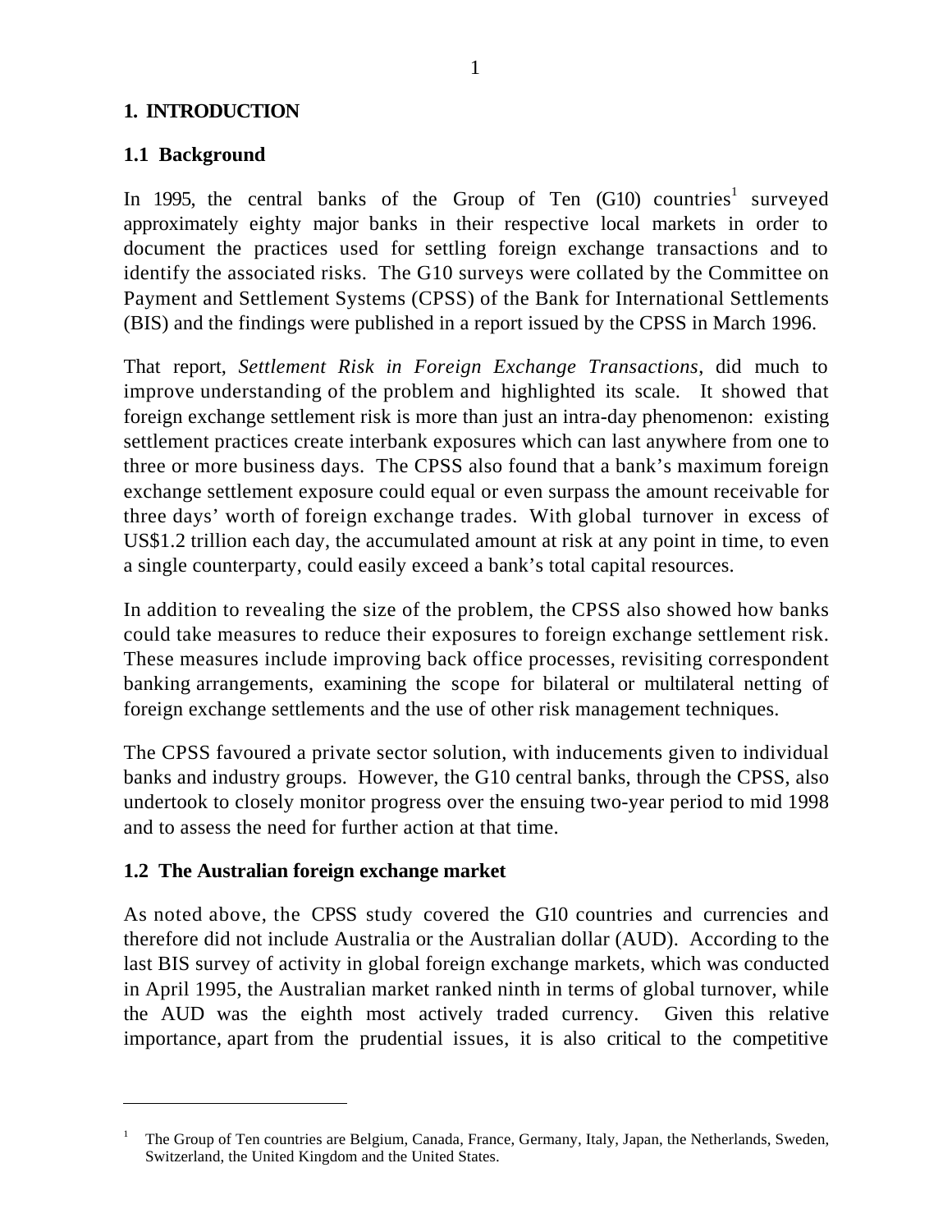# 1. INTRODUCTION

## 1.1 Background

In 1995, the central banks of the Group of Ten (G10) countries[1] surveyed approximately eighty major banks in their respective local markets in order to document the practices used for settling foreign exchange transactions and to identify the associated risks. The G10 surveys were collated by the Committee on Payment and Settlement Systems (CPSS) of the Bank for International Settlements (BIS) and the findings were published in a report issued by the CPSS in March 1996.

That report, *Settlement Risk in Foreign Exchange Transactions*, did much to improve understanding of the problem and highlighted its scale. It showed that foreign exchange settlement risk is more than just an intra-day phenomenon: existing settlement practices create interbank exposures which can last anywhere from one to three or more business days. The CPSS also found that a bank's maximum foreign exchange settlement exposure could equal or even surpass the amount receivable for three days' worth of foreign exchange trades. With global turnover in excess of US$1.2 trillion each day, the accumulated amount at risk at any point in time, to even a single counterparty, could easily exceed a bank's total capital resources.

In addition to revealing the size of the problem, the CPSS also showed how banks could take measures to reduce their exposures to foreign exchange settlement risk. These measures include improving back office processes, revisiting correspondent banking arrangements, examining the scope for bilateral or multilateral netting of foreign exchange settlements and the use of other risk management techniques.

The CPSS favoured a private sector solution, with inducements given to individual banks and industry groups. However, the G10 central banks, through the CPSS, also undertook to closely monitor progress over the ensuing two-year period to mid 1998 and to assess the need for further action at that time.

## 1.2 The Australian foreign exchange market

As noted above, the CPSS study covered the G10 countries and currencies and therefore did not include Australia or the Australian dollar (AUD). According to the last BIS survey of activity in global foreign exchange markets, which was conducted in April 1995, the Australian market ranked ninth in terms of global turnover, while the AUD was the eighth most actively traded currency. Given this relative importance, apart from the prudential issues, it is also critical to the competitive

---

[1] The Group of Ten countries are Belgium, Canada, France, Germany, Italy, Japan, the Netherlands, Sweden, Switzerland, the United Kingdom and the United States.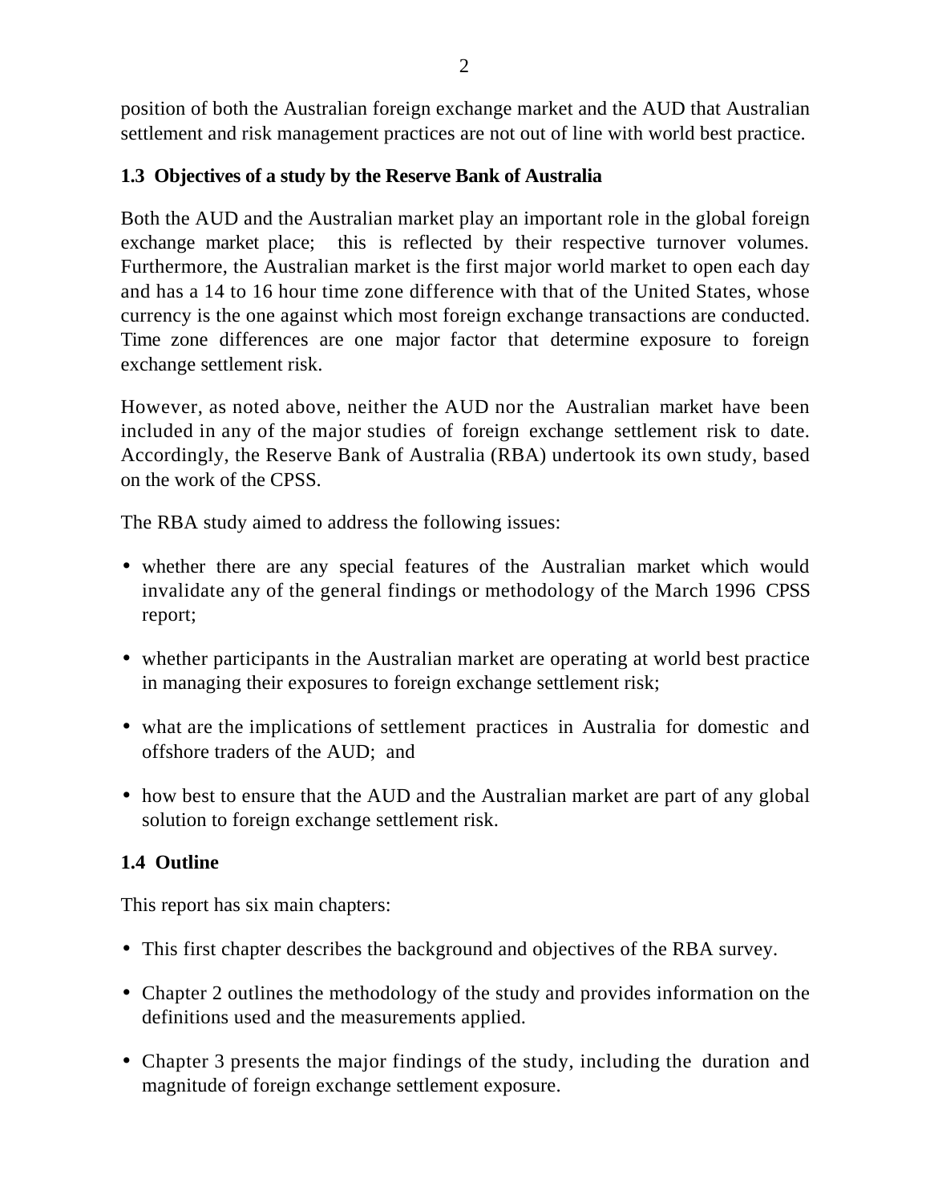position of both the Australian foreign exchange market and the AUD that Australian settlement and risk management practices are not out of line with world best practice.

### 1.3 Objectives of a study by the Reserve Bank of Australia

Both the AUD and the Australian market play an important role in the global foreign exchange market place; this is reflected by their respective turnover volumes. Furthermore, the Australian market is the first major world market to open each day and has a 14 to 16 hour time zone difference with that of the United States, whose currency is the one against which most foreign exchange transactions are conducted. Time zone differences are one major factor that determine exposure to foreign exchange settlement risk.

However, as noted above, neither the AUD nor the Australian market have been included in any of the major studies of foreign exchange settlement risk to date. Accordingly, the Reserve Bank of Australia (RBA) undertook its own study, based on the work of the CPSS.

The RBA study aimed to address the following issues:

- whether there are any special features of the Australian market which would invalidate any of the general findings or methodology of the March 1996 CPSS report;
- whether participants in the Australian market are operating at world best practice in managing their exposures to foreign exchange settlement risk;
- what are the implications of settlement practices in Australia for domestic and offshore traders of the AUD; and
- how best to ensure that the AUD and the Australian market are part of any global solution to foreign exchange settlement risk.

### 1.4 Outline

This report has six main chapters:

- This first chapter describes the background and objectives of the RBA survey.
- Chapter 2 outlines the methodology of the study and provides information on the definitions used and the measurements applied.
- Chapter 3 presents the major findings of the study, including the duration and magnitude of foreign exchange settlement exposure.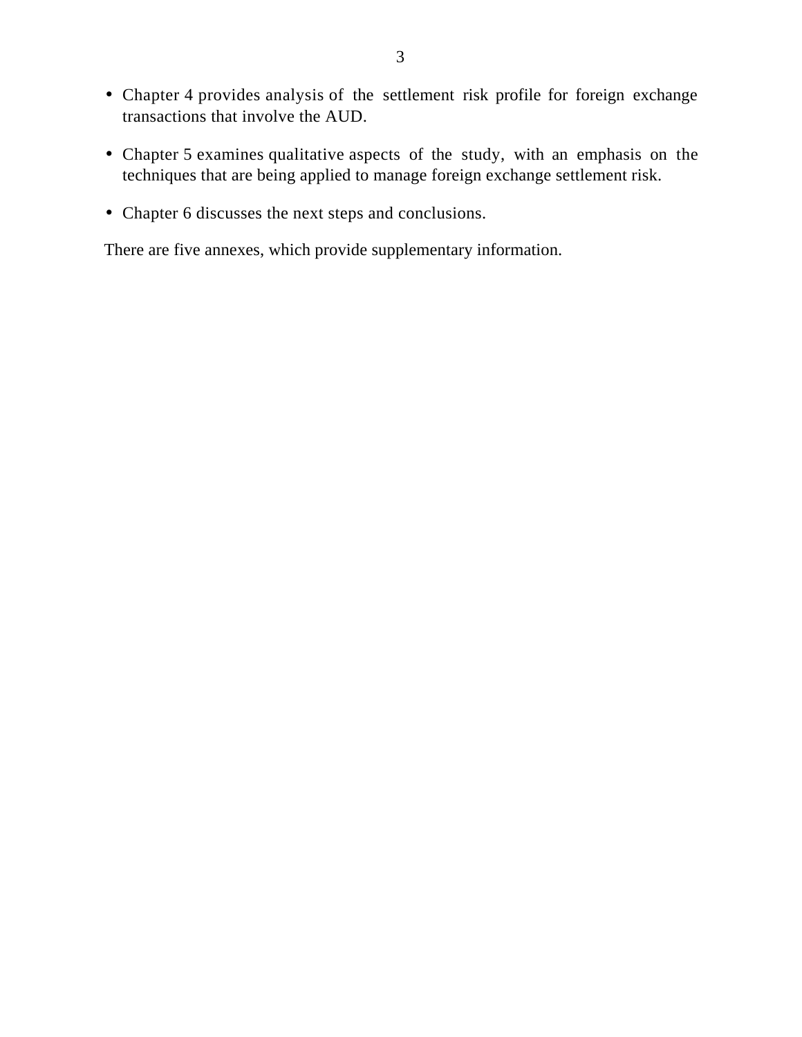- Chapter 4 provides analysis of the settlement risk profile for foreign exchange transactions that involve the AUD.
- Chapter 5 examines qualitative aspects of the study, with an emphasis on the techniques that are being applied to manage foreign exchange settlement risk.
- Chapter 6 discusses the next steps and conclusions.

There are five annexes, which provide supplementary information.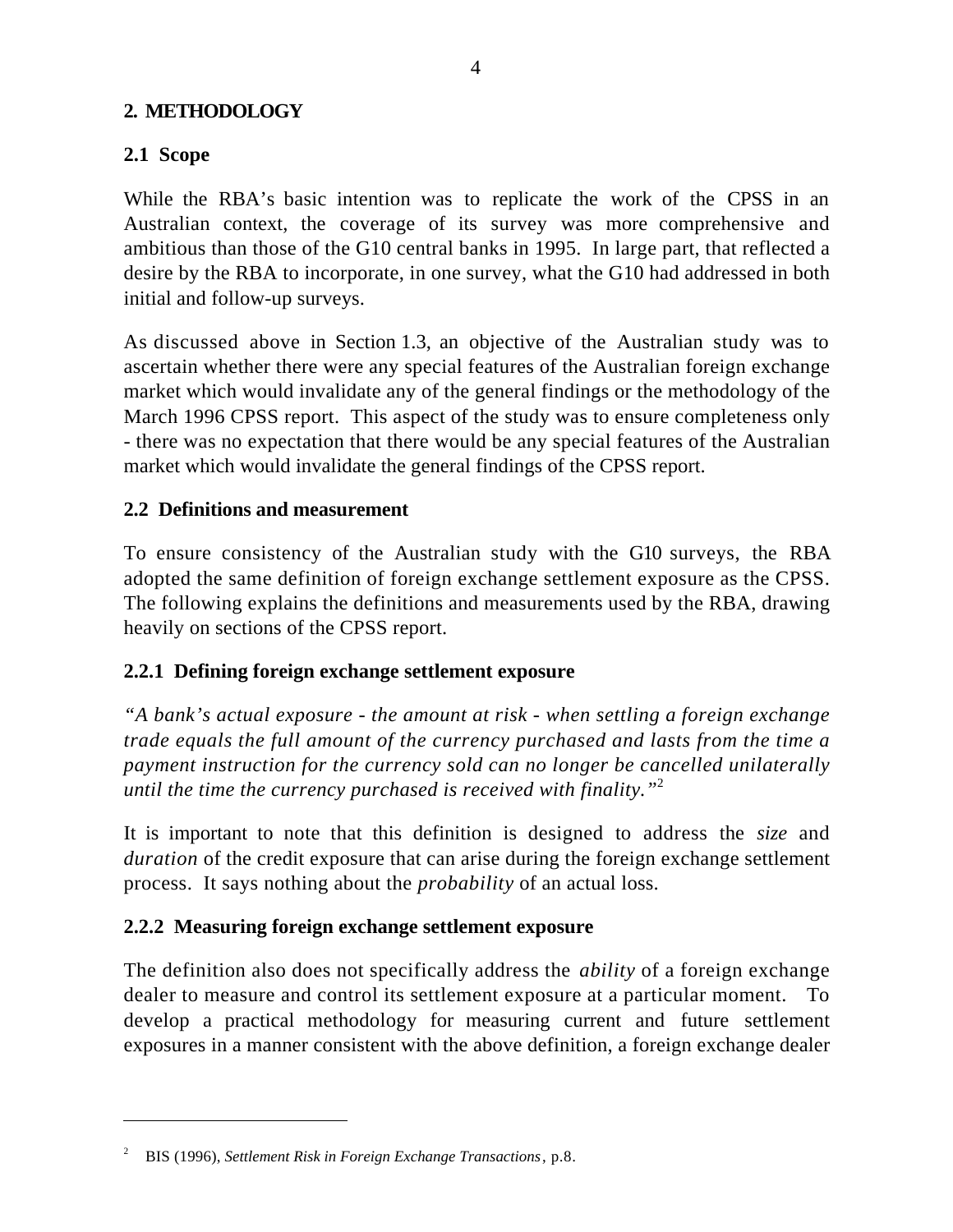## 2. METHODOLOGY

### 2.1 Scope

While the RBA's basic intention was to replicate the work of the CPSS in an Australian context, the coverage of its survey was more comprehensive and ambitious than those of the G10 central banks in 1995. In large part, that reflected a desire by the RBA to incorporate, in one survey, what the G10 had addressed in both initial and follow-up surveys.

As discussed above in Section 1.3, an objective of the Australian study was to ascertain whether there were any special features of the Australian foreign exchange market which would invalidate any of the general findings or the methodology of the March 1996 CPSS report. This aspect of the study was to ensure completeness only - there was no expectation that there would be any special features of the Australian market which would invalidate the general findings of the CPSS report.

### 2.2 Definitions and measurement

To ensure consistency of the Australian study with the G10 surveys, the RBA adopted the same definition of foreign exchange settlement exposure as the CPSS. The following explains the definitions and measurements used by the RBA, drawing heavily on sections of the CPSS report.

#### 2.2.1 Defining foreign exchange settlement exposure

*"A bank's actual exposure - the amount at risk - when settling a foreign exchange trade equals the full amount of the currency purchased and lasts from the time a payment instruction for the currency sold can no longer be cancelled unilaterally until the time the currency purchased is received with finality."*[2]

It is important to note that this definition is designed to address the *size* and *duration* of the credit exposure that can arise during the foreign exchange settlement process. It says nothing about the *probability* of an actual loss.

#### 2.2.2 Measuring foreign exchange settlement exposure

The definition also does not specifically address the *ability* of a foreign exchange dealer to measure and control its settlement exposure at a particular moment. To develop a practical methodology for measuring current and future settlement exposures in a manner consistent with the above definition, a foreign exchange dealer

---

[2] BIS (1996), *Settlement Risk in Foreign Exchange Transactions*, p.8.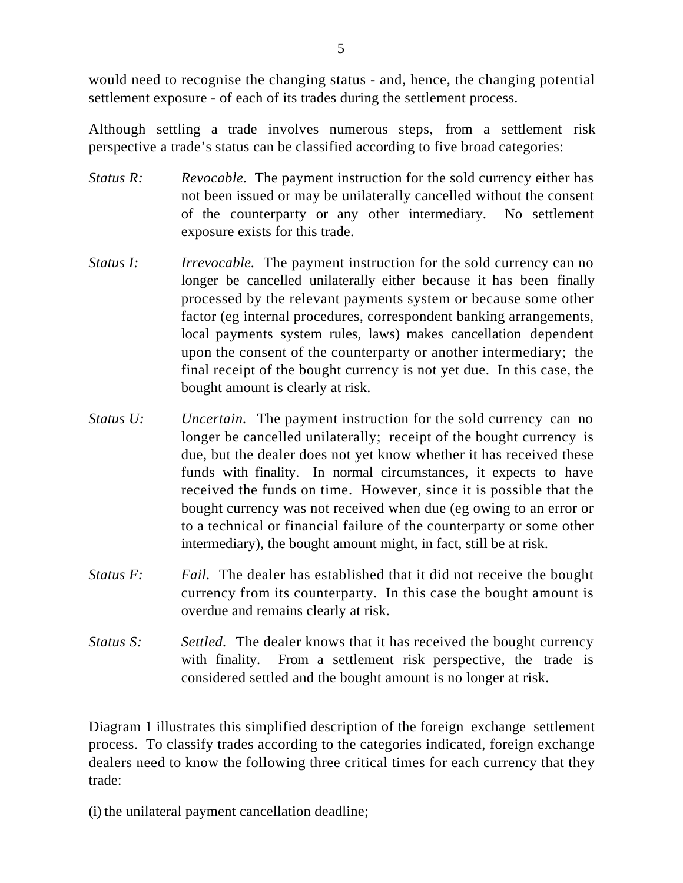would need to recognise the changing status - and, hence, the changing potential settlement exposure - of each of its trades during the settlement process.

Although settling a trade involves numerous steps, from a settlement risk perspective a trade's status can be classified according to five broad categories:

*Status R:* *Revocable.* The payment instruction for the sold currency either has not been issued or may be unilaterally cancelled without the consent of the counterparty or any other intermediary. No settlement exposure exists for this trade.

*Status I:* *Irrevocable.* The payment instruction for the sold currency can no longer be cancelled unilaterally either because it has been finally processed by the relevant payments system or because some other factor (eg internal procedures, correspondent banking arrangements, local payments system rules, laws) makes cancellation dependent upon the consent of the counterparty or another intermediary; the final receipt of the bought currency is not yet due. In this case, the bought amount is clearly at risk.

*Status U:* *Uncertain.* The payment instruction for the sold currency can no longer be cancelled unilaterally; receipt of the bought currency is due, but the dealer does not yet know whether it has received these funds with finality. In normal circumstances, it expects to have received the funds on time. However, since it is possible that the bought currency was not received when due (eg owing to an error or to a technical or financial failure of the counterparty or some other intermediary), the bought amount might, in fact, still be at risk.

*Status F:* *Fail.* The dealer has established that it did not receive the bought currency from its counterparty. In this case the bought amount is overdue and remains clearly at risk.

*Status S:* *Settled.* The dealer knows that it has received the bought currency with finality. From a settlement risk perspective, the trade is considered settled and the bought amount is no longer at risk.

Diagram 1 illustrates this simplified description of the foreign exchange settlement process. To classify trades according to the categories indicated, foreign exchange dealers need to know the following three critical times for each currency that they trade:

(i) the unilateral payment cancellation deadline;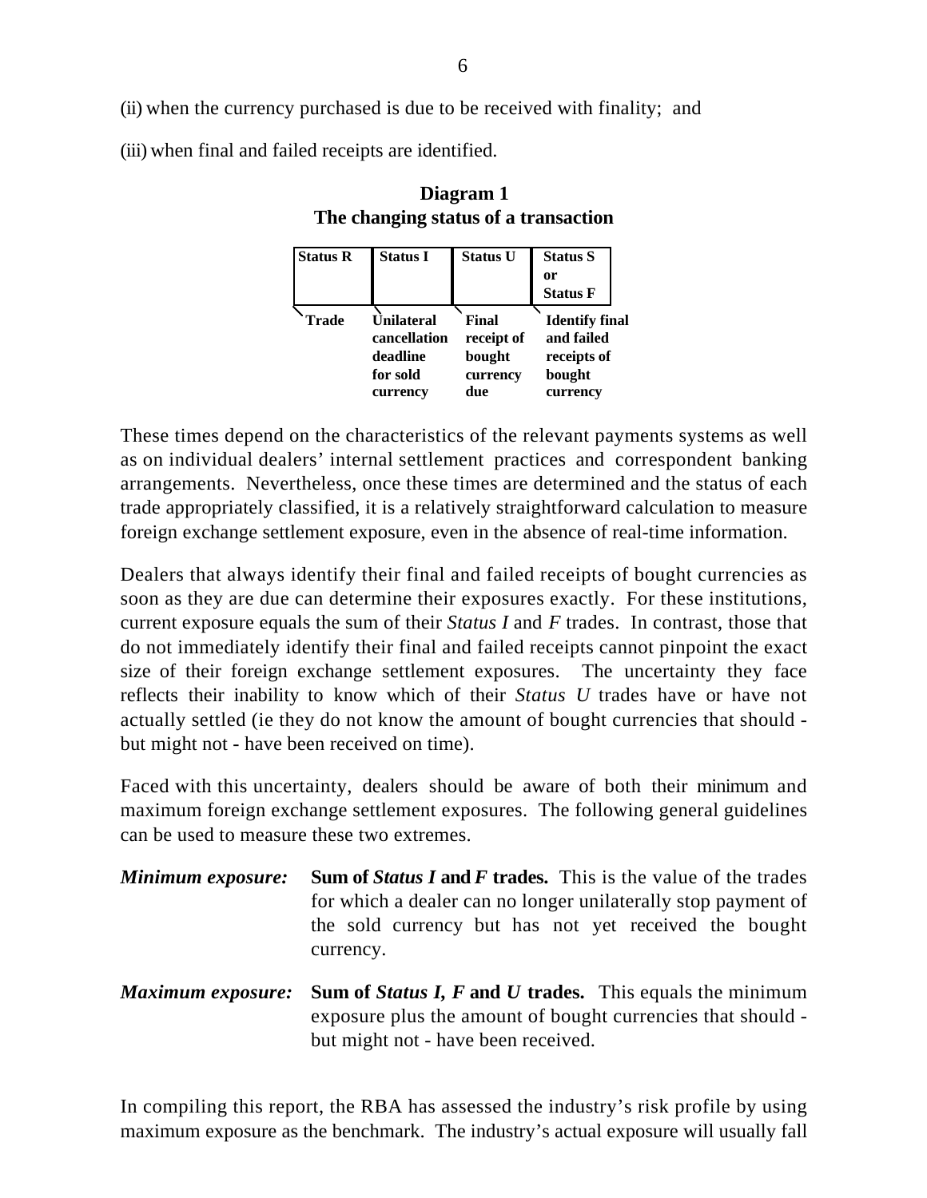(ii) when the currency purchased is due to be received with finality; and

(iii) when final and failed receipts are identified.

**Diagram 1**
**The changing status of a transaction**

| Status R | Status I | Status U | Status S or Status F |
|---|---|---|---|
| Trade | Unilateral cancellation deadline for sold currency | Final receipt of bought currency due | Identify final and failed receipts of bought currency |

These times depend on the characteristics of the relevant payments systems as well as on individual dealers' internal settlement practices and correspondent banking arrangements. Nevertheless, once these times are determined and the status of each trade appropriately classified, it is a relatively straightforward calculation to measure foreign exchange settlement exposure, even in the absence of real-time information.

Dealers that always identify their final and failed receipts of bought currencies as soon as they are due can determine their exposures exactly. For these institutions, current exposure equals the sum of their *Status I* and *F* trades. In contrast, those that do not immediately identify their final and failed receipts cannot pinpoint the exact size of their foreign exchange settlement exposures. The uncertainty they face reflects their inability to know which of their *Status U* trades have or have not actually settled (ie they do not know the amount of bought currencies that should - but might not - have been received on time).

Faced with this uncertainty, dealers should be aware of both their minimum and maximum foreign exchange settlement exposures. The following general guidelines can be used to measure these two extremes.

***Minimum exposure:*** **Sum of *Status I* and *F* trades.** This is the value of the trades for which a dealer can no longer unilaterally stop payment of the sold currency but has not yet received the bought currency.

***Maximum exposure:*** **Sum of *Status I, F* and *U* trades.** This equals the minimum exposure plus the amount of bought currencies that should - but might not - have been received.

In compiling this report, the RBA has assessed the industry's risk profile by using maximum exposure as the benchmark. The industry's actual exposure will usually fall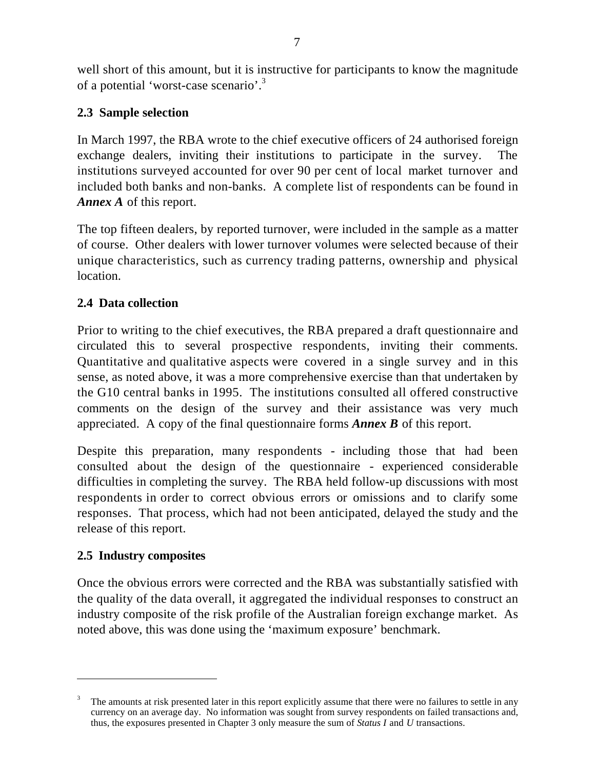well short of this amount, but it is instructive for participants to know the magnitude of a potential 'worst-case scenario'.[3]

## 2.3 Sample selection

In March 1997, the RBA wrote to the chief executive officers of 24 authorised foreign exchange dealers, inviting their institutions to participate in the survey. The institutions surveyed accounted for over 90 per cent of local market turnover and included both banks and non-banks. A complete list of respondents can be found in ***Annex A*** of this report.

The top fifteen dealers, by reported turnover, were included in the sample as a matter of course. Other dealers with lower turnover volumes were selected because of their unique characteristics, such as currency trading patterns, ownership and physical location.

## 2.4 Data collection

Prior to writing to the chief executives, the RBA prepared a draft questionnaire and circulated this to several prospective respondents, inviting their comments. Quantitative and qualitative aspects were covered in a single survey and in this sense, as noted above, it was a more comprehensive exercise than that undertaken by the G10 central banks in 1995. The institutions consulted all offered constructive comments on the design of the survey and their assistance was very much appreciated. A copy of the final questionnaire forms ***Annex B*** of this report.

Despite this preparation, many respondents - including those that had been consulted about the design of the questionnaire - experienced considerable difficulties in completing the survey. The RBA held follow-up discussions with most respondents in order to correct obvious errors or omissions and to clarify some responses. That process, which had not been anticipated, delayed the study and the release of this report.

## 2.5 Industry composites

Once the obvious errors were corrected and the RBA was substantially satisfied with the quality of the data overall, it aggregated the individual responses to construct an industry composite of the risk profile of the Australian foreign exchange market. As noted above, this was done using the 'maximum exposure' benchmark.

---

[3] The amounts at risk presented later in this report explicitly assume that there were no failures to settle in any currency on an average day. No information was sought from survey respondents on failed transactions and, thus, the exposures presented in Chapter 3 only measure the sum of *Status I* and *U* transactions.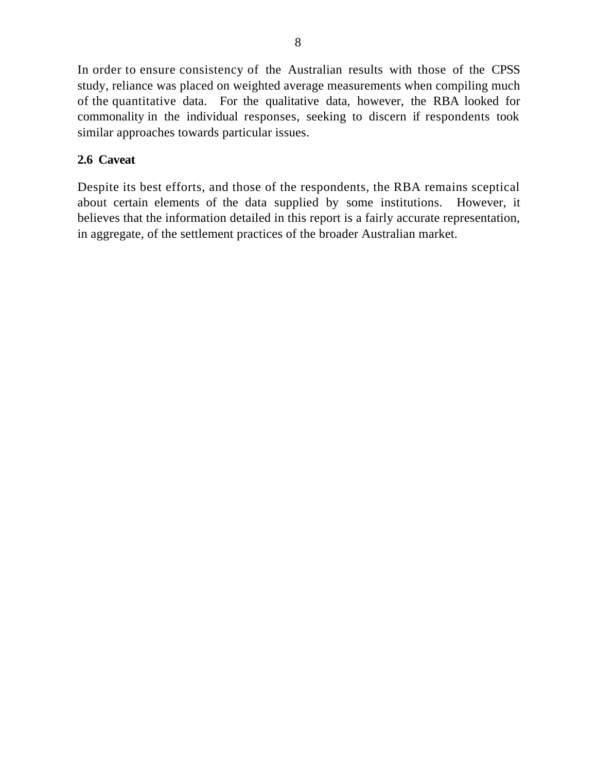In order to ensure consistency of the Australian results with those of the CPSS study, reliance was placed on weighted average measurements when compiling much of the quantitative data. For the qualitative data, however, the RBA looked for commonality in the individual responses, seeking to discern if respondents took similar approaches towards particular issues.

### 2.6 Caveat

Despite its best efforts, and those of the respondents, the RBA remains sceptical about certain elements of the data supplied by some institutions. However, it believes that the information detailed in this report is a fairly accurate representation, in aggregate, of the settlement practices of the broader Australian market.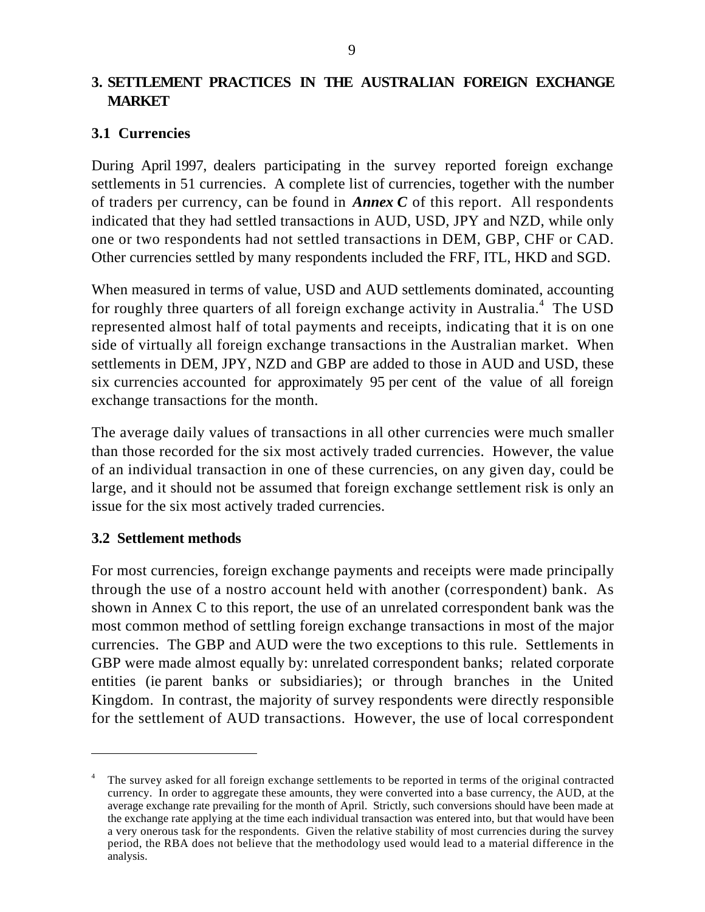## 3. SETTLEMENT PRACTICES IN THE AUSTRALIAN FOREIGN EXCHANGE MARKET

### 3.1 Currencies

During April 1997, dealers participating in the survey reported foreign exchange settlements in 51 currencies. A complete list of currencies, together with the number of traders per currency, can be found in ***Annex C*** of this report. All respondents indicated that they had settled transactions in AUD, USD, JPY and NZD, while only one or two respondents had not settled transactions in DEM, GBP, CHF or CAD. Other currencies settled by many respondents included the FRF, ITL, HKD and SGD.

When measured in terms of value, USD and AUD settlements dominated, accounting for roughly three quarters of all foreign exchange activity in Australia.[4] The USD represented almost half of total payments and receipts, indicating that it is on one side of virtually all foreign exchange transactions in the Australian market. When settlements in DEM, JPY, NZD and GBP are added to those in AUD and USD, these six currencies accounted for approximately 95 per cent of the value of all foreign exchange transactions for the month.

The average daily values of transactions in all other currencies were much smaller than those recorded for the six most actively traded currencies. However, the value of an individual transaction in one of these currencies, on any given day, could be large, and it should not be assumed that foreign exchange settlement risk is only an issue for the six most actively traded currencies.

### 3.2 Settlement methods

For most currencies, foreign exchange payments and receipts were made principally through the use of a nostro account held with another (correspondent) bank. As shown in Annex C to this report, the use of an unrelated correspondent bank was the most common method of settling foreign exchange transactions in most of the major currencies. The GBP and AUD were the two exceptions to this rule. Settlements in GBP were made almost equally by: unrelated correspondent banks; related corporate entities (ie parent banks or subsidiaries); or through branches in the United Kingdom. In contrast, the majority of survey respondents were directly responsible for the settlement of AUD transactions. However, the use of local correspondent

---

[4] The survey asked for all foreign exchange settlements to be reported in terms of the original contracted currency. In order to aggregate these amounts, they were converted into a base currency, the AUD, at the average exchange rate prevailing for the month of April. Strictly, such conversions should have been made at the exchange rate applying at the time each individual transaction was entered into, but that would have been a very onerous task for the respondents. Given the relative stability of most currencies during the survey period, the RBA does not believe that the methodology used would lead to a material difference in the analysis.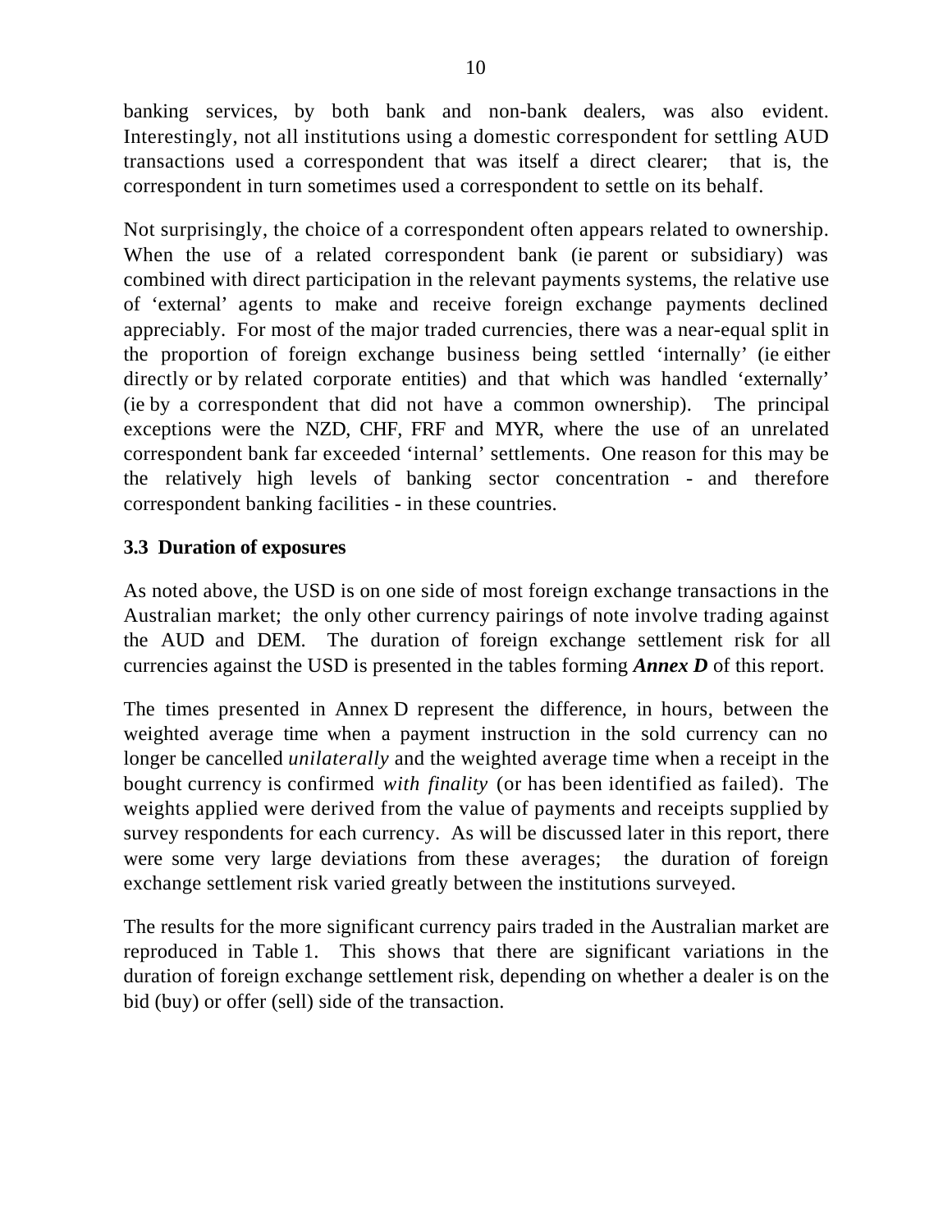banking services, by both bank and non-bank dealers, was also evident. Interestingly, not all institutions using a domestic correspondent for settling AUD transactions used a correspondent that was itself a direct clearer; that is, the correspondent in turn sometimes used a correspondent to settle on its behalf.

Not surprisingly, the choice of a correspondent often appears related to ownership. When the use of a related correspondent bank (ie parent or subsidiary) was combined with direct participation in the relevant payments systems, the relative use of 'external' agents to make and receive foreign exchange payments declined appreciably. For most of the major traded currencies, there was a near-equal split in the proportion of foreign exchange business being settled 'internally' (ie either directly or by related corporate entities) and that which was handled 'externally' (ie by a correspondent that did not have a common ownership). The principal exceptions were the NZD, CHF, FRF and MYR, where the use of an unrelated correspondent bank far exceeded 'internal' settlements. One reason for this may be the relatively high levels of banking sector concentration - and therefore correspondent banking facilities - in these countries.

### 3.3 Duration of exposures

As noted above, the USD is on one side of most foreign exchange transactions in the Australian market; the only other currency pairings of note involve trading against the AUD and DEM. The duration of foreign exchange settlement risk for all currencies against the USD is presented in the tables forming ***Annex D*** of this report.

The times presented in Annex D represent the difference, in hours, between the weighted average time when a payment instruction in the sold currency can no longer be cancelled *unilaterally* and the weighted average time when a receipt in the bought currency is confirmed *with finality* (or has been identified as failed). The weights applied were derived from the value of payments and receipts supplied by survey respondents for each currency. As will be discussed later in this report, there were some very large deviations from these averages; the duration of foreign exchange settlement risk varied greatly between the institutions surveyed.

The results for the more significant currency pairs traded in the Australian market are reproduced in Table 1. This shows that there are significant variations in the duration of foreign exchange settlement risk, depending on whether a dealer is on the bid (buy) or offer (sell) side of the transaction.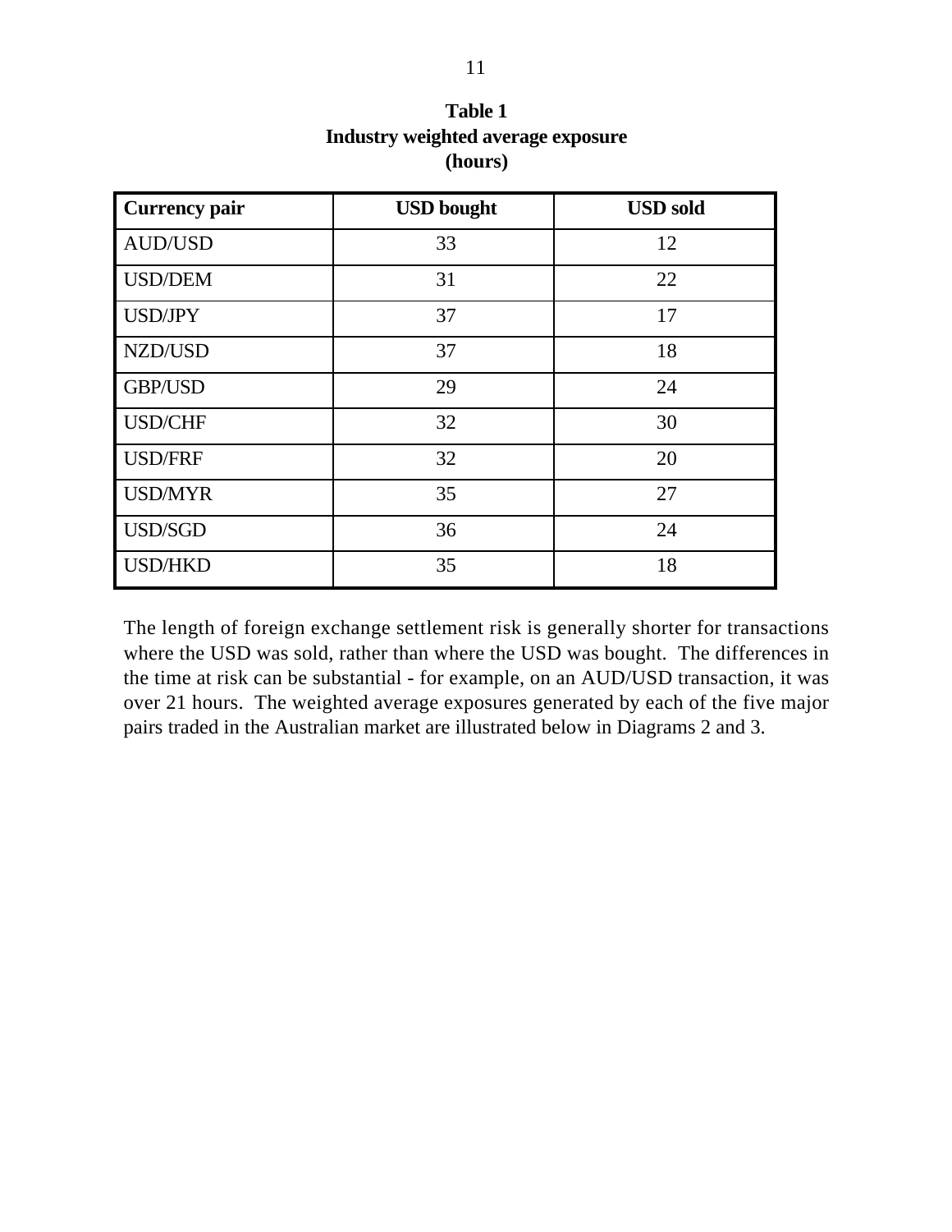**Table 1**
**Industry weighted average exposure**
**(hours)**

| Currency pair | USD bought | USD sold |
|---|---|---|
| AUD/USD | 33 | 12 |
| USD/DEM | 31 | 22 |
| USD/JPY | 37 | 17 |
| NZD/USD | 37 | 18 |
| GBP/USD | 29 | 24 |
| USD/CHF | 32 | 30 |
| USD/FRF | 32 | 20 |
| USD/MYR | 35 | 27 |
| USD/SGD | 36 | 24 |
| USD/HKD | 35 | 18 |

The length of foreign exchange settlement risk is generally shorter for transactions where the USD was sold, rather than where the USD was bought. The differences in the time at risk can be substantial - for example, on an AUD/USD transaction, it was over 21 hours. The weighted average exposures generated by each of the five major pairs traded in the Australian market are illustrated below in Diagrams 2 and 3.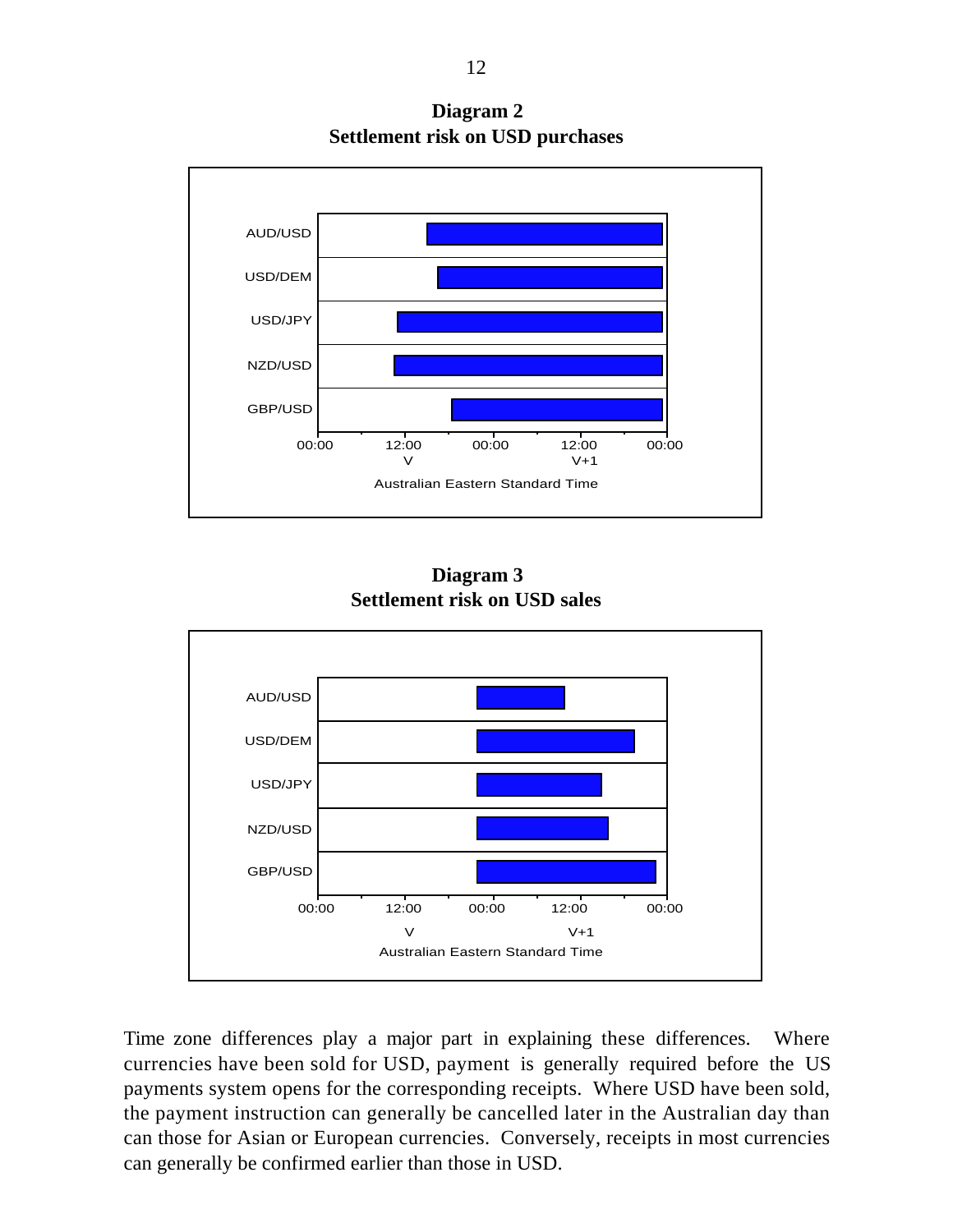**Diagram 2**
**Settlement risk on USD purchases**

**Diagram 3**
**Settlement risk on USD sales**

Time zone differences play a major part in explaining these differences. Where currencies have been sold for USD, payment is generally required before the US payments system opens for the corresponding receipts. Where USD have been sold, the payment instruction can generally be cancelled later in the Australian day than can those for Asian or European currencies. Conversely, receipts in most currencies can generally be confirmed earlier than those in USD.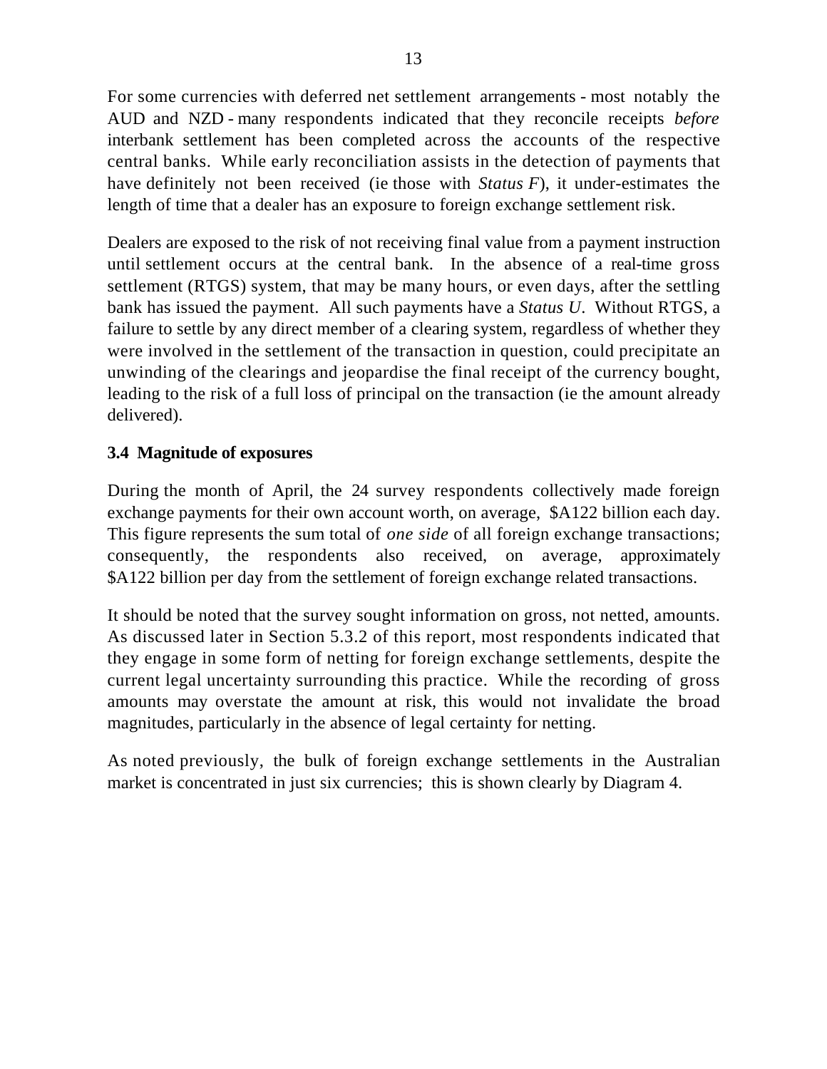For some currencies with deferred net settlement arrangements - most notably the AUD and NZD - many respondents indicated that they reconcile receipts *before* interbank settlement has been completed across the accounts of the respective central banks. While early reconciliation assists in the detection of payments that have definitely not been received (ie those with *Status F*), it under-estimates the length of time that a dealer has an exposure to foreign exchange settlement risk.

Dealers are exposed to the risk of not receiving final value from a payment instruction until settlement occurs at the central bank. In the absence of a real-time gross settlement (RTGS) system, that may be many hours, or even days, after the settling bank has issued the payment. All such payments have a *Status U*. Without RTGS, a failure to settle by any direct member of a clearing system, regardless of whether they were involved in the settlement of the transaction in question, could precipitate an unwinding of the clearings and jeopardise the final receipt of the currency bought, leading to the risk of a full loss of principal on the transaction (ie the amount already delivered).

### 3.4 Magnitude of exposures

During the month of April, the 24 survey respondents collectively made foreign exchange payments for their own account worth, on average, $A122 billion each day. This figure represents the sum total of *one side* of all foreign exchange transactions; consequently, the respondents also received, on average, approximately $A122 billion per day from the settlement of foreign exchange related transactions.

It should be noted that the survey sought information on gross, not netted, amounts. As discussed later in Section 5.3.2 of this report, most respondents indicated that they engage in some form of netting for foreign exchange settlements, despite the current legal uncertainty surrounding this practice. While the recording of gross amounts may overstate the amount at risk, this would not invalidate the broad magnitudes, particularly in the absence of legal certainty for netting.

As noted previously, the bulk of foreign exchange settlements in the Australian market is concentrated in just six currencies; this is shown clearly by Diagram 4.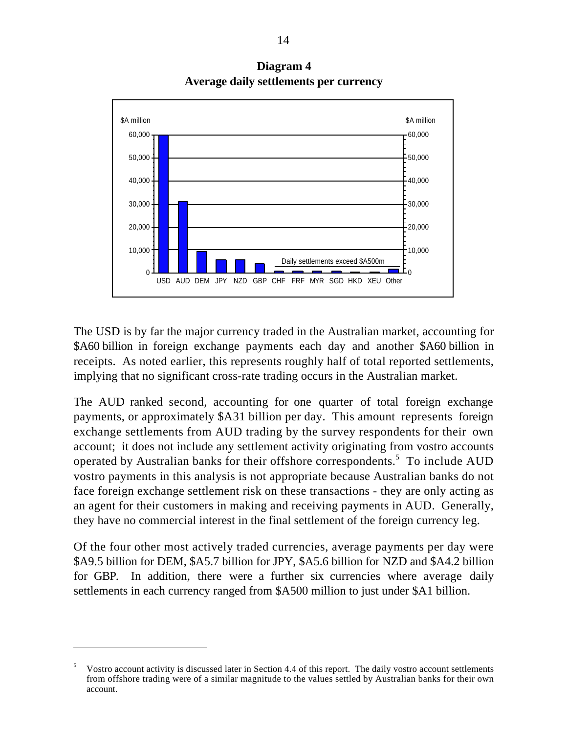**Diagram 4**
**Average daily settlements per currency**

The USD is by far the major currency traded in the Australian market, accounting for \$A60 billion in foreign exchange payments each day and another \$A60 billion in receipts. As noted earlier, this represents roughly half of total reported settlements, implying that no significant cross-rate trading occurs in the Australian market.

The AUD ranked second, accounting for one quarter of total foreign exchange payments, or approximately \$A31 billion per day. This amount represents foreign exchange settlements from AUD trading by the survey respondents for their own account; it does not include any settlement activity originating from vostro accounts operated by Australian banks for their offshore correspondents.[5] To include AUD vostro payments in this analysis is not appropriate because Australian banks do not face foreign exchange settlement risk on these transactions - they are only acting as an agent for their customers in making and receiving payments in AUD. Generally, they have no commercial interest in the final settlement of the foreign currency leg.

Of the four other most actively traded currencies, average payments per day were \$A9.5 billion for DEM, \$A5.7 billion for JPY, \$A5.6 billion for NZD and \$A4.2 billion for GBP. In addition, there were a further six currencies where average daily settlements in each currency ranged from \$A500 million to just under \$A1 billion.

---

[5] Vostro account activity is discussed later in Section 4.4 of this report. The daily vostro account settlements from offshore trading were of a similar magnitude to the values settled by Australian banks for their own account.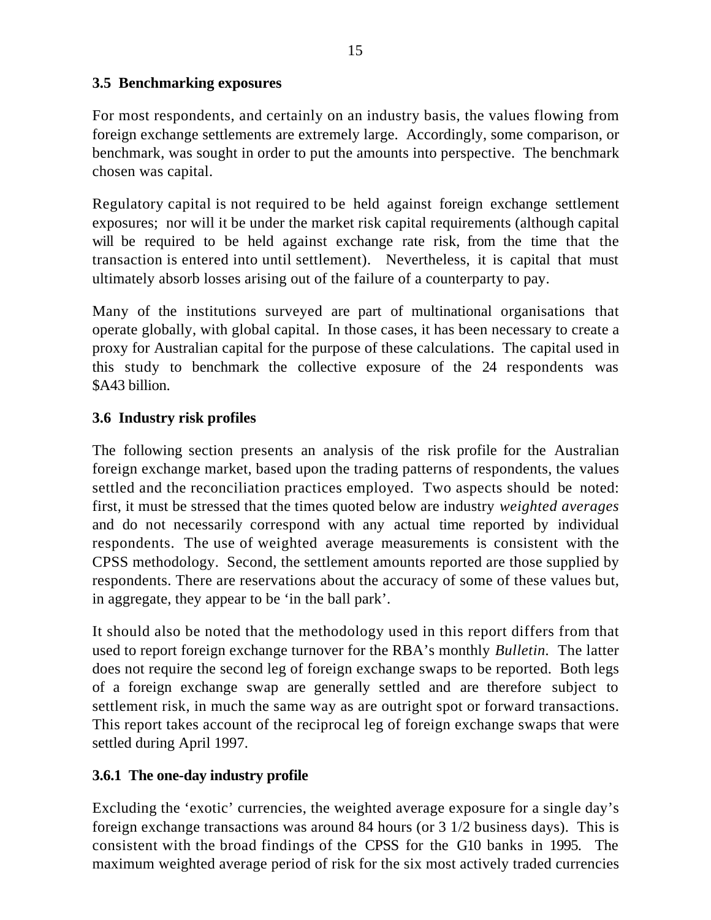### 3.5 Benchmarking exposures

For most respondents, and certainly on an industry basis, the values flowing from foreign exchange settlements are extremely large. Accordingly, some comparison, or benchmark, was sought in order to put the amounts into perspective. The benchmark chosen was capital.

Regulatory capital is not required to be held against foreign exchange settlement exposures; nor will it be under the market risk capital requirements (although capital will be required to be held against exchange rate risk, from the time that the transaction is entered into until settlement). Nevertheless, it is capital that must ultimately absorb losses arising out of the failure of a counterparty to pay.

Many of the institutions surveyed are part of multinational organisations that operate globally, with global capital. In those cases, it has been necessary to create a proxy for Australian capital for the purpose of these calculations. The capital used in this study to benchmark the collective exposure of the 24 respondents was $A43 billion.

### 3.6 Industry risk profiles

The following section presents an analysis of the risk profile for the Australian foreign exchange market, based upon the trading patterns of respondents, the values settled and the reconciliation practices employed. Two aspects should be noted: first, it must be stressed that the times quoted below are industry *weighted averages* and do not necessarily correspond with any actual time reported by individual respondents. The use of weighted average measurements is consistent with the CPSS methodology. Second, the settlement amounts reported are those supplied by respondents. There are reservations about the accuracy of some of these values but, in aggregate, they appear to be 'in the ball park'.

It should also be noted that the methodology used in this report differs from that used to report foreign exchange turnover for the RBA's monthly *Bulletin*. The latter does not require the second leg of foreign exchange swaps to be reported. Both legs of a foreign exchange swap are generally settled and are therefore subject to settlement risk, in much the same way as are outright spot or forward transactions. This report takes account of the reciprocal leg of foreign exchange swaps that were settled during April 1997.

#### 3.6.1 The one-day industry profile

Excluding the 'exotic' currencies, the weighted average exposure for a single day's foreign exchange transactions was around 84 hours (or 3 1/2 business days). This is consistent with the broad findings of the CPSS for the G10 banks in 1995. The maximum weighted average period of risk for the six most actively traded currencies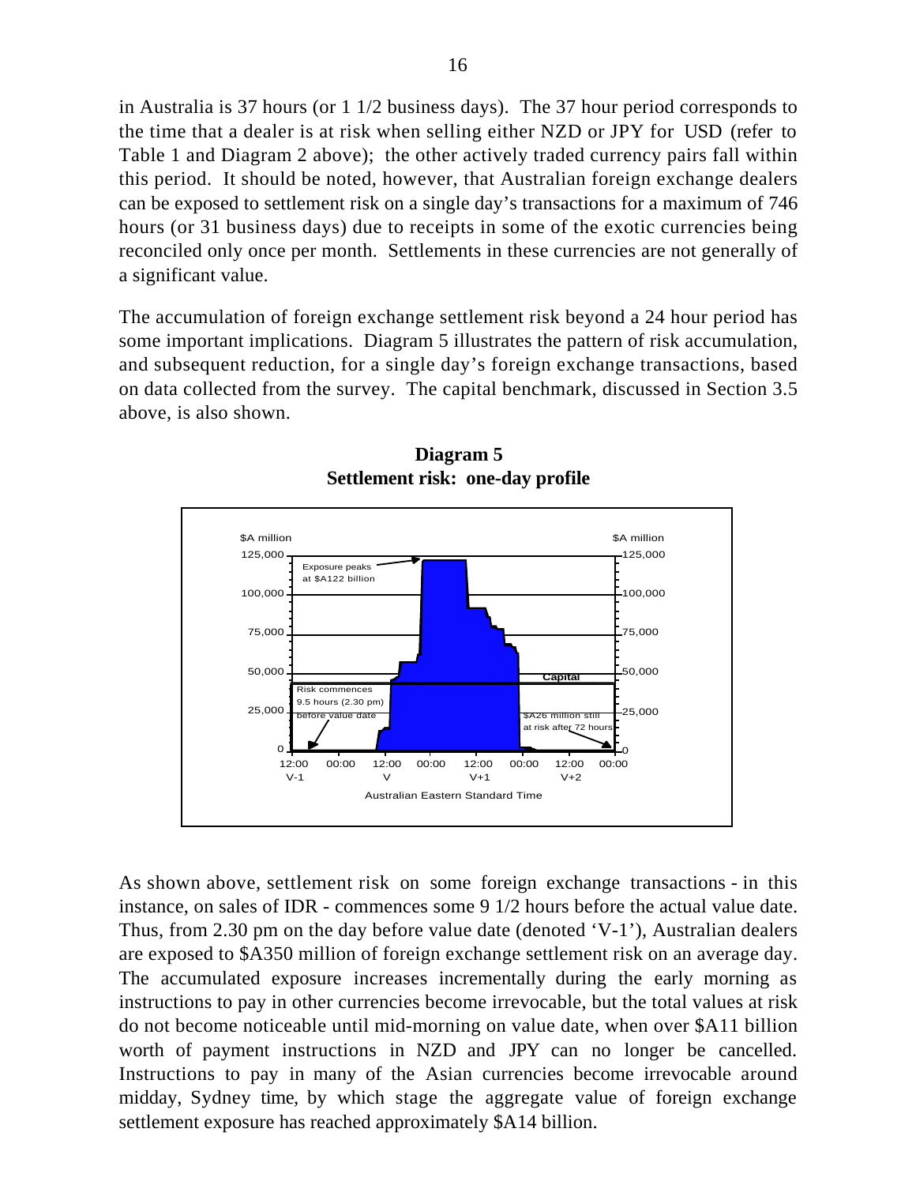in Australia is 37 hours (or 1 1/2 business days). The 37 hour period corresponds to the time that a dealer is at risk when selling either NZD or JPY for USD (refer to Table 1 and Diagram 2 above); the other actively traded currency pairs fall within this period. It should be noted, however, that Australian foreign exchange dealers can be exposed to settlement risk on a single day's transactions for a maximum of 746 hours (or 31 business days) due to receipts in some of the exotic currencies being reconciled only once per month. Settlements in these currencies are not generally of a significant value.

The accumulation of foreign exchange settlement risk beyond a 24 hour period has some important implications. Diagram 5 illustrates the pattern of risk accumulation, and subsequent reduction, for a single day's foreign exchange transactions, based on data collected from the survey. The capital benchmark, discussed in Section 3.5 above, is also shown.

**Diagram 5**
**Settlement risk: one-day profile**

As shown above, settlement risk on some foreign exchange transactions - in this instance, on sales of IDR - commences some 9 1/2 hours before the actual value date. Thus, from 2.30 pm on the day before value date (denoted 'V-1'), Australian dealers are exposed to $A350 million of foreign exchange settlement risk on an average day. The accumulated exposure increases incrementally during the early morning as instructions to pay in other currencies become irrevocable, but the total values at risk do not become noticeable until mid-morning on value date, when over $A11 billion worth of payment instructions in NZD and JPY can no longer be cancelled. Instructions to pay in many of the Asian currencies become irrevocable around midday, Sydney time, by which stage the aggregate value of foreign exchange settlement exposure has reached approximately $A14 billion.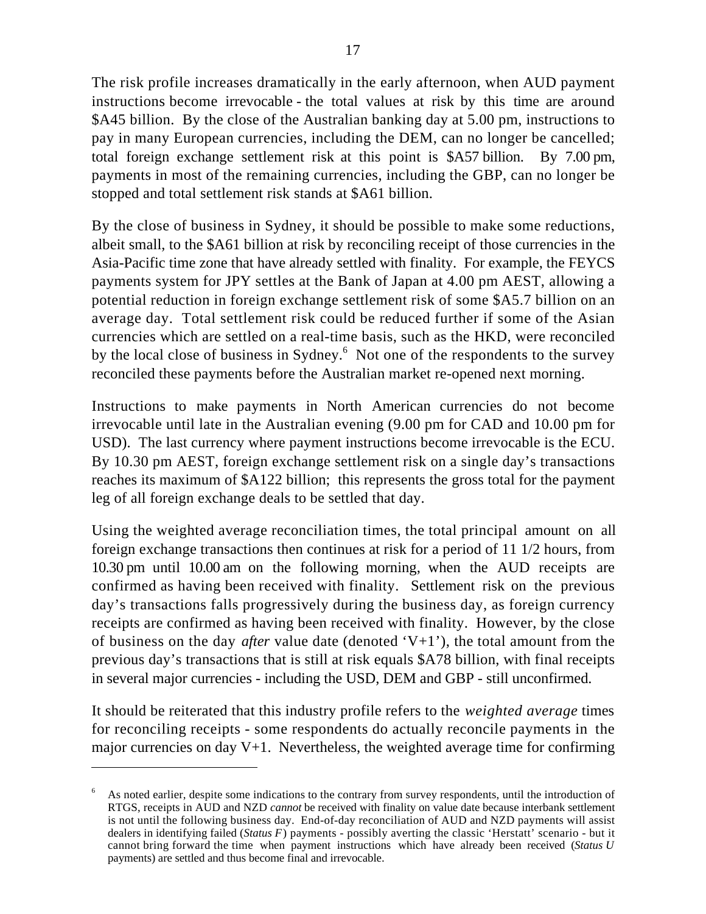The risk profile increases dramatically in the early afternoon, when AUD payment instructions become irrevocable - the total values at risk by this time are around $A45 billion. By the close of the Australian banking day at 5.00 pm, instructions to pay in many European currencies, including the DEM, can no longer be cancelled; total foreign exchange settlement risk at this point is $A57 billion. By 7.00 pm, payments in most of the remaining currencies, including the GBP, can no longer be stopped and total settlement risk stands at $A61 billion.

By the close of business in Sydney, it should be possible to make some reductions, albeit small, to the $A61 billion at risk by reconciling receipt of those currencies in the Asia-Pacific time zone that have already settled with finality. For example, the FEYCS payments system for JPY settles at the Bank of Japan at 4.00 pm AEST, allowing a potential reduction in foreign exchange settlement risk of some $A5.7 billion on an average day. Total settlement risk could be reduced further if some of the Asian currencies which are settled on a real-time basis, such as the HKD, were reconciled by the local close of business in Sydney.[6] Not one of the respondents to the survey reconciled these payments before the Australian market re-opened next morning.

Instructions to make payments in North American currencies do not become irrevocable until late in the Australian evening (9.00 pm for CAD and 10.00 pm for USD). The last currency where payment instructions become irrevocable is the ECU. By 10.30 pm AEST, foreign exchange settlement risk on a single day's transactions reaches its maximum of $A122 billion; this represents the gross total for the payment leg of all foreign exchange deals to be settled that day.

Using the weighted average reconciliation times, the total principal amount on all foreign exchange transactions then continues at risk for a period of 11 1/2 hours, from 10.30 pm until 10.00 am on the following morning, when the AUD receipts are confirmed as having been received with finality. Settlement risk on the previous day's transactions falls progressively during the business day, as foreign currency receipts are confirmed as having been received with finality. However, by the close of business on the day *after* value date (denoted 'V+1'), the total amount from the previous day's transactions that is still at risk equals $A78 billion, with final receipts in several major currencies - including the USD, DEM and GBP - still unconfirmed.

It should be reiterated that this industry profile refers to the *weighted average* times for reconciling receipts - some respondents do actually reconcile payments in the major currencies on day V+1. Nevertheless, the weighted average time for confirming

---

[6] As noted earlier, despite some indications to the contrary from survey respondents, until the introduction of RTGS, receipts in AUD and NZD *cannot* be received with finality on value date because interbank settlement is not until the following business day. End-of-day reconciliation of AUD and NZD payments will assist dealers in identifying failed (*Status F*) payments - possibly averting the classic 'Herstatt' scenario - but it cannot bring forward the time when payment instructions which have already been received (*Status U* payments) are settled and thus become final and irrevocable.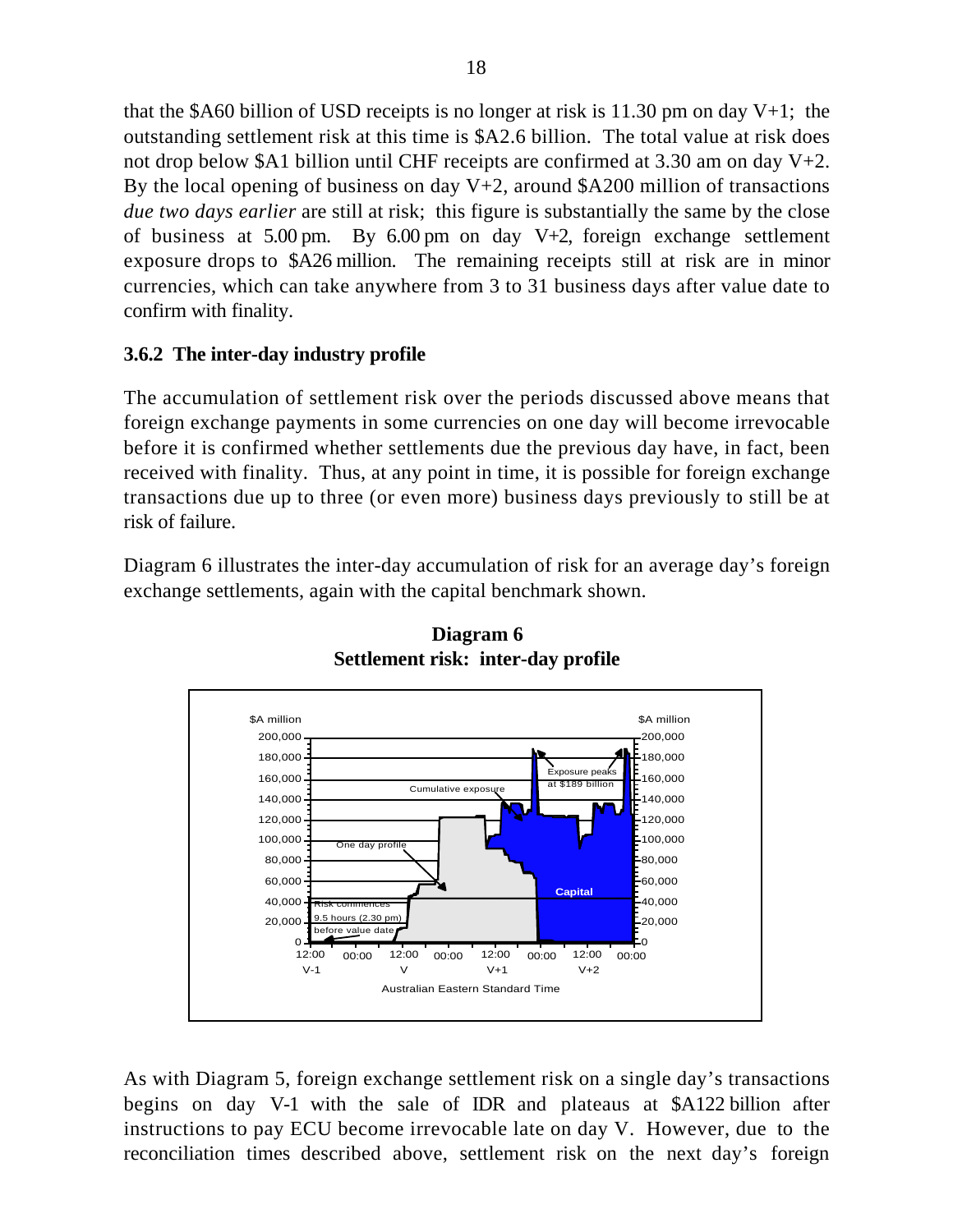that the $A60 billion of USD receipts is no longer at risk is 11.30 pm on day V+1; the outstanding settlement risk at this time is $A2.6 billion. The total value at risk does not drop below $A1 billion until CHF receipts are confirmed at 3.30 am on day V+2. By the local opening of business on day V+2, around $A200 million of transactions *due two days earlier* are still at risk; this figure is substantially the same by the close of business at 5.00 pm. By 6.00 pm on day V+2, foreign exchange settlement exposure drops to $A26 million. The remaining receipts still at risk are in minor currencies, which can take anywhere from 3 to 31 business days after value date to confirm with finality.

### 3.6.2 The inter-day industry profile

The accumulation of settlement risk over the periods discussed above means that foreign exchange payments in some currencies on one day will become irrevocable before it is confirmed whether settlements due the previous day have, in fact, been received with finality. Thus, at any point in time, it is possible for foreign exchange transactions due up to three (or even more) business days previously to still be at risk of failure.

Diagram 6 illustrates the inter-day accumulation of risk for an average day's foreign exchange settlements, again with the capital benchmark shown.

**Diagram 6**
**Settlement risk: inter-day profile**

As with Diagram 5, foreign exchange settlement risk on a single day's transactions begins on day V-1 with the sale of IDR and plateaus at $A122 billion after instructions to pay ECU become irrevocable late on day V. However, due to the reconciliation times described above, settlement risk on the next day's foreign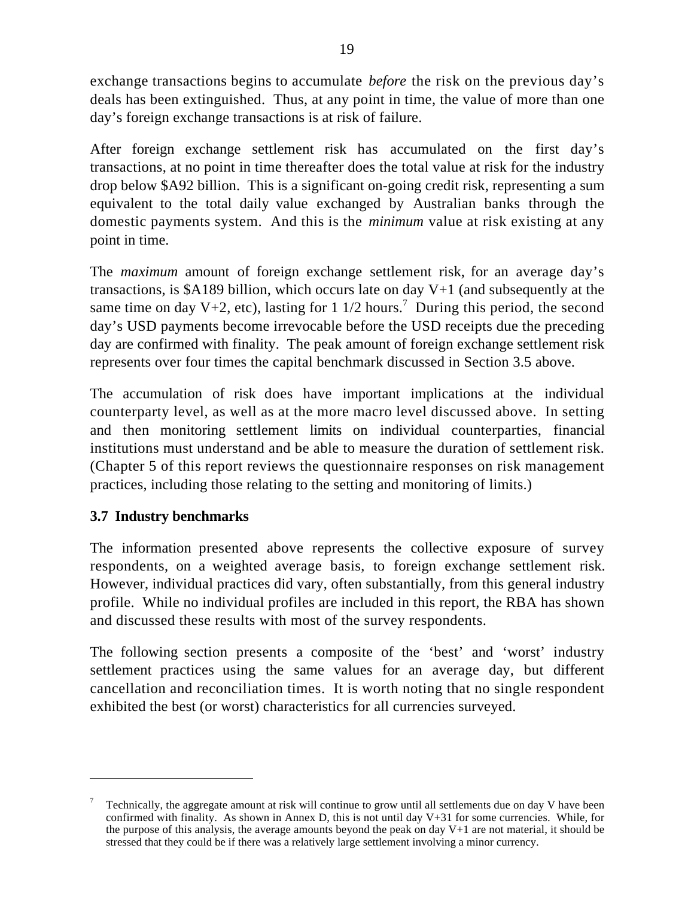exchange transactions begins to accumulate *before* the risk on the previous day's deals has been extinguished. Thus, at any point in time, the value of more than one day's foreign exchange transactions is at risk of failure.

After foreign exchange settlement risk has accumulated on the first day's transactions, at no point in time thereafter does the total value at risk for the industry drop below $A92 billion. This is a significant on-going credit risk, representing a sum equivalent to the total daily value exchanged by Australian banks through the domestic payments system. And this is the *minimum* value at risk existing at any point in time.

The *maximum* amount of foreign exchange settlement risk, for an average day's transactions, is $A189 billion, which occurs late on day V+1 (and subsequently at the same time on day V+2, etc), lasting for 1 1/2 hours.[7] During this period, the second day's USD payments become irrevocable before the USD receipts due the preceding day are confirmed with finality. The peak amount of foreign exchange settlement risk represents over four times the capital benchmark discussed in Section 3.5 above.

The accumulation of risk does have important implications at the individual counterparty level, as well as at the more macro level discussed above. In setting and then monitoring settlement limits on individual counterparties, financial institutions must understand and be able to measure the duration of settlement risk. (Chapter 5 of this report reviews the questionnaire responses on risk management practices, including those relating to the setting and monitoring of limits.)

### 3.7 Industry benchmarks

The information presented above represents the collective exposure of survey respondents, on a weighted average basis, to foreign exchange settlement risk. However, individual practices did vary, often substantially, from this general industry profile. While no individual profiles are included in this report, the RBA has shown and discussed these results with most of the survey respondents.

The following section presents a composite of the 'best' and 'worst' industry settlement practices using the same values for an average day, but different cancellation and reconciliation times. It is worth noting that no single respondent exhibited the best (or worst) characteristics for all currencies surveyed.

---

[7] Technically, the aggregate amount at risk will continue to grow until all settlements due on day V have been confirmed with finality. As shown in Annex D, this is not until day V+31 for some currencies. While, for the purpose of this analysis, the average amounts beyond the peak on day V+1 are not material, it should be stressed that they could be if there was a relatively large settlement involving a minor currency.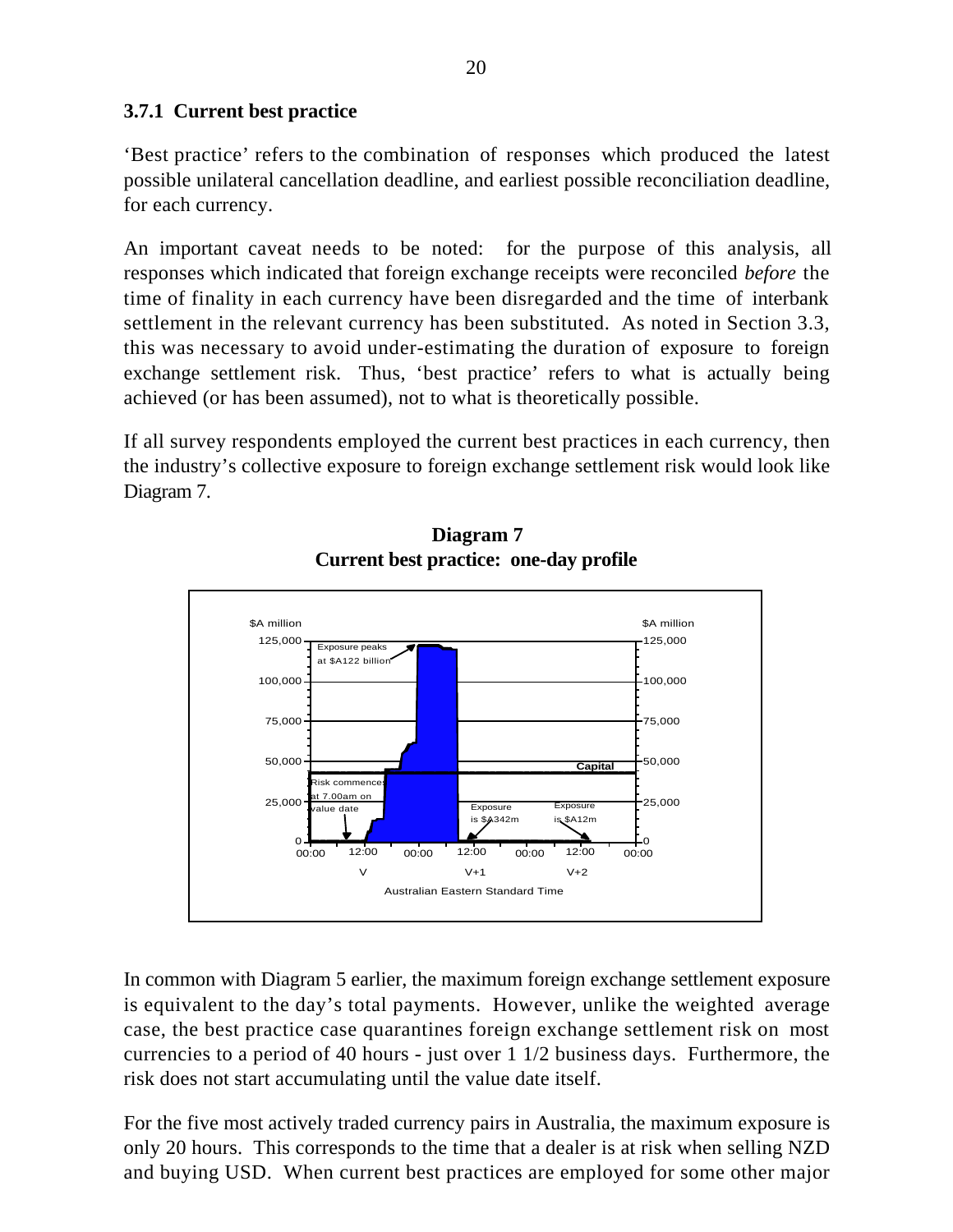### 3.7.1 Current best practice

'Best practice' refers to the combination of responses which produced the latest possible unilateral cancellation deadline, and earliest possible reconciliation deadline, for each currency.

An important caveat needs to be noted: for the purpose of this analysis, all responses which indicated that foreign exchange receipts were reconciled *before* the time of finality in each currency have been disregarded and the time of interbank settlement in the relevant currency has been substituted. As noted in Section 3.3, this was necessary to avoid under-estimating the duration of exposure to foreign exchange settlement risk. Thus, 'best practice' refers to what is actually being achieved (or has been assumed), not to what is theoretically possible.

If all survey respondents employed the current best practices in each currency, then the industry's collective exposure to foreign exchange settlement risk would look like Diagram 7.

**Diagram 7**
**Current best practice: one-day profile**

In common with Diagram 5 earlier, the maximum foreign exchange settlement exposure is equivalent to the day's total payments. However, unlike the weighted average case, the best practice case quarantines foreign exchange settlement risk on most currencies to a period of 40 hours - just over 1 1/2 business days. Furthermore, the risk does not start accumulating until the value date itself.

For the five most actively traded currency pairs in Australia, the maximum exposure is only 20 hours. This corresponds to the time that a dealer is at risk when selling NZD and buying USD. When current best practices are employed for some other major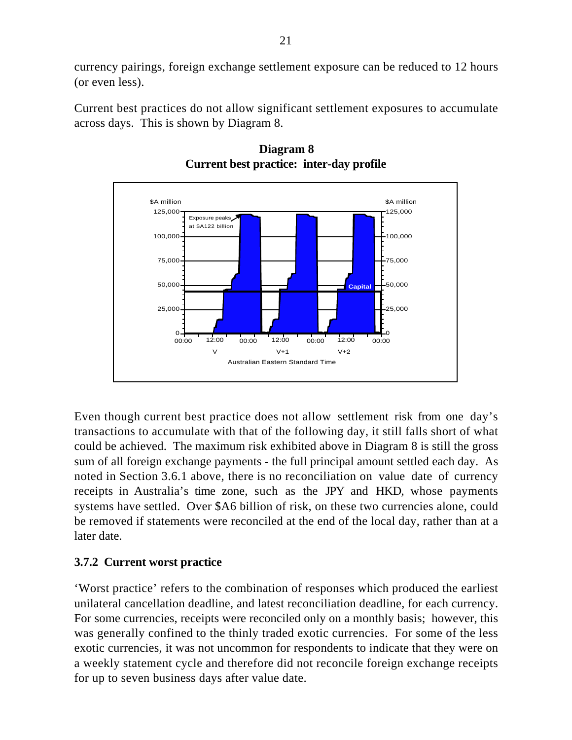currency pairings, foreign exchange settlement exposure can be reduced to 12 hours (or even less).

Current best practices do not allow significant settlement exposures to accumulate across days. This is shown by Diagram 8.

**Diagram 8**
**Current best practice: inter-day profile**

Even though current best practice does not allow settlement risk from one day's transactions to accumulate with that of the following day, it still falls short of what could be achieved. The maximum risk exhibited above in Diagram 8 is still the gross sum of all foreign exchange payments - the full principal amount settled each day. As noted in Section 3.6.1 above, there is no reconciliation on value date of currency receipts in Australia's time zone, such as the JPY and HKD, whose payments systems have settled. Over $A6 billion of risk, on these two currencies alone, could be removed if statements were reconciled at the end of the local day, rather than at a later date.

### 3.7.2 Current worst practice

'Worst practice' refers to the combination of responses which produced the earliest unilateral cancellation deadline, and latest reconciliation deadline, for each currency. For some currencies, receipts were reconciled only on a monthly basis; however, this was generally confined to the thinly traded exotic currencies. For some of the less exotic currencies, it was not uncommon for respondents to indicate that they were on a weekly statement cycle and therefore did not reconcile foreign exchange receipts for up to seven business days after value date.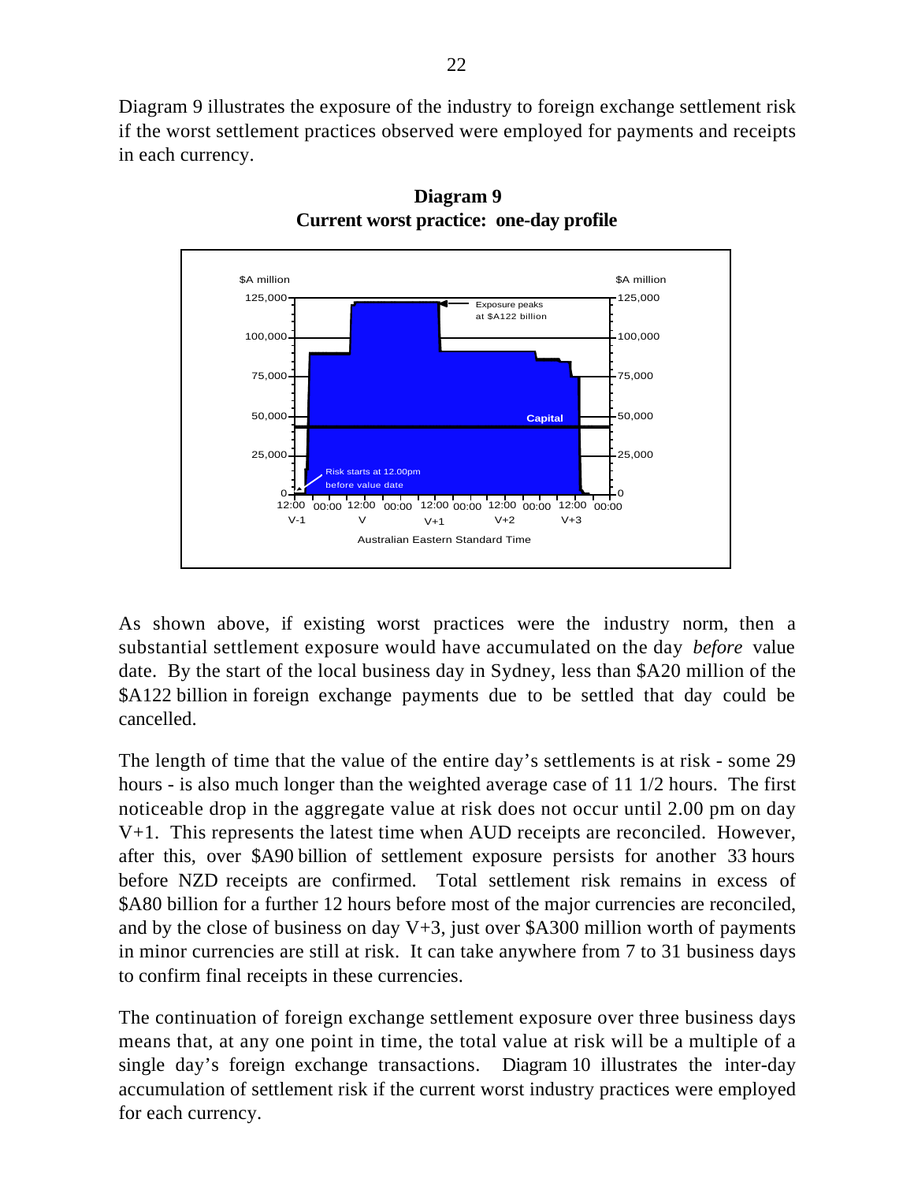Diagram 9 illustrates the exposure of the industry to foreign exchange settlement risk if the worst settlement practices observed were employed for payments and receipts in each currency.

**Diagram 9**
**Current worst practice: one-day profile**

As shown above, if existing worst practices were the industry norm, then a substantial settlement exposure would have accumulated on the day *before* value date. By the start of the local business day in Sydney, less than $A20 million of the $A122 billion in foreign exchange payments due to be settled that day could be cancelled.

The length of time that the value of the entire day's settlements is at risk - some 29 hours - is also much longer than the weighted average case of 11 1/2 hours. The first noticeable drop in the aggregate value at risk does not occur until 2.00 pm on day V+1. This represents the latest time when AUD receipts are reconciled. However, after this, over $A90 billion of settlement exposure persists for another 33 hours before NZD receipts are confirmed. Total settlement risk remains in excess of $A80 billion for a further 12 hours before most of the major currencies are reconciled, and by the close of business on day V+3, just over $A300 million worth of payments in minor currencies are still at risk. It can take anywhere from 7 to 31 business days to confirm final receipts in these currencies.

The continuation of foreign exchange settlement exposure over three business days means that, at any one point in time, the total value at risk will be a multiple of a single day's foreign exchange transactions. Diagram 10 illustrates the inter-day accumulation of settlement risk if the current worst industry practices were employed for each currency.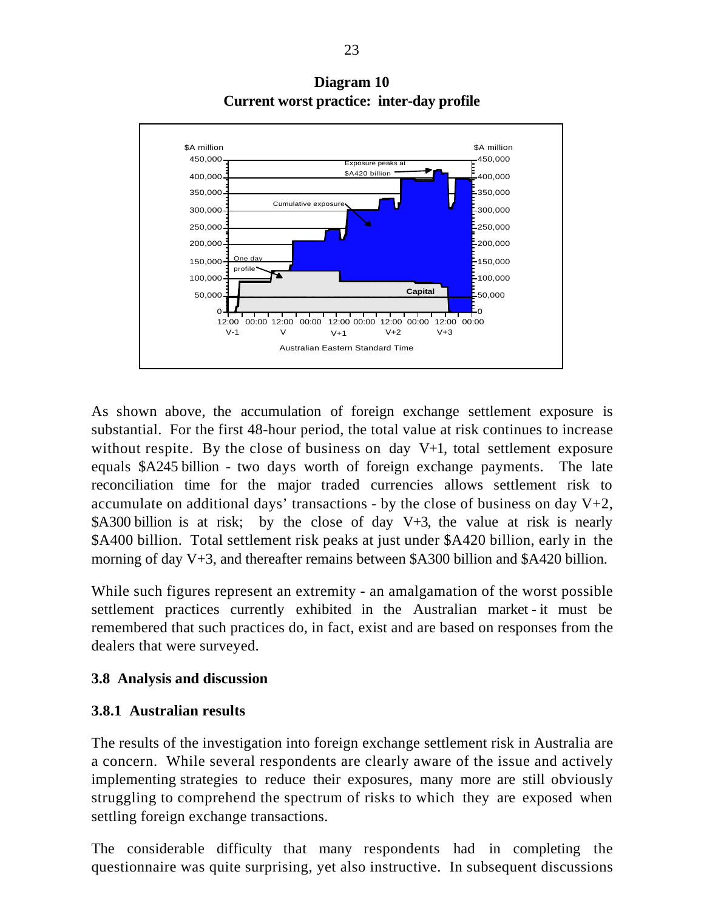**Diagram 10**
**Current worst practice: inter-day profile**

As shown above, the accumulation of foreign exchange settlement exposure is substantial. For the first 48-hour period, the total value at risk continues to increase without respite. By the close of business on day V+1, total settlement exposure equals $A245 billion - two days worth of foreign exchange payments. The late reconciliation time for the major traded currencies allows settlement risk to accumulate on additional days' transactions - by the close of business on day V+2, $A300 billion is at risk; by the close of day V+3, the value at risk is nearly $A400 billion. Total settlement risk peaks at just under $A420 billion, early in the morning of day V+3, and thereafter remains between $A300 billion and $A420 billion.

While such figures represent an extremity - an amalgamation of the worst possible settlement practices currently exhibited in the Australian market - it must be remembered that such practices do, in fact, exist and are based on responses from the dealers that were surveyed.

### 3.8 Analysis and discussion

#### 3.8.1 Australian results

The results of the investigation into foreign exchange settlement risk in Australia are a concern. While several respondents are clearly aware of the issue and actively implementing strategies to reduce their exposures, many more are still obviously struggling to comprehend the spectrum of risks to which they are exposed when settling foreign exchange transactions.

The considerable difficulty that many respondents had in completing the questionnaire was quite surprising, yet also instructive. In subsequent discussions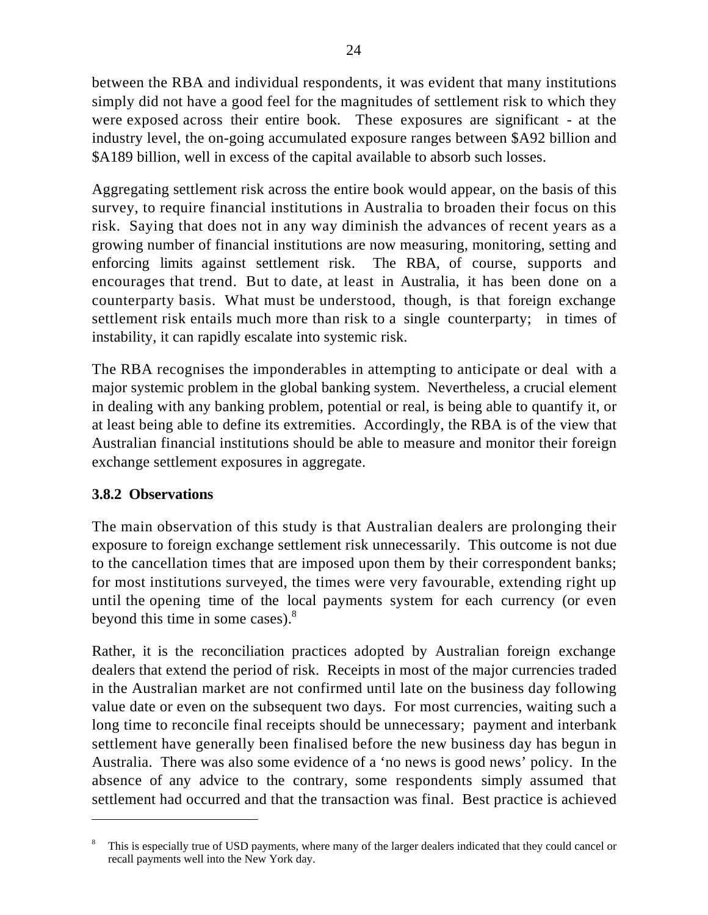between the RBA and individual respondents, it was evident that many institutions simply did not have a good feel for the magnitudes of settlement risk to which they were exposed across their entire book. These exposures are significant - at the industry level, the on-going accumulated exposure ranges between $A92 billion and $A189 billion, well in excess of the capital available to absorb such losses.

Aggregating settlement risk across the entire book would appear, on the basis of this survey, to require financial institutions in Australia to broaden their focus on this risk. Saying that does not in any way diminish the advances of recent years as a growing number of financial institutions are now measuring, monitoring, setting and enforcing limits against settlement risk. The RBA, of course, supports and encourages that trend. But to date, at least in Australia, it has been done on a counterparty basis. What must be understood, though, is that foreign exchange settlement risk entails much more than risk to a single counterparty; in times of instability, it can rapidly escalate into systemic risk.

The RBA recognises the imponderables in attempting to anticipate or deal with a major systemic problem in the global banking system. Nevertheless, a crucial element in dealing with any banking problem, potential or real, is being able to quantify it, or at least being able to define its extremities. Accordingly, the RBA is of the view that Australian financial institutions should be able to measure and monitor their foreign exchange settlement exposures in aggregate.

### 3.8.2 Observations

The main observation of this study is that Australian dealers are prolonging their exposure to foreign exchange settlement risk unnecessarily. This outcome is not due to the cancellation times that are imposed upon them by their correspondent banks; for most institutions surveyed, the times were very favourable, extending right up until the opening time of the local payments system for each currency (or even beyond this time in some cases).[8]

Rather, it is the reconciliation practices adopted by Australian foreign exchange dealers that extend the period of risk. Receipts in most of the major currencies traded in the Australian market are not confirmed until late on the business day following value date or even on the subsequent two days. For most currencies, waiting such a long time to reconcile final receipts should be unnecessary; payment and interbank settlement have generally been finalised before the new business day has begun in Australia. There was also some evidence of a 'no news is good news' policy. In the absence of any advice to the contrary, some respondents simply assumed that settlement had occurred and that the transaction was final. Best practice is achieved

---

[8] This is especially true of USD payments, where many of the larger dealers indicated that they could cancel or recall payments well into the New York day.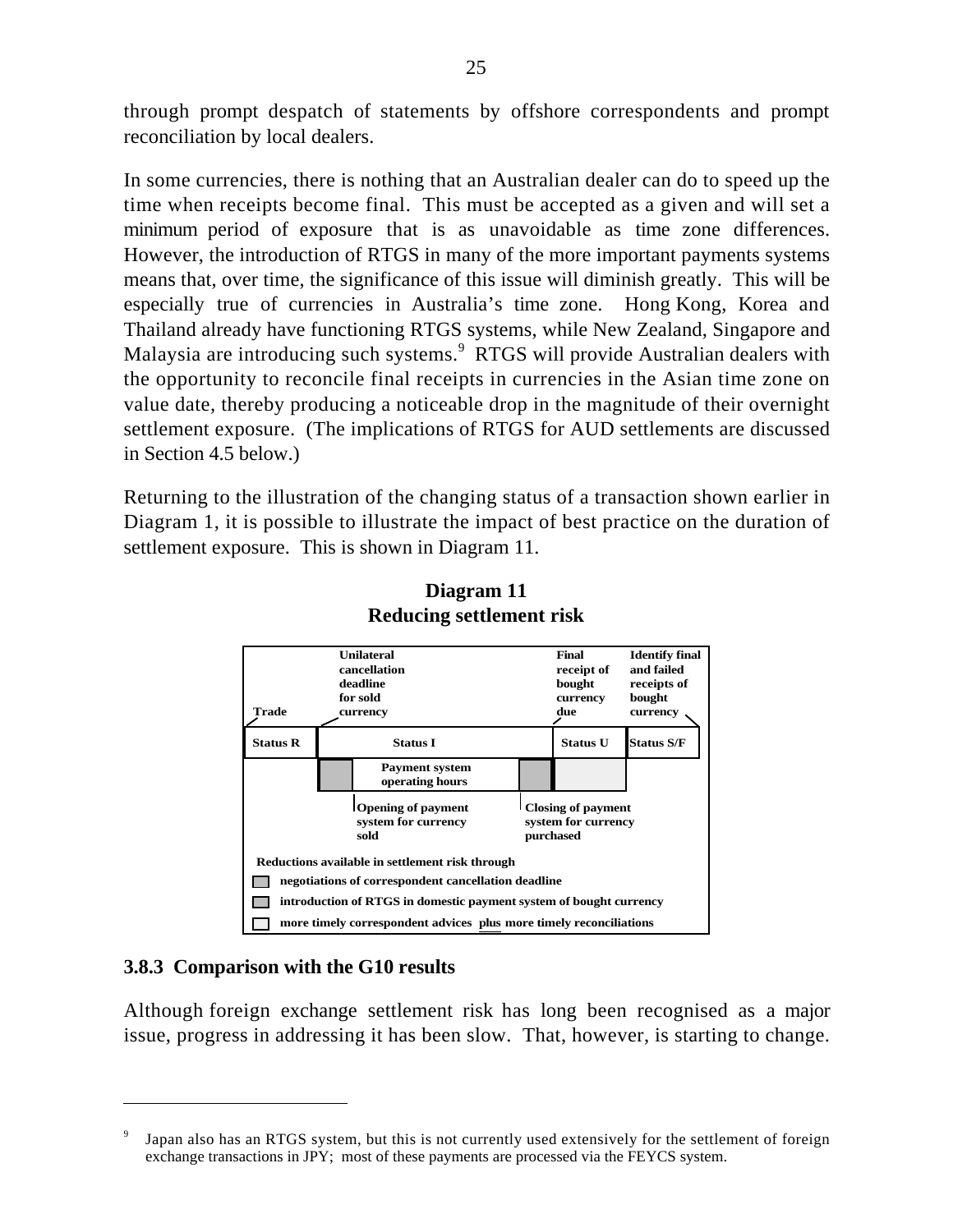through prompt despatch of statements by offshore correspondents and prompt reconciliation by local dealers.

In some currencies, there is nothing that an Australian dealer can do to speed up the time when receipts become final. This must be accepted as a given and will set a minimum period of exposure that is as unavoidable as time zone differences. However, the introduction of RTGS in many of the more important payments systems means that, over time, the significance of this issue will diminish greatly. This will be especially true of currencies in Australia's time zone. Hong Kong, Korea and Thailand already have functioning RTGS systems, while New Zealand, Singapore and Malaysia are introducing such systems.[9] RTGS will provide Australian dealers with the opportunity to reconcile final receipts in currencies in the Asian time zone on value date, thereby producing a noticeable drop in the magnitude of their overnight settlement exposure. (The implications of RTGS for AUD settlements are discussed in Section 4.5 below.)

Returning to the illustration of the changing status of a transaction shown earlier in Diagram 1, it is possible to illustrate the impact of best practice on the duration of settlement exposure. This is shown in Diagram 11.

**Diagram 11**
**Reducing settlement risk**

| Trade | Unilateral cancellation deadline for sold currency | Final receipt of bought currency due | Identify final and failed receipts of bought currency |
|---|---|---|---|
| Status R | Status I | Status U | Status S/F |

Payment system operating hours

Opening of payment system for currency sold

Closing of payment system for currency purchased

Reductions available in settlement risk through

- negotiations of correspondent cancellation deadline
- introduction of RTGS in domestic payment system of bought currency
- more timely correspondent advices plus more timely reconciliations

### 3.8.3 Comparison with the G10 results

Although foreign exchange settlement risk has long been recognised as a major issue, progress in addressing it has been slow. That, however, is starting to change.

---

[9] Japan also has an RTGS system, but this is not currently used extensively for the settlement of foreign exchange transactions in JPY; most of these payments are processed via the FEYCS system.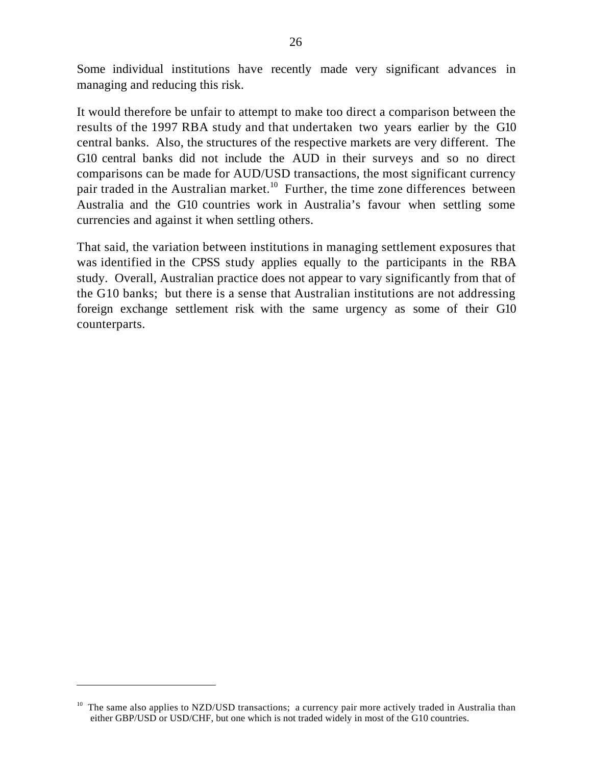Some individual institutions have recently made very significant advances in managing and reducing this risk.

It would therefore be unfair to attempt to make too direct a comparison between the results of the 1997 RBA study and that undertaken two years earlier by the G10 central banks. Also, the structures of the respective markets are very different. The G10 central banks did not include the AUD in their surveys and so no direct comparisons can be made for AUD/USD transactions, the most significant currency pair traded in the Australian market.[10] Further, the time zone differences between Australia and the G10 countries work in Australia's favour when settling some currencies and against it when settling others.

That said, the variation between institutions in managing settlement exposures that was identified in the CPSS study applies equally to the participants in the RBA study. Overall, Australian practice does not appear to vary significantly from that of the G10 banks; but there is a sense that Australian institutions are not addressing foreign exchange settlement risk with the same urgency as some of their G10 counterparts.

---

[10] The same also applies to NZD/USD transactions; a currency pair more actively traded in Australia than either GBP/USD or USD/CHF, but one which is not traded widely in most of the G10 countries.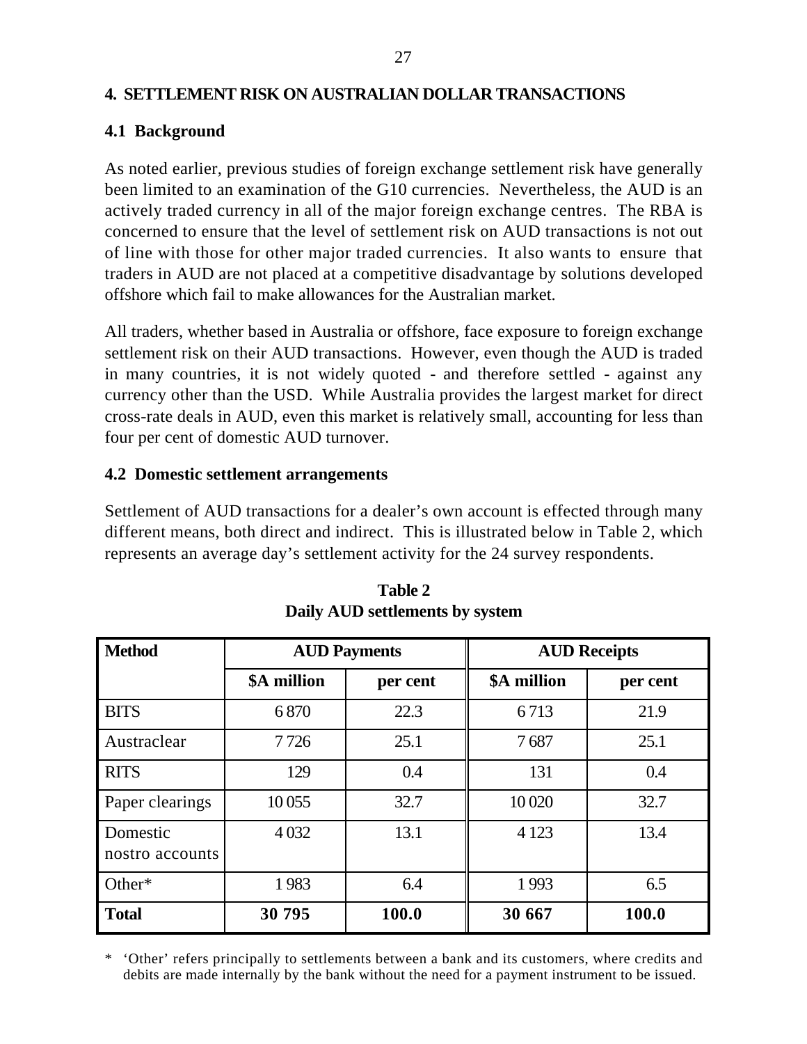## 4. SETTLEMENT RISK ON AUSTRALIAN DOLLAR TRANSACTIONS

### 4.1 Background

As noted earlier, previous studies of foreign exchange settlement risk have generally been limited to an examination of the G10 currencies. Nevertheless, the AUD is an actively traded currency in all of the major foreign exchange centres. The RBA is concerned to ensure that the level of settlement risk on AUD transactions is not out of line with those for other major traded currencies. It also wants to ensure that traders in AUD are not placed at a competitive disadvantage by solutions developed offshore which fail to make allowances for the Australian market.

All traders, whether based in Australia or offshore, face exposure to foreign exchange settlement risk on their AUD transactions. However, even though the AUD is traded in many countries, it is not widely quoted - and therefore settled - against any currency other than the USD. While Australia provides the largest market for direct cross-rate deals in AUD, even this market is relatively small, accounting for less than four per cent of domestic AUD turnover.

### 4.2 Domestic settlement arrangements

Settlement of AUD transactions for a dealer's own account is effected through many different means, both direct and indirect. This is illustrated below in Table 2, which represents an average day's settlement activity for the 24 survey respondents.

**Table 2**
**Daily AUD settlements by system**

| Method | AUD Payments | | AUD Receipts | |
|---|---|---|---|---|
| | \$A million | per cent | \$A million | per cent |
| BITS | 6 870 | 22.3 | 6 713 | 21.9 |
| Austraclear | 7 726 | 25.1 | 7 687 | 25.1 |
| RITS | 129 | 0.4 | 131 | 0.4 |
| Paper clearings | 10 055 | 32.7 | 10 020 | 32.7 |
| Domestic nostro accounts | 4 032 | 13.1 | 4 123 | 13.4 |
| Other* | 1 983 | 6.4 | 1 993 | 6.5 |
| **Total** | **30 795** | **100.0** | **30 667** | **100.0** |

\* 'Other' refers principally to settlements between a bank and its customers, where credits and debits are made internally by the bank without the need for a payment instrument to be issued.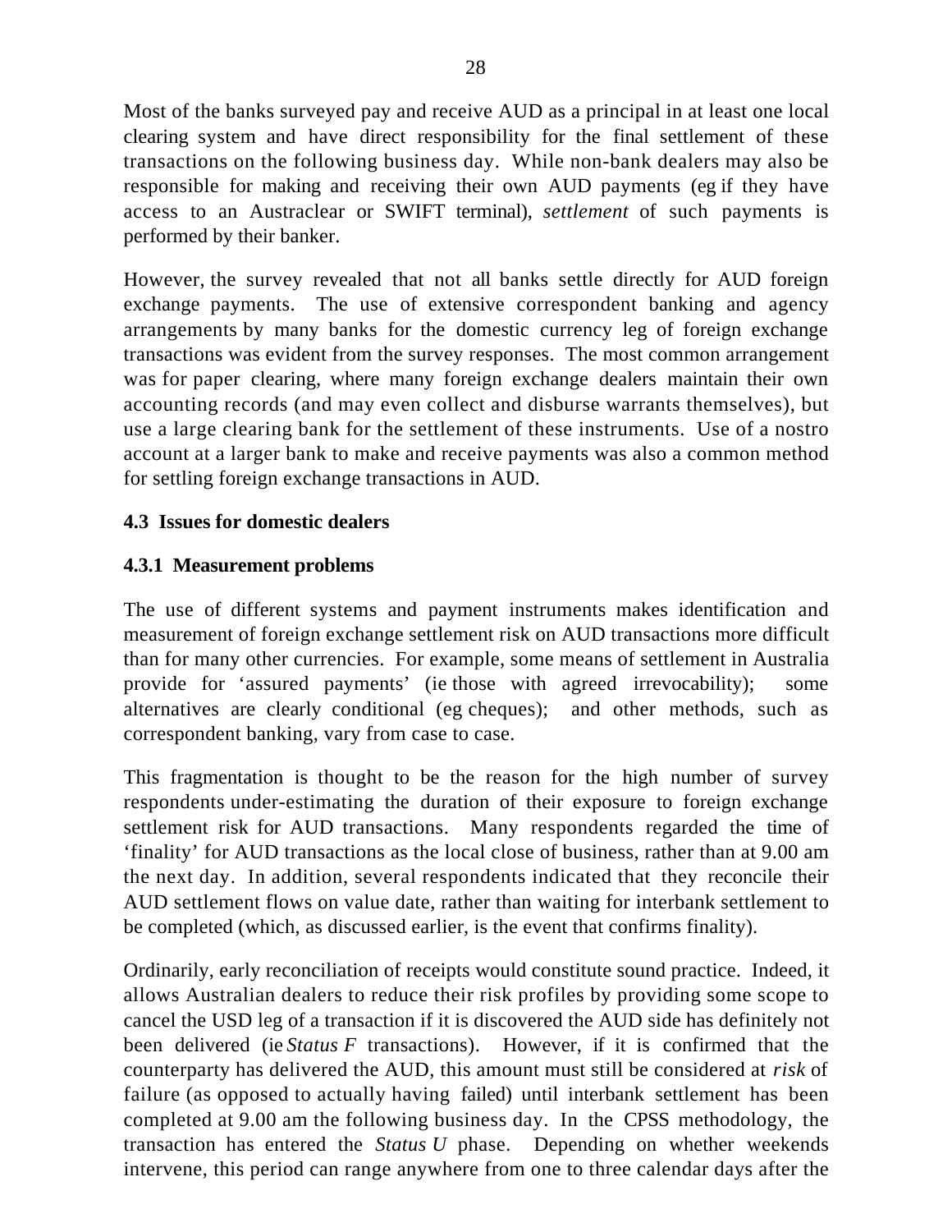Most of the banks surveyed pay and receive AUD as a principal in at least one local clearing system and have direct responsibility for the final settlement of these transactions on the following business day. While non-bank dealers may also be responsible for making and receiving their own AUD payments (eg if they have access to an Austraclear or SWIFT terminal), *settlement* of such payments is performed by their banker.

However, the survey revealed that not all banks settle directly for AUD foreign exchange payments. The use of extensive correspondent banking and agency arrangements by many banks for the domestic currency leg of foreign exchange transactions was evident from the survey responses. The most common arrangement was for paper clearing, where many foreign exchange dealers maintain their own accounting records (and may even collect and disburse warrants themselves), but use a large clearing bank for the settlement of these instruments. Use of a nostro account at a larger bank to make and receive payments was also a common method for settling foreign exchange transactions in AUD.

## 4.3 Issues for domestic dealers

### 4.3.1 Measurement problems

The use of different systems and payment instruments makes identification and measurement of foreign exchange settlement risk on AUD transactions more difficult than for many other currencies. For example, some means of settlement in Australia provide for 'assured payments' (ie those with agreed irrevocability); some alternatives are clearly conditional (eg cheques); and other methods, such as correspondent banking, vary from case to case.

This fragmentation is thought to be the reason for the high number of survey respondents under-estimating the duration of their exposure to foreign exchange settlement risk for AUD transactions. Many respondents regarded the time of 'finality' for AUD transactions as the local close of business, rather than at 9.00 am the next day. In addition, several respondents indicated that they reconcile their AUD settlement flows on value date, rather than waiting for interbank settlement to be completed (which, as discussed earlier, is the event that confirms finality).

Ordinarily, early reconciliation of receipts would constitute sound practice. Indeed, it allows Australian dealers to reduce their risk profiles by providing some scope to cancel the USD leg of a transaction if it is discovered the AUD side has definitely not been delivered (ie *Status F* transactions). However, if it is confirmed that the counterparty has delivered the AUD, this amount must still be considered at *risk* of failure (as opposed to actually having failed) until interbank settlement has been completed at 9.00 am the following business day. In the CPSS methodology, the transaction has entered the *Status U* phase. Depending on whether weekends intervene, this period can range anywhere from one to three calendar days after the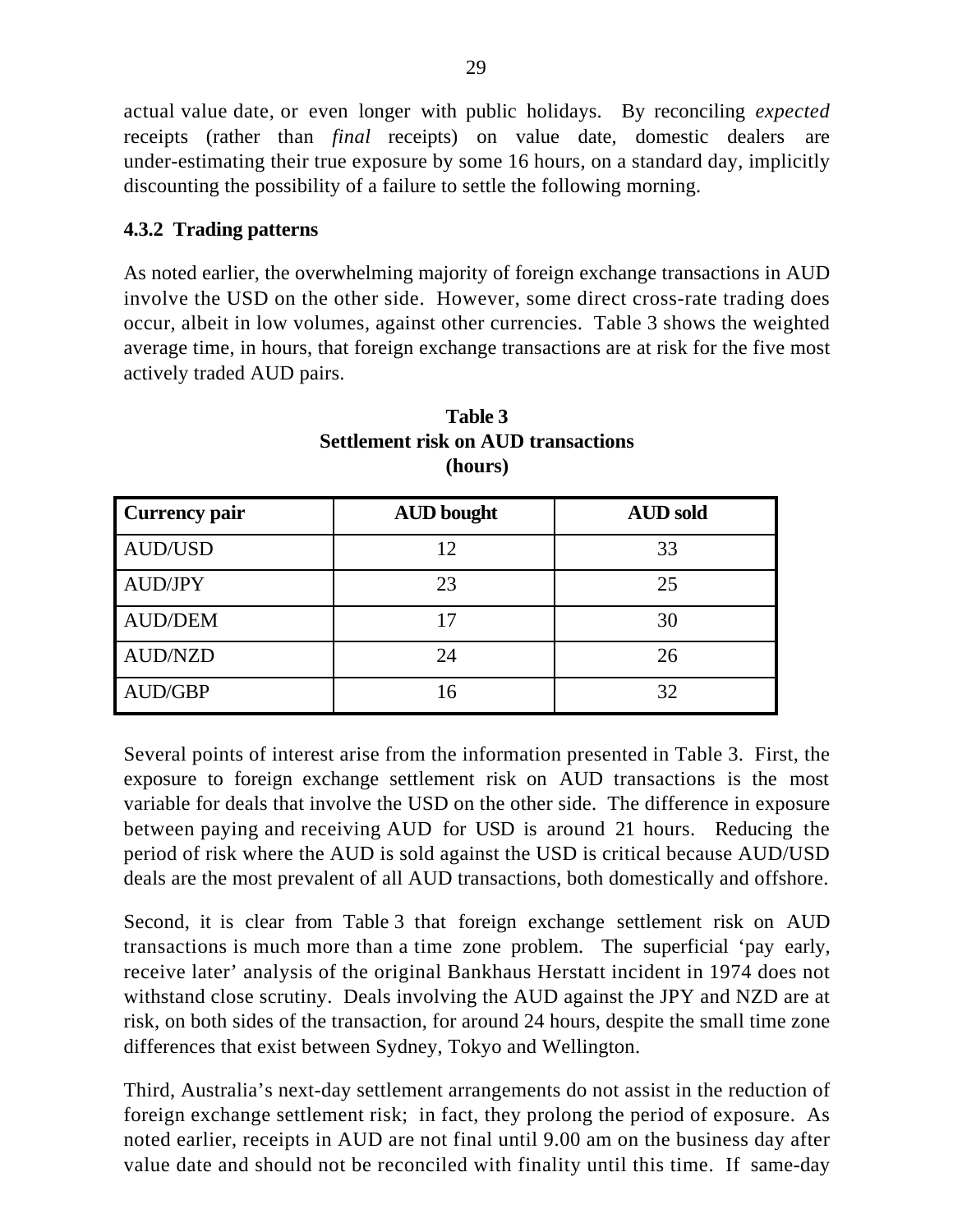actual value date, or even longer with public holidays. By reconciling *expected* receipts (rather than *final* receipts) on value date, domestic dealers are under-estimating their true exposure by some 16 hours, on a standard day, implicitly discounting the possibility of a failure to settle the following morning.

### 4.3.2 Trading patterns

As noted earlier, the overwhelming majority of foreign exchange transactions in AUD involve the USD on the other side. However, some direct cross-rate trading does occur, albeit in low volumes, against other currencies. Table 3 shows the weighted average time, in hours, that foreign exchange transactions are at risk for the five most actively traded AUD pairs.

**Table 3**
**Settlement risk on AUD transactions**
**(hours)**

| Currency pair | AUD bought | AUD sold |
|---|---|---|
| AUD/USD | 12 | 33 |
| AUD/JPY | 23 | 25 |
| AUD/DEM | 17 | 30 |
| AUD/NZD | 24 | 26 |
| AUD/GBP | 16 | 32 |

Several points of interest arise from the information presented in Table 3. First, the exposure to foreign exchange settlement risk on AUD transactions is the most variable for deals that involve the USD on the other side. The difference in exposure between paying and receiving AUD for USD is around 21 hours. Reducing the period of risk where the AUD is sold against the USD is critical because AUD/USD deals are the most prevalent of all AUD transactions, both domestically and offshore.

Second, it is clear from Table 3 that foreign exchange settlement risk on AUD transactions is much more than a time zone problem. The superficial 'pay early, receive later' analysis of the original Bankhaus Herstatt incident in 1974 does not withstand close scrutiny. Deals involving the AUD against the JPY and NZD are at risk, on both sides of the transaction, for around 24 hours, despite the small time zone differences that exist between Sydney, Tokyo and Wellington.

Third, Australia's next-day settlement arrangements do not assist in the reduction of foreign exchange settlement risk; in fact, they prolong the period of exposure. As noted earlier, receipts in AUD are not final until 9.00 am on the business day after value date and should not be reconciled with finality until this time. If same-day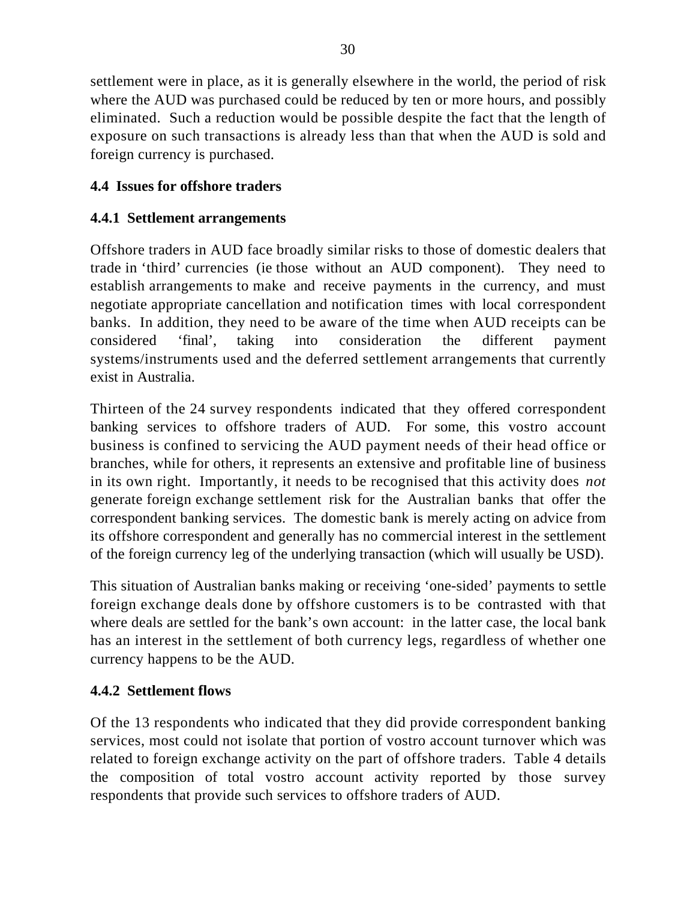settlement were in place, as it is generally elsewhere in the world, the period of risk where the AUD was purchased could be reduced by ten or more hours, and possibly eliminated. Such a reduction would be possible despite the fact that the length of exposure on such transactions is already less than that when the AUD is sold and foreign currency is purchased.

## 4.4 Issues for offshore traders

### 4.4.1 Settlement arrangements

Offshore traders in AUD face broadly similar risks to those of domestic dealers that trade in 'third' currencies (ie those without an AUD component). They need to establish arrangements to make and receive payments in the currency, and must negotiate appropriate cancellation and notification times with local correspondent banks. In addition, they need to be aware of the time when AUD receipts can be considered 'final', taking into consideration the different payment systems/instruments used and the deferred settlement arrangements that currently exist in Australia.

Thirteen of the 24 survey respondents indicated that they offered correspondent banking services to offshore traders of AUD. For some, this vostro account business is confined to servicing the AUD payment needs of their head office or branches, while for others, it represents an extensive and profitable line of business in its own right. Importantly, it needs to be recognised that this activity does *not* generate foreign exchange settlement risk for the Australian banks that offer the correspondent banking services. The domestic bank is merely acting on advice from its offshore correspondent and generally has no commercial interest in the settlement of the foreign currency leg of the underlying transaction (which will usually be USD).

This situation of Australian banks making or receiving 'one-sided' payments to settle foreign exchange deals done by offshore customers is to be contrasted with that where deals are settled for the bank's own account: in the latter case, the local bank has an interest in the settlement of both currency legs, regardless of whether one currency happens to be the AUD.

### 4.4.2 Settlement flows

Of the 13 respondents who indicated that they did provide correspondent banking services, most could not isolate that portion of vostro account turnover which was related to foreign exchange activity on the part of offshore traders. Table 4 details the composition of total vostro account activity reported by those survey respondents that provide such services to offshore traders of AUD.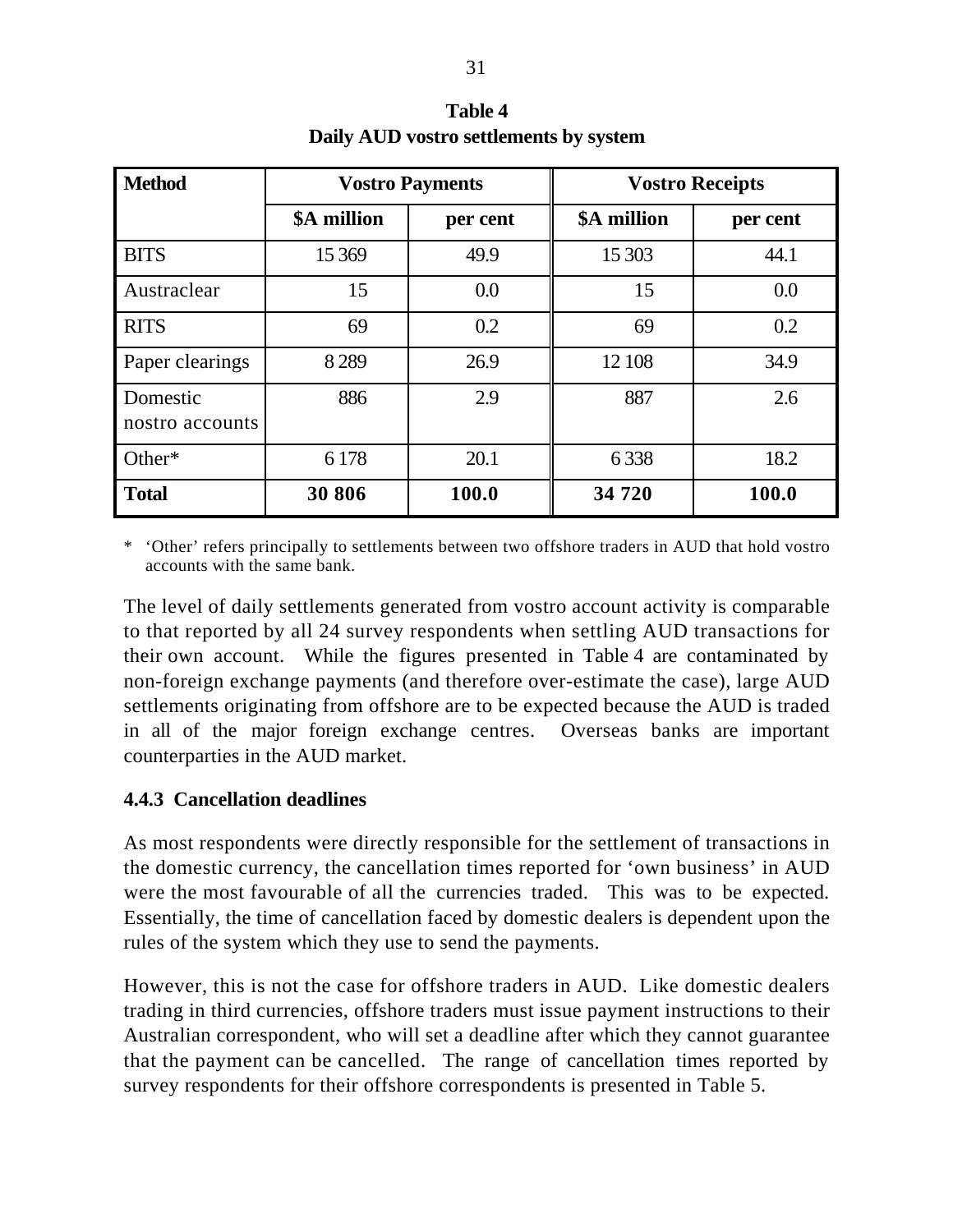**Table 4**
**Daily AUD vostro settlements by system**

| **Method** | **Vostro Payments** | | **Vostro Receipts** | |
|---|---|---|---|---|
| | **$A million** | **per cent** | **$A million** | **per cent** |
| BITS | 15 369 | 49.9 | 15 303 | 44.1 |
| Austraclear | 15 | 0.0 | 15 | 0.0 |
| RITS | 69 | 0.2 | 69 | 0.2 |
| Paper clearings | 8 289 | 26.9 | 12 108 | 34.9 |
| Domestic nostro accounts | 886 | 2.9 | 887 | 2.6 |
| Other* | 6 178 | 20.1 | 6 338 | 18.2 |
| **Total** | **30 806** | **100.0** | **34 720** | **100.0** |

\* 'Other' refers principally to settlements between two offshore traders in AUD that hold vostro accounts with the same bank.

The level of daily settlements generated from vostro account activity is comparable to that reported by all 24 survey respondents when settling AUD transactions for their own account. While the figures presented in Table 4 are contaminated by non-foreign exchange payments (and therefore over-estimate the case), large AUD settlements originating from offshore are to be expected because the AUD is traded in all of the major foreign exchange centres. Overseas banks are important counterparties in the AUD market.

### 4.4.3 Cancellation deadlines

As most respondents were directly responsible for the settlement of transactions in the domestic currency, the cancellation times reported for 'own business' in AUD were the most favourable of all the currencies traded. This was to be expected. Essentially, the time of cancellation faced by domestic dealers is dependent upon the rules of the system which they use to send the payments.

However, this is not the case for offshore traders in AUD. Like domestic dealers trading in third currencies, offshore traders must issue payment instructions to their Australian correspondent, who will set a deadline after which they cannot guarantee that the payment can be cancelled. The range of cancellation times reported by survey respondents for their offshore correspondents is presented in Table 5.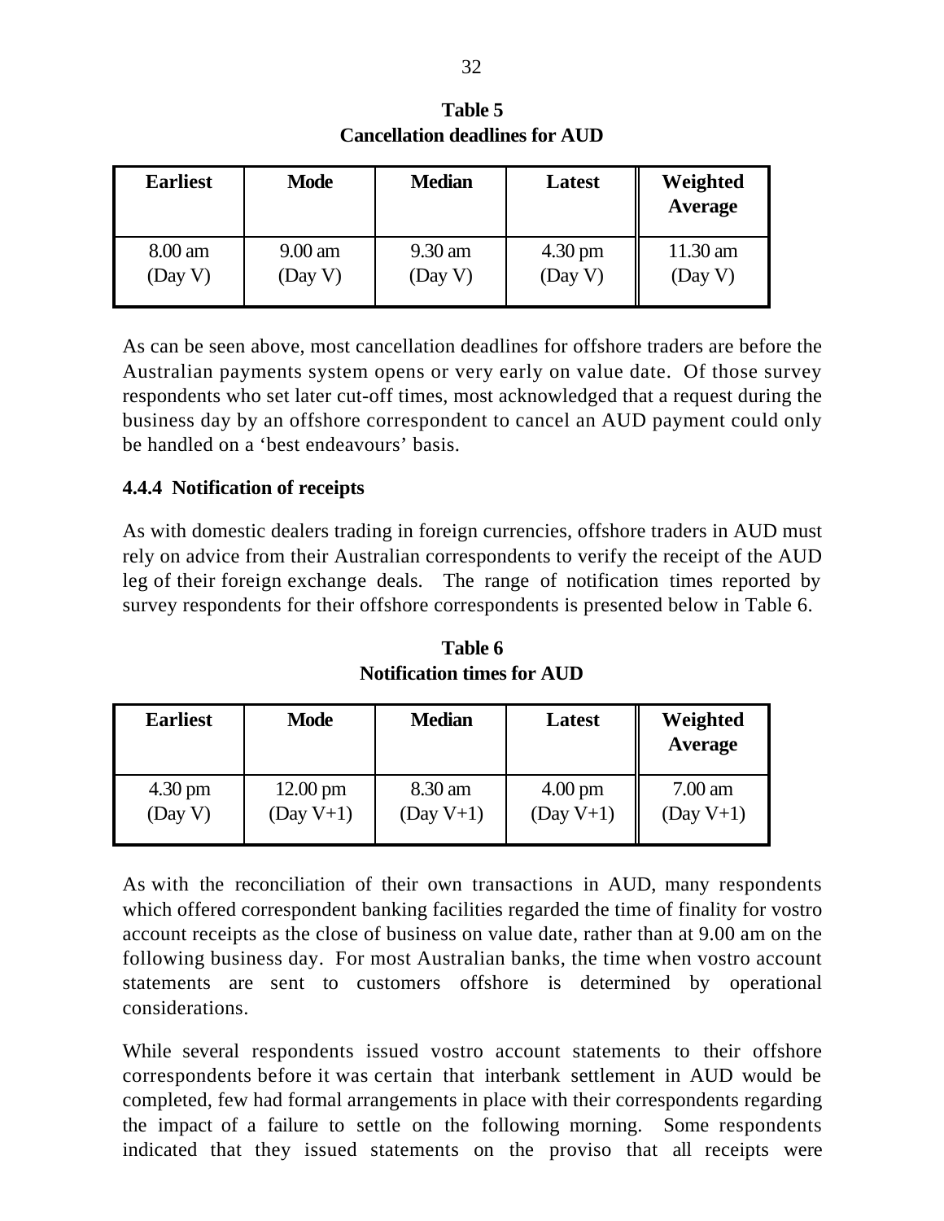**Table 5**
**Cancellation deadlines for AUD**

| Earliest | Mode | Median | Latest | Weighted Average |
|---|---|---|---|---|
| 8.00 am (Day V) | 9.00 am (Day V) | 9.30 am (Day V) | 4.30 pm (Day V) | 11.30 am (Day V) |

As can be seen above, most cancellation deadlines for offshore traders are before the Australian payments system opens or very early on value date. Of those survey respondents who set later cut-off times, most acknowledged that a request during the business day by an offshore correspondent to cancel an AUD payment could only be handled on a 'best endeavours' basis.

### 4.4.4 Notification of receipts

As with domestic dealers trading in foreign currencies, offshore traders in AUD must rely on advice from their Australian correspondents to verify the receipt of the AUD leg of their foreign exchange deals. The range of notification times reported by survey respondents for their offshore correspondents is presented below in Table 6.

**Table 6**
**Notification times for AUD**

| Earliest | Mode | Median | Latest | Weighted Average |
|---|---|---|---|---|
| 4.30 pm (Day V) | 12.00 pm (Day V+1) | 8.30 am (Day V+1) | 4.00 pm (Day V+1) | 7.00 am (Day V+1) |

As with the reconciliation of their own transactions in AUD, many respondents which offered correspondent banking facilities regarded the time of finality for vostro account receipts as the close of business on value date, rather than at 9.00 am on the following business day. For most Australian banks, the time when vostro account statements are sent to customers offshore is determined by operational considerations.

While several respondents issued vostro account statements to their offshore correspondents before it was certain that interbank settlement in AUD would be completed, few had formal arrangements in place with their correspondents regarding the impact of a failure to settle on the following morning. Some respondents indicated that they issued statements on the proviso that all receipts were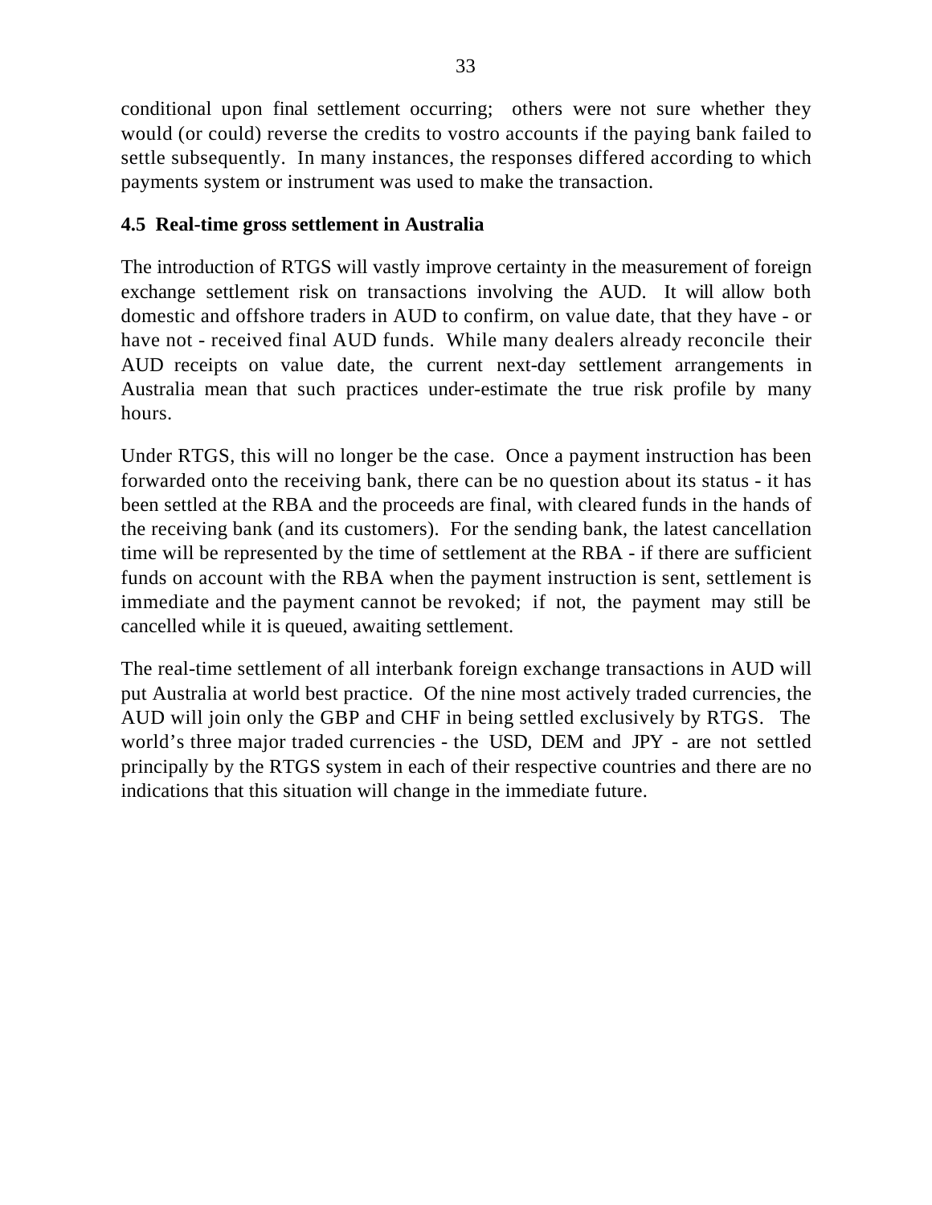conditional upon final settlement occurring; others were not sure whether they would (or could) reverse the credits to vostro accounts if the paying bank failed to settle subsequently. In many instances, the responses differed according to which payments system or instrument was used to make the transaction.

### 4.5 Real-time gross settlement in Australia

The introduction of RTGS will vastly improve certainty in the measurement of foreign exchange settlement risk on transactions involving the AUD. It will allow both domestic and offshore traders in AUD to confirm, on value date, that they have - or have not - received final AUD funds. While many dealers already reconcile their AUD receipts on value date, the current next-day settlement arrangements in Australia mean that such practices under-estimate the true risk profile by many hours.

Under RTGS, this will no longer be the case. Once a payment instruction has been forwarded onto the receiving bank, there can be no question about its status - it has been settled at the RBA and the proceeds are final, with cleared funds in the hands of the receiving bank (and its customers). For the sending bank, the latest cancellation time will be represented by the time of settlement at the RBA - if there are sufficient funds on account with the RBA when the payment instruction is sent, settlement is immediate and the payment cannot be revoked; if not, the payment may still be cancelled while it is queued, awaiting settlement.

The real-time settlement of all interbank foreign exchange transactions in AUD will put Australia at world best practice. Of the nine most actively traded currencies, the AUD will join only the GBP and CHF in being settled exclusively by RTGS. The world's three major traded currencies - the USD, DEM and JPY - are not settled principally by the RTGS system in each of their respective countries and there are no indications that this situation will change in the immediate future.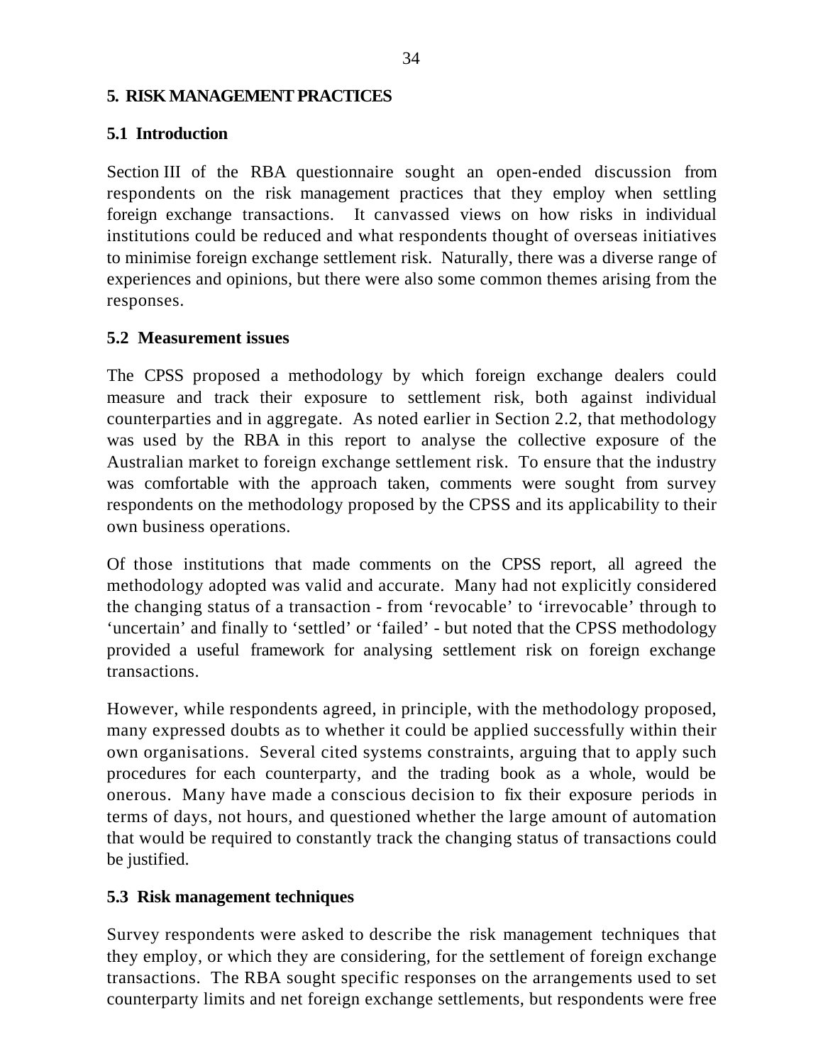## 5. RISK MANAGEMENT PRACTICES

### 5.1 Introduction

Section III of the RBA questionnaire sought an open-ended discussion from respondents on the risk management practices that they employ when settling foreign exchange transactions. It canvassed views on how risks in individual institutions could be reduced and what respondents thought of overseas initiatives to minimise foreign exchange settlement risk. Naturally, there was a diverse range of experiences and opinions, but there were also some common themes arising from the responses.

### 5.2 Measurement issues

The CPSS proposed a methodology by which foreign exchange dealers could measure and track their exposure to settlement risk, both against individual counterparties and in aggregate. As noted earlier in Section 2.2, that methodology was used by the RBA in this report to analyse the collective exposure of the Australian market to foreign exchange settlement risk. To ensure that the industry was comfortable with the approach taken, comments were sought from survey respondents on the methodology proposed by the CPSS and its applicability to their own business operations.

Of those institutions that made comments on the CPSS report, all agreed the methodology adopted was valid and accurate. Many had not explicitly considered the changing status of a transaction - from 'revocable' to 'irrevocable' through to 'uncertain' and finally to 'settled' or 'failed' - but noted that the CPSS methodology provided a useful framework for analysing settlement risk on foreign exchange transactions.

However, while respondents agreed, in principle, with the methodology proposed, many expressed doubts as to whether it could be applied successfully within their own organisations. Several cited systems constraints, arguing that to apply such procedures for each counterparty, and the trading book as a whole, would be onerous. Many have made a conscious decision to fix their exposure periods in terms of days, not hours, and questioned whether the large amount of automation that would be required to constantly track the changing status of transactions could be justified.

### 5.3 Risk management techniques

Survey respondents were asked to describe the risk management techniques that they employ, or which they are considering, for the settlement of foreign exchange transactions. The RBA sought specific responses on the arrangements used to set counterparty limits and net foreign exchange settlements, but respondents were free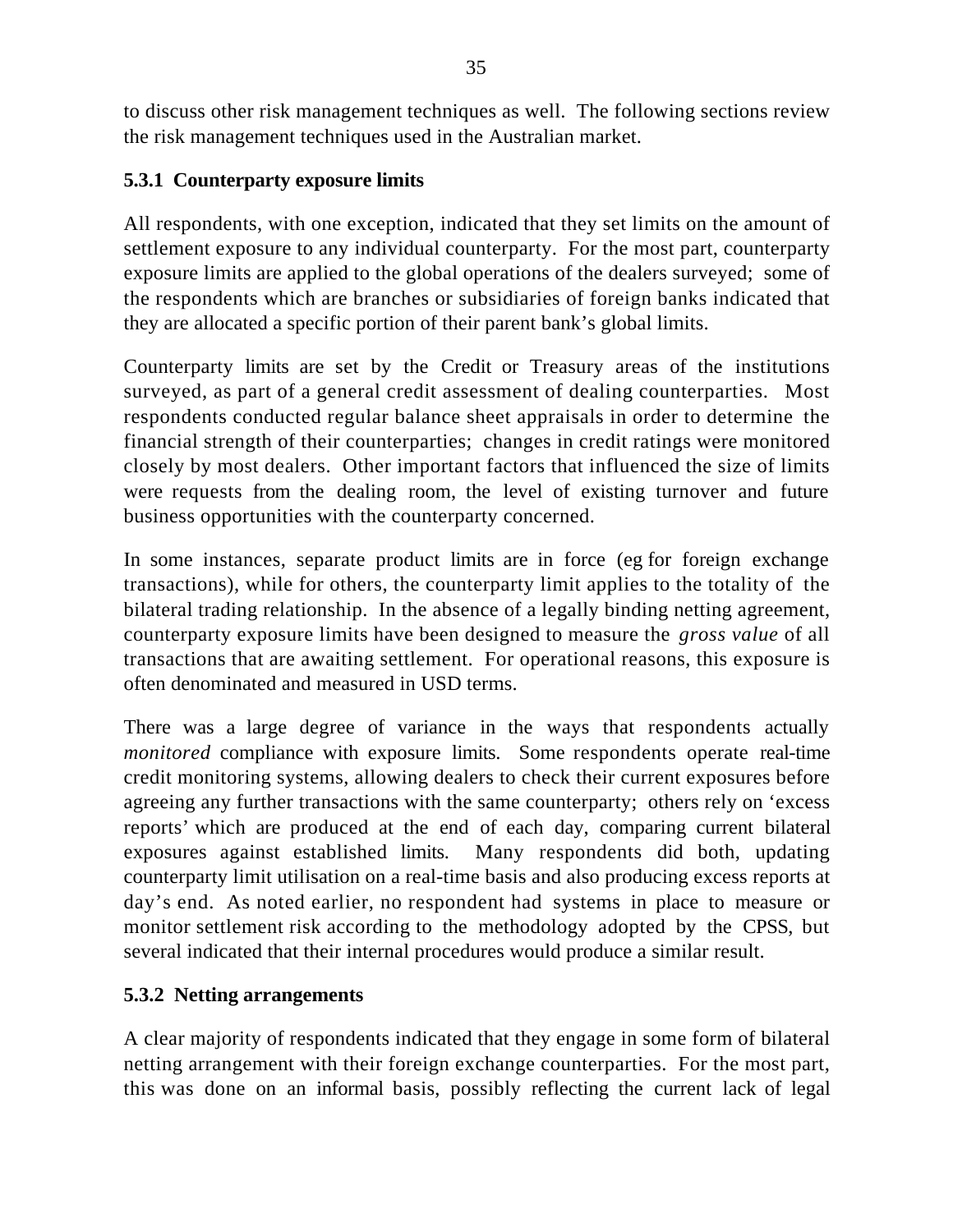to discuss other risk management techniques as well. The following sections review the risk management techniques used in the Australian market.

### 5.3.1 Counterparty exposure limits

All respondents, with one exception, indicated that they set limits on the amount of settlement exposure to any individual counterparty. For the most part, counterparty exposure limits are applied to the global operations of the dealers surveyed; some of the respondents which are branches or subsidiaries of foreign banks indicated that they are allocated a specific portion of their parent bank's global limits.

Counterparty limits are set by the Credit or Treasury areas of the institutions surveyed, as part of a general credit assessment of dealing counterparties. Most respondents conducted regular balance sheet appraisals in order to determine the financial strength of their counterparties; changes in credit ratings were monitored closely by most dealers. Other important factors that influenced the size of limits were requests from the dealing room, the level of existing turnover and future business opportunities with the counterparty concerned.

In some instances, separate product limits are in force (eg for foreign exchange transactions), while for others, the counterparty limit applies to the totality of the bilateral trading relationship. In the absence of a legally binding netting agreement, counterparty exposure limits have been designed to measure the *gross value* of all transactions that are awaiting settlement. For operational reasons, this exposure is often denominated and measured in USD terms.

There was a large degree of variance in the ways that respondents actually *monitored* compliance with exposure limits. Some respondents operate real-time credit monitoring systems, allowing dealers to check their current exposures before agreeing any further transactions with the same counterparty; others rely on 'excess reports' which are produced at the end of each day, comparing current bilateral exposures against established limits. Many respondents did both, updating counterparty limit utilisation on a real-time basis and also producing excess reports at day's end. As noted earlier, no respondent had systems in place to measure or monitor settlement risk according to the methodology adopted by the CPSS, but several indicated that their internal procedures would produce a similar result.

### 5.3.2 Netting arrangements

A clear majority of respondents indicated that they engage in some form of bilateral netting arrangement with their foreign exchange counterparties. For the most part, this was done on an informal basis, possibly reflecting the current lack of legal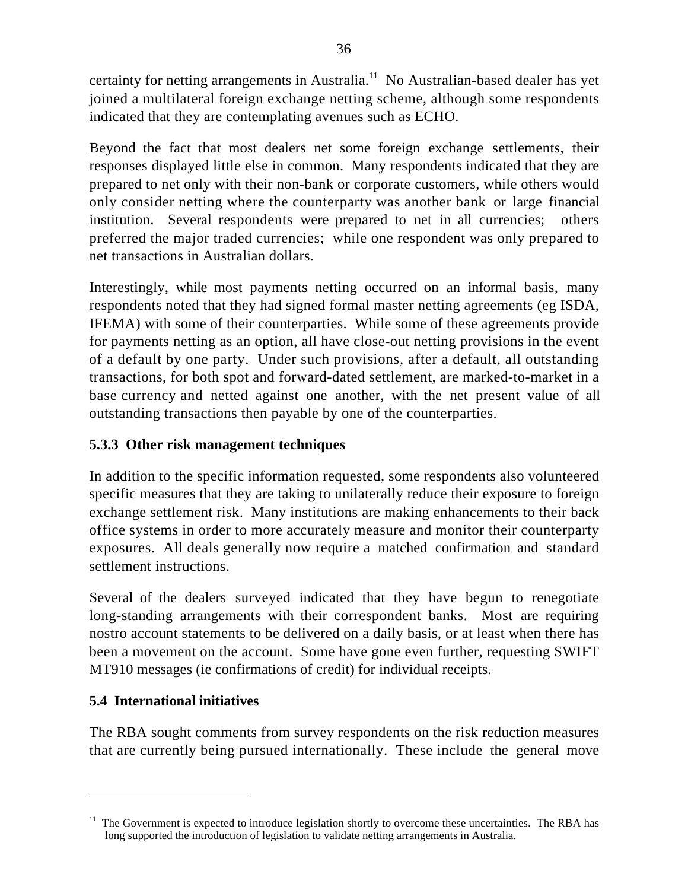certainty for netting arrangements in Australia.[11] No Australian-based dealer has yet joined a multilateral foreign exchange netting scheme, although some respondents indicated that they are contemplating avenues such as ECHO.

Beyond the fact that most dealers net some foreign exchange settlements, their responses displayed little else in common. Many respondents indicated that they are prepared to net only with their non-bank or corporate customers, while others would only consider netting where the counterparty was another bank or large financial institution. Several respondents were prepared to net in all currencies; others preferred the major traded currencies; while one respondent was only prepared to net transactions in Australian dollars.

Interestingly, while most payments netting occurred on an informal basis, many respondents noted that they had signed formal master netting agreements (eg ISDA, IFEMA) with some of their counterparties. While some of these agreements provide for payments netting as an option, all have close-out netting provisions in the event of a default by one party. Under such provisions, after a default, all outstanding transactions, for both spot and forward-dated settlement, are marked-to-market in a base currency and netted against one another, with the net present value of all outstanding transactions then payable by one of the counterparties.

### 5.3.3 Other risk management techniques

In addition to the specific information requested, some respondents also volunteered specific measures that they are taking to unilaterally reduce their exposure to foreign exchange settlement risk. Many institutions are making enhancements to their back office systems in order to more accurately measure and monitor their counterparty exposures. All deals generally now require a matched confirmation and standard settlement instructions.

Several of the dealers surveyed indicated that they have begun to renegotiate long-standing arrangements with their correspondent banks. Most are requiring nostro account statements to be delivered on a daily basis, or at least when there has been a movement on the account. Some have gone even further, requesting SWIFT MT910 messages (ie confirmations of credit) for individual receipts.

## 5.4 International initiatives

The RBA sought comments from survey respondents on the risk reduction measures that are currently being pursued internationally. These include the general move

---

[11] The Government is expected to introduce legislation shortly to overcome these uncertainties. The RBA has long supported the introduction of legislation to validate netting arrangements in Australia.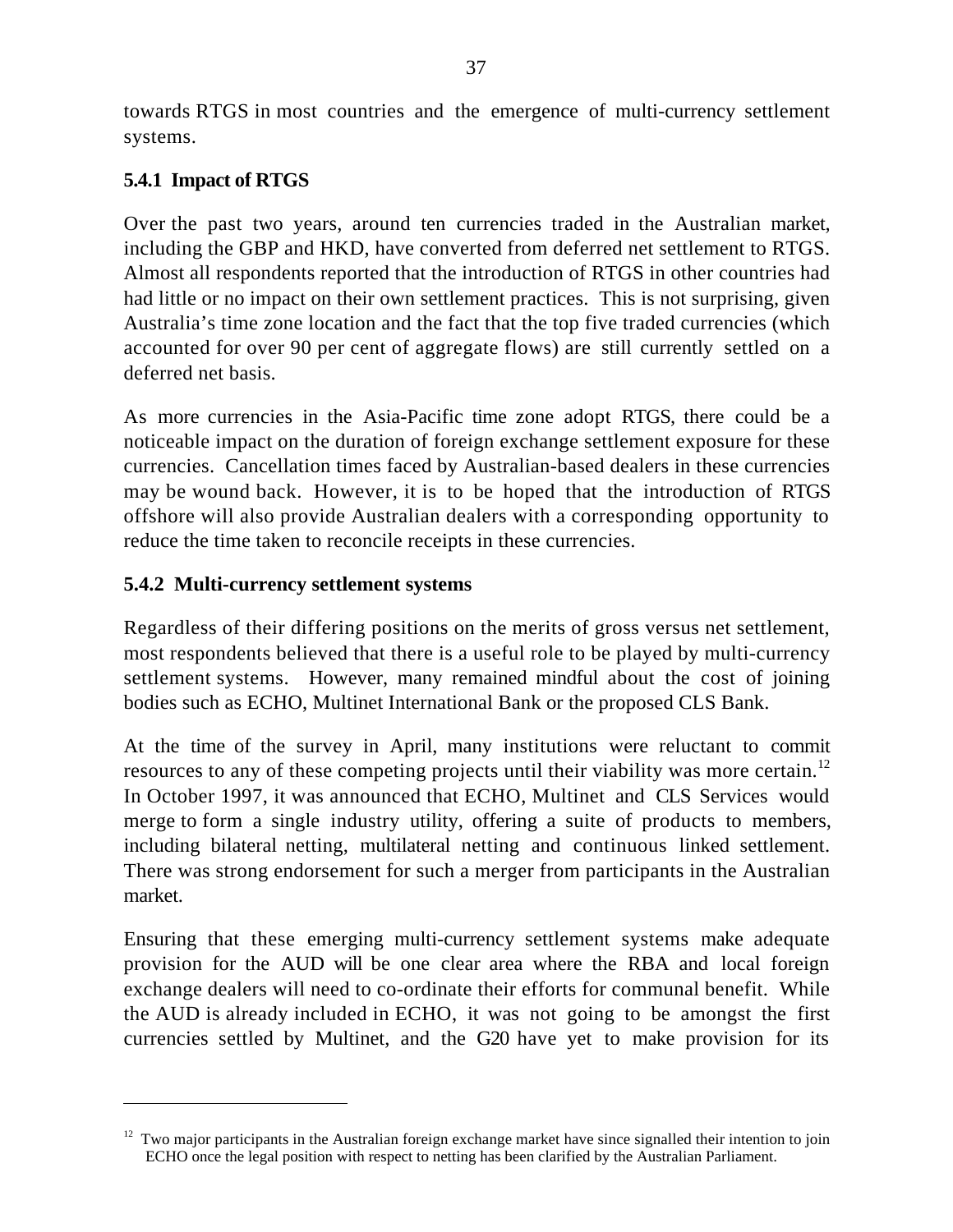towards RTGS in most countries and the emergence of multi-currency settlement systems.

### 5.4.1 Impact of RTGS

Over the past two years, around ten currencies traded in the Australian market, including the GBP and HKD, have converted from deferred net settlement to RTGS. Almost all respondents reported that the introduction of RTGS in other countries had had little or no impact on their own settlement practices. This is not surprising, given Australia's time zone location and the fact that the top five traded currencies (which accounted for over 90 per cent of aggregate flows) are still currently settled on a deferred net basis.

As more currencies in the Asia-Pacific time zone adopt RTGS, there could be a noticeable impact on the duration of foreign exchange settlement exposure for these currencies. Cancellation times faced by Australian-based dealers in these currencies may be wound back. However, it is to be hoped that the introduction of RTGS offshore will also provide Australian dealers with a corresponding opportunity to reduce the time taken to reconcile receipts in these currencies.

### 5.4.2 Multi-currency settlement systems

Regardless of their differing positions on the merits of gross versus net settlement, most respondents believed that there is a useful role to be played by multi-currency settlement systems. However, many remained mindful about the cost of joining bodies such as ECHO, Multinet International Bank or the proposed CLS Bank.

At the time of the survey in April, many institutions were reluctant to commit resources to any of these competing projects until their viability was more certain.[12] In October 1997, it was announced that ECHO, Multinet and CLS Services would merge to form a single industry utility, offering a suite of products to members, including bilateral netting, multilateral netting and continuous linked settlement. There was strong endorsement for such a merger from participants in the Australian market.

Ensuring that these emerging multi-currency settlement systems make adequate provision for the AUD will be one clear area where the RBA and local foreign exchange dealers will need to co-ordinate their efforts for communal benefit. While the AUD is already included in ECHO, it was not going to be amongst the first currencies settled by Multinet, and the G20 have yet to make provision for its

---

[12] Two major participants in the Australian foreign exchange market have since signalled their intention to join ECHO once the legal position with respect to netting has been clarified by the Australian Parliament.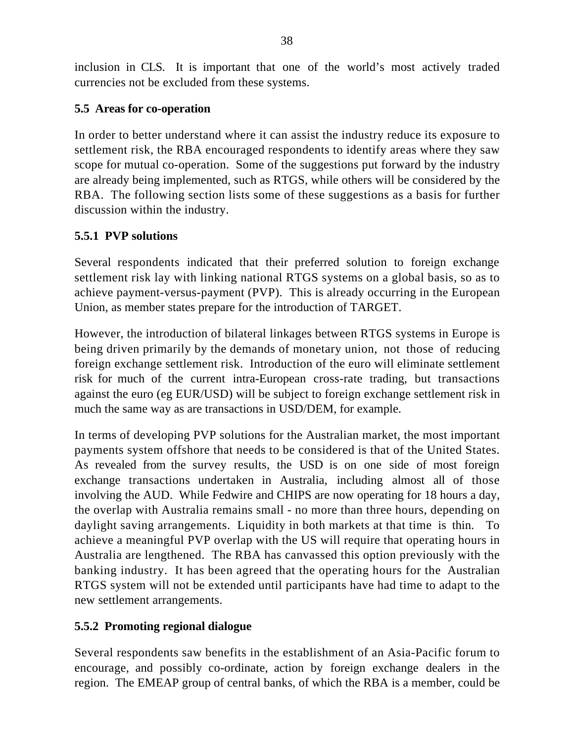inclusion in CLS. It is important that one of the world's most actively traded currencies not be excluded from these systems.

### 5.5 Areas for co-operation

In order to better understand where it can assist the industry reduce its exposure to settlement risk, the RBA encouraged respondents to identify areas where they saw scope for mutual co-operation. Some of the suggestions put forward by the industry are already being implemented, such as RTGS, while others will be considered by the RBA. The following section lists some of these suggestions as a basis for further discussion within the industry.

#### 5.5.1 PVP solutions

Several respondents indicated that their preferred solution to foreign exchange settlement risk lay with linking national RTGS systems on a global basis, so as to achieve payment-versus-payment (PVP). This is already occurring in the European Union, as member states prepare for the introduction of TARGET.

However, the introduction of bilateral linkages between RTGS systems in Europe is being driven primarily by the demands of monetary union, not those of reducing foreign exchange settlement risk. Introduction of the euro will eliminate settlement risk for much of the current intra-European cross-rate trading, but transactions against the euro (eg EUR/USD) will be subject to foreign exchange settlement risk in much the same way as are transactions in USD/DEM, for example.

In terms of developing PVP solutions for the Australian market, the most important payments system offshore that needs to be considered is that of the United States. As revealed from the survey results, the USD is on one side of most foreign exchange transactions undertaken in Australia, including almost all of those involving the AUD. While Fedwire and CHIPS are now operating for 18 hours a day, the overlap with Australia remains small - no more than three hours, depending on daylight saving arrangements. Liquidity in both markets at that time is thin. To achieve a meaningful PVP overlap with the US will require that operating hours in Australia are lengthened. The RBA has canvassed this option previously with the banking industry. It has been agreed that the operating hours for the Australian RTGS system will not be extended until participants have had time to adapt to the new settlement arrangements.

#### 5.5.2 Promoting regional dialogue

Several respondents saw benefits in the establishment of an Asia-Pacific forum to encourage, and possibly co-ordinate, action by foreign exchange dealers in the region. The EMEAP group of central banks, of which the RBA is a member, could be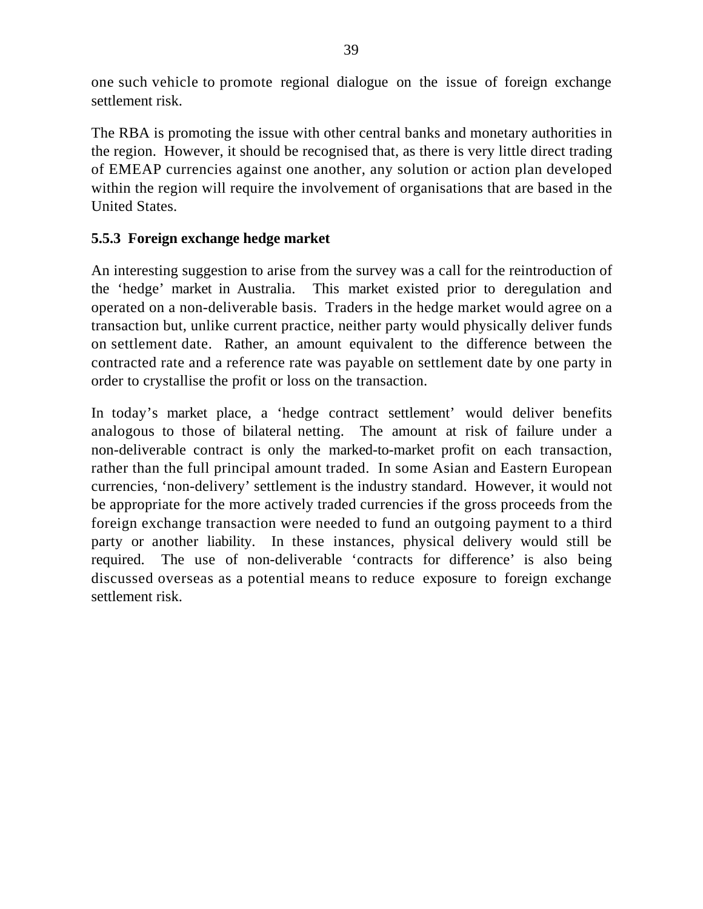one such vehicle to promote regional dialogue on the issue of foreign exchange settlement risk.

The RBA is promoting the issue with other central banks and monetary authorities in the region. However, it should be recognised that, as there is very little direct trading of EMEAP currencies against one another, any solution or action plan developed within the region will require the involvement of organisations that are based in the United States.

### 5.5.3 Foreign exchange hedge market

An interesting suggestion to arise from the survey was a call for the reintroduction of the 'hedge' market in Australia. This market existed prior to deregulation and operated on a non-deliverable basis. Traders in the hedge market would agree on a transaction but, unlike current practice, neither party would physically deliver funds on settlement date. Rather, an amount equivalent to the difference between the contracted rate and a reference rate was payable on settlement date by one party in order to crystallise the profit or loss on the transaction.

In today's market place, a 'hedge contract settlement' would deliver benefits analogous to those of bilateral netting. The amount at risk of failure under a non-deliverable contract is only the marked-to-market profit on each transaction, rather than the full principal amount traded. In some Asian and Eastern European currencies, 'non-delivery' settlement is the industry standard. However, it would not be appropriate for the more actively traded currencies if the gross proceeds from the foreign exchange transaction were needed to fund an outgoing payment to a third party or another liability. In these instances, physical delivery would still be required. The use of non-deliverable 'contracts for difference' is also being discussed overseas as a potential means to reduce exposure to foreign exchange settlement risk.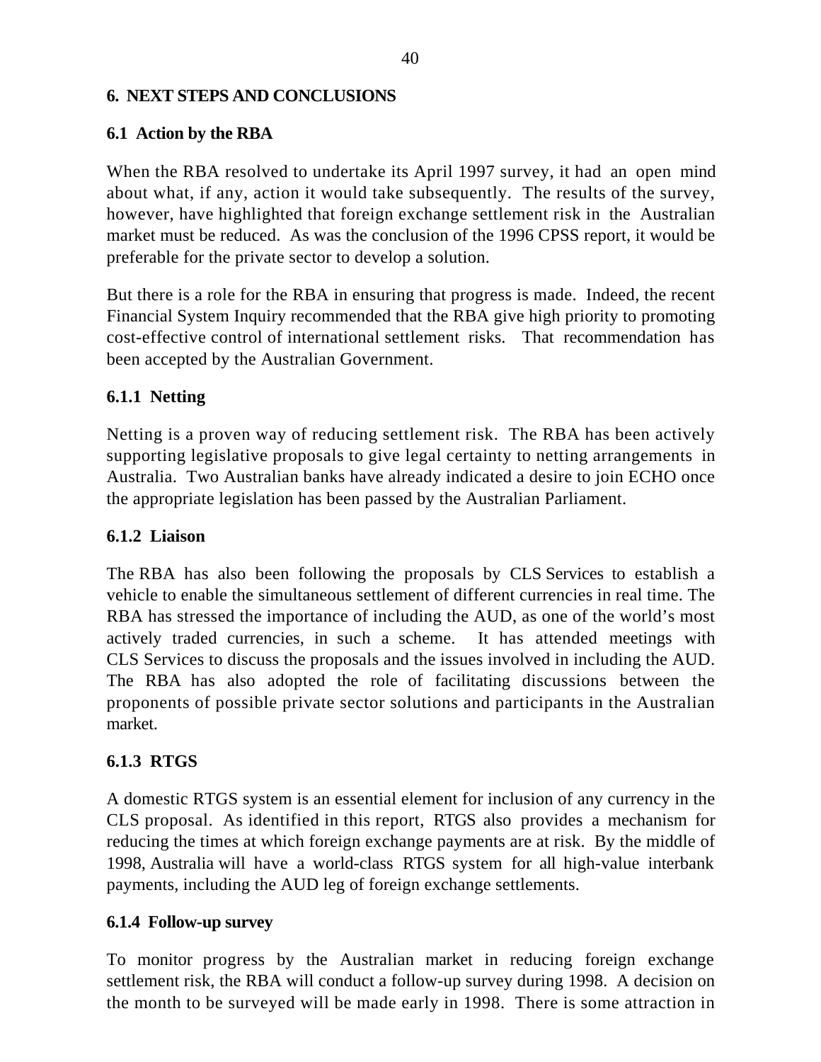# 6. NEXT STEPS AND CONCLUSIONS

## 6.1 Action by the RBA

When the RBA resolved to undertake its April 1997 survey, it had an open mind about what, if any, action it would take subsequently. The results of the survey, however, have highlighted that foreign exchange settlement risk in the Australian market must be reduced. As was the conclusion of the 1996 CPSS report, it would be preferable for the private sector to develop a solution.

But there is a role for the RBA in ensuring that progress is made. Indeed, the recent Financial System Inquiry recommended that the RBA give high priority to promoting cost-effective control of international settlement risks. That recommendation has been accepted by the Australian Government.

### 6.1.1 Netting

Netting is a proven way of reducing settlement risk. The RBA has been actively supporting legislative proposals to give legal certainty to netting arrangements in Australia. Two Australian banks have already indicated a desire to join ECHO once the appropriate legislation has been passed by the Australian Parliament.

### 6.1.2 Liaison

The RBA has also been following the proposals by CLS Services to establish a vehicle to enable the simultaneous settlement of different currencies in real time. The RBA has stressed the importance of including the AUD, as one of the world's most actively traded currencies, in such a scheme. It has attended meetings with CLS Services to discuss the proposals and the issues involved in including the AUD. The RBA has also adopted the role of facilitating discussions between the proponents of possible private sector solutions and participants in the Australian market.

### 6.1.3 RTGS

A domestic RTGS system is an essential element for inclusion of any currency in the CLS proposal. As identified in this report, RTGS also provides a mechanism for reducing the times at which foreign exchange payments are at risk. By the middle of 1998, Australia will have a world-class RTGS system for all high-value interbank payments, including the AUD leg of foreign exchange settlements.

### 6.1.4 Follow-up survey

To monitor progress by the Australian market in reducing foreign exchange settlement risk, the RBA will conduct a follow-up survey during 1998. A decision on the month to be surveyed will be made early in 1998. There is some attraction in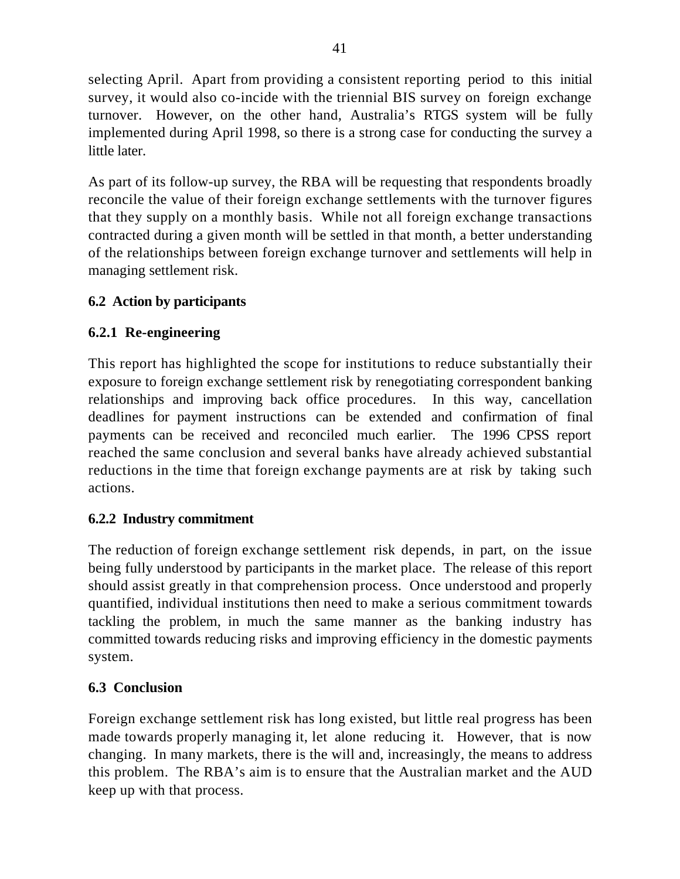selecting April. Apart from providing a consistent reporting period to this initial survey, it would also co-incide with the triennial BIS survey on foreign exchange turnover. However, on the other hand, Australia's RTGS system will be fully implemented during April 1998, so there is a strong case for conducting the survey a little later.

As part of its follow-up survey, the RBA will be requesting that respondents broadly reconcile the value of their foreign exchange settlements with the turnover figures that they supply on a monthly basis. While not all foreign exchange transactions contracted during a given month will be settled in that month, a better understanding of the relationships between foreign exchange turnover and settlements will help in managing settlement risk.

## 6.2 Action by participants

### 6.2.1 Re-engineering

This report has highlighted the scope for institutions to reduce substantially their exposure to foreign exchange settlement risk by renegotiating correspondent banking relationships and improving back office procedures. In this way, cancellation deadlines for payment instructions can be extended and confirmation of final payments can be received and reconciled much earlier. The 1996 CPSS report reached the same conclusion and several banks have already achieved substantial reductions in the time that foreign exchange payments are at risk by taking such actions.

### 6.2.2 Industry commitment

The reduction of foreign exchange settlement risk depends, in part, on the issue being fully understood by participants in the market place. The release of this report should assist greatly in that comprehension process. Once understood and properly quantified, individual institutions then need to make a serious commitment towards tackling the problem, in much the same manner as the banking industry has committed towards reducing risks and improving efficiency in the domestic payments system.

## 6.3 Conclusion

Foreign exchange settlement risk has long existed, but little real progress has been made towards properly managing it, let alone reducing it. However, that is now changing. In many markets, there is the will and, increasingly, the means to address this problem. The RBA's aim is to ensure that the Australian market and the AUD keep up with that process.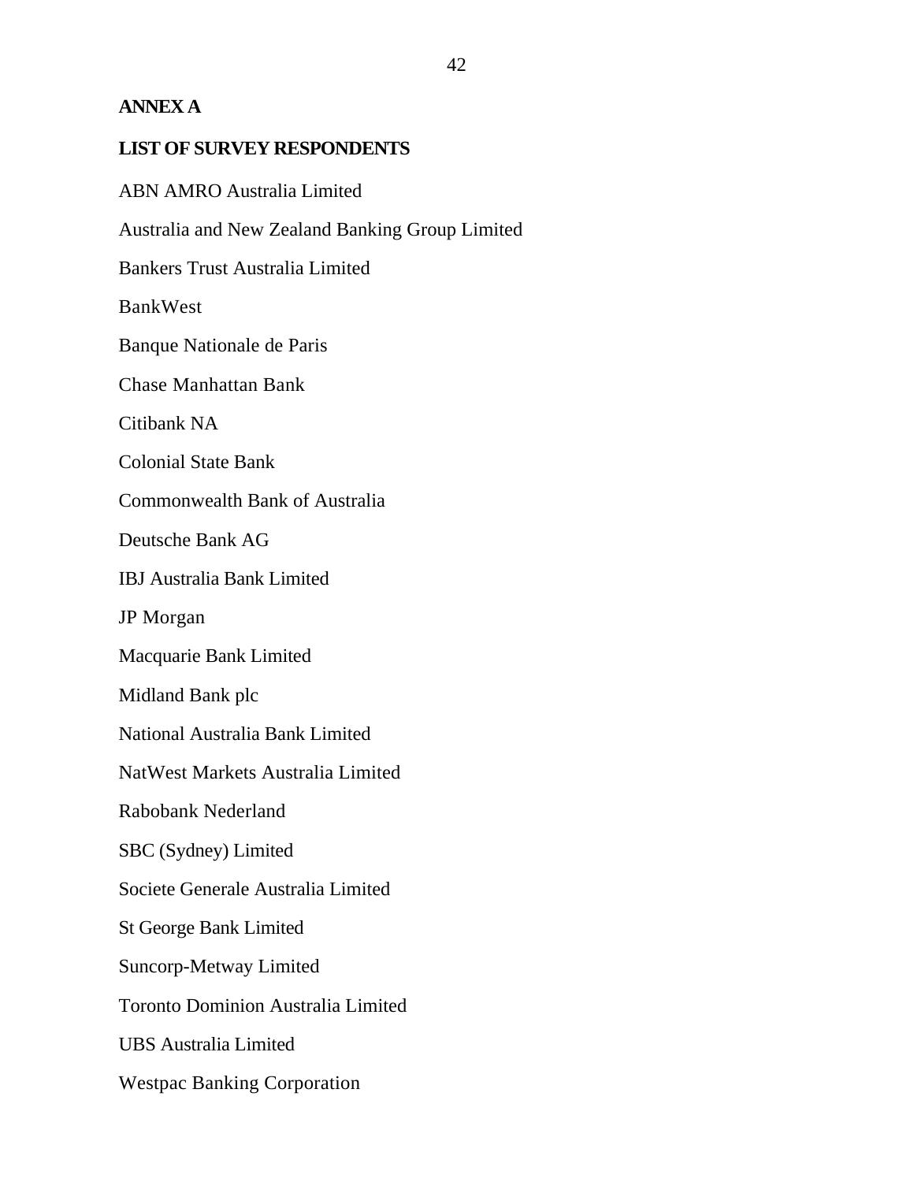## ANNEX A

## LIST OF SURVEY RESPONDENTS

ABN AMRO Australia Limited

Australia and New Zealand Banking Group Limited

Bankers Trust Australia Limited

BankWest

Banque Nationale de Paris

Chase Manhattan Bank

Citibank NA

Colonial State Bank

Commonwealth Bank of Australia

Deutsche Bank AG

IBJ Australia Bank Limited

JP Morgan

Macquarie Bank Limited

Midland Bank plc

National Australia Bank Limited

NatWest Markets Australia Limited

Rabobank Nederland

SBC (Sydney) Limited

Societe Generale Australia Limited

St George Bank Limited

Suncorp-Metway Limited

Toronto Dominion Australia Limited

UBS Australia Limited

Westpac Banking Corporation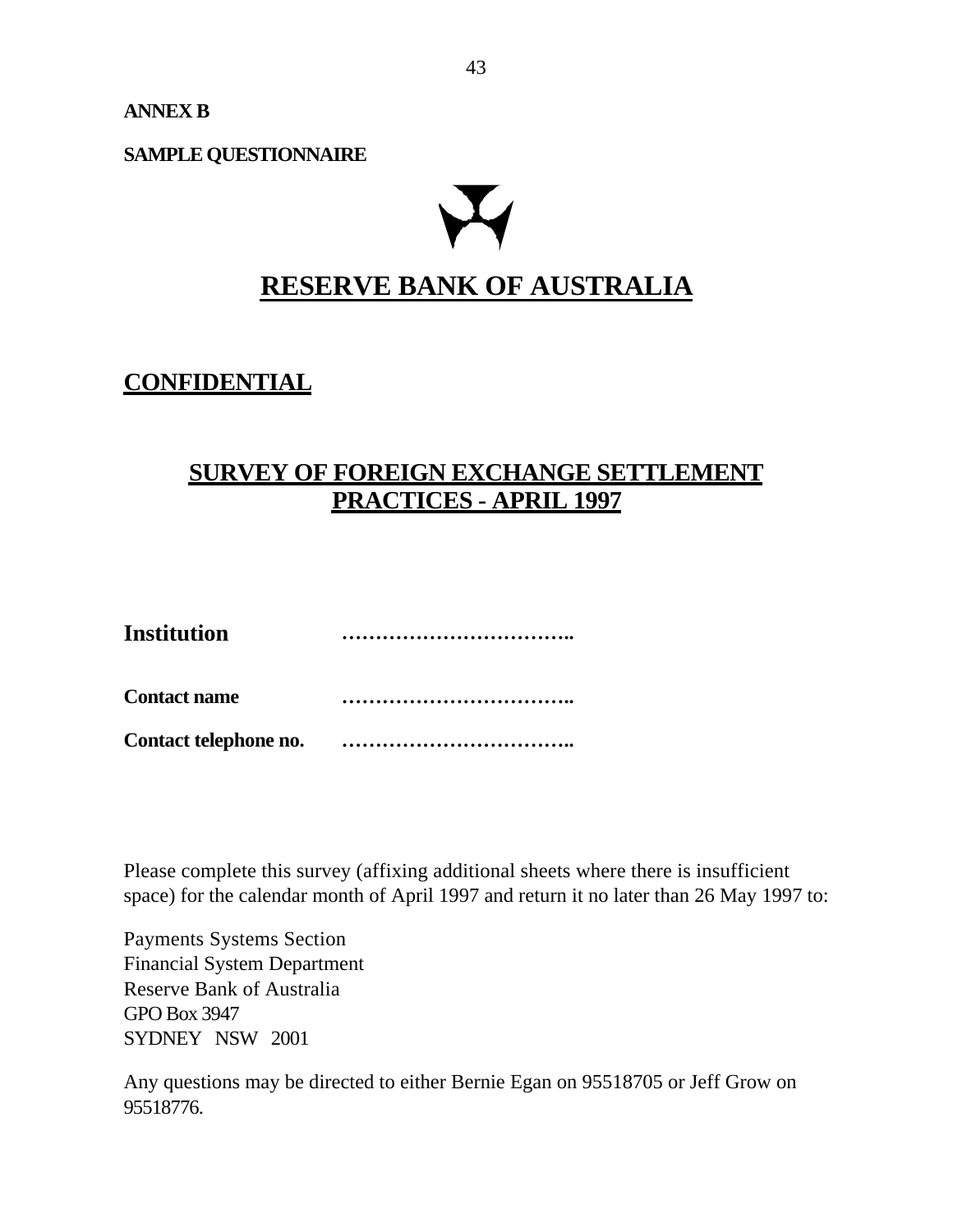**ANNEX B**

**SAMPLE QUESTIONNAIRE**

# RESERVE BANK OF AUSTRALIA

## CONFIDENTIAL

## SURVEY OF FOREIGN EXCHANGE SETTLEMENT PRACTICES - APRIL 1997

**Institution** ……………………………..

**Contact name** ……………………………..

**Contact telephone no.** ……………………………..

Please complete this survey (affixing additional sheets where there is insufficient space) for the calendar month of April 1997 and return it no later than 26 May 1997 to:

Payments Systems Section
Financial System Department
Reserve Bank of Australia
GPO Box 3947
SYDNEY NSW 2001

Any questions may be directed to either Bernie Egan on 95518705 or Jeff Grow on 95518776.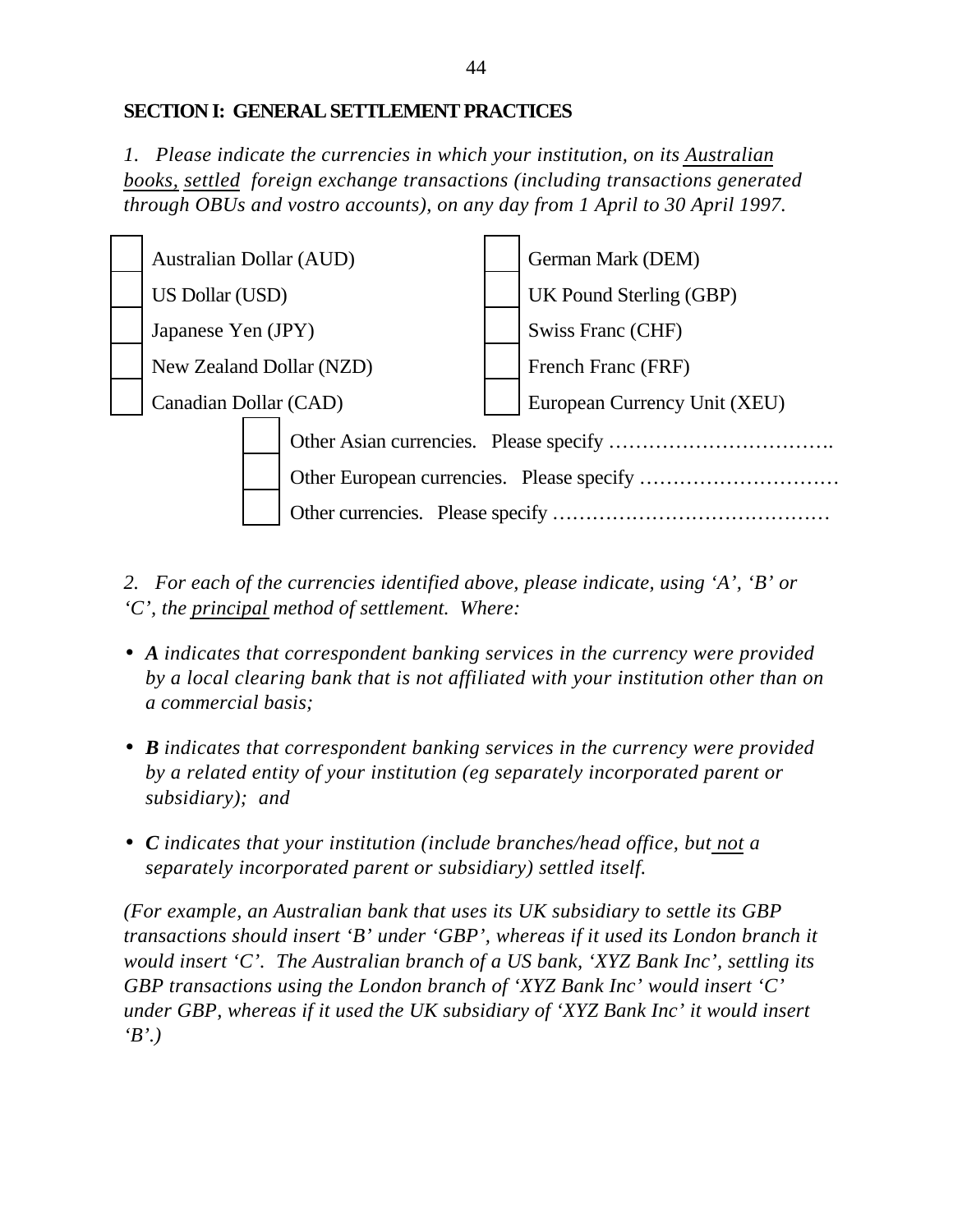## SECTION I: GENERAL SETTLEMENT PRACTICES

*1. Please indicate the currencies in which your institution, on its <u>Australian books</u>, <u>settled</u> foreign exchange transactions (including transactions generated through OBUs and vostro accounts), on any day from 1 April to 30 April 1997.*

| | | | |
|---|---|---|---|
| ☐ | Australian Dollar (AUD) | ☐ | German Mark (DEM) |
| ☐ | US Dollar (USD) | ☐ | UK Pound Sterling (GBP) |
| ☐ | Japanese Yen (JPY) | ☐ | Swiss Franc (CHF) |
| ☐ | New Zealand Dollar (NZD) | ☐ | French Franc (FRF) |
| ☐ | Canadian Dollar (CAD) | ☐ | European Currency Unit (XEU) |

☐ Other Asian currencies. Please specify …………………………….

☐ Other European currencies. Please specify …………………………

☐ Other currencies. Please specify ……………………………………

*2. For each of the currencies identified above, please indicate, using 'A', 'B' or 'C', the <u>principal</u> method of settlement. Where:*

- ***A** indicates that correspondent banking services in the currency were provided by a local clearing bank that is not affiliated with your institution other than on a commercial basis;*
- ***B** indicates that correspondent banking services in the currency were provided by a related entity of your institution (eg separately incorporated parent or subsidiary); and*
- ***C** indicates that your institution (include branches/head office, but <u>not</u> a separately incorporated parent or subsidiary) settled itself.*

*(For example, an Australian bank that uses its UK subsidiary to settle its GBP transactions should insert 'B' under 'GBP', whereas if it used its London branch it would insert 'C'. The Australian branch of a US bank, 'XYZ Bank Inc', settling its GBP transactions using the London branch of 'XYZ Bank Inc' would insert 'C' under GBP, whereas if it used the UK subsidiary of 'XYZ Bank Inc' it would insert 'B'.)*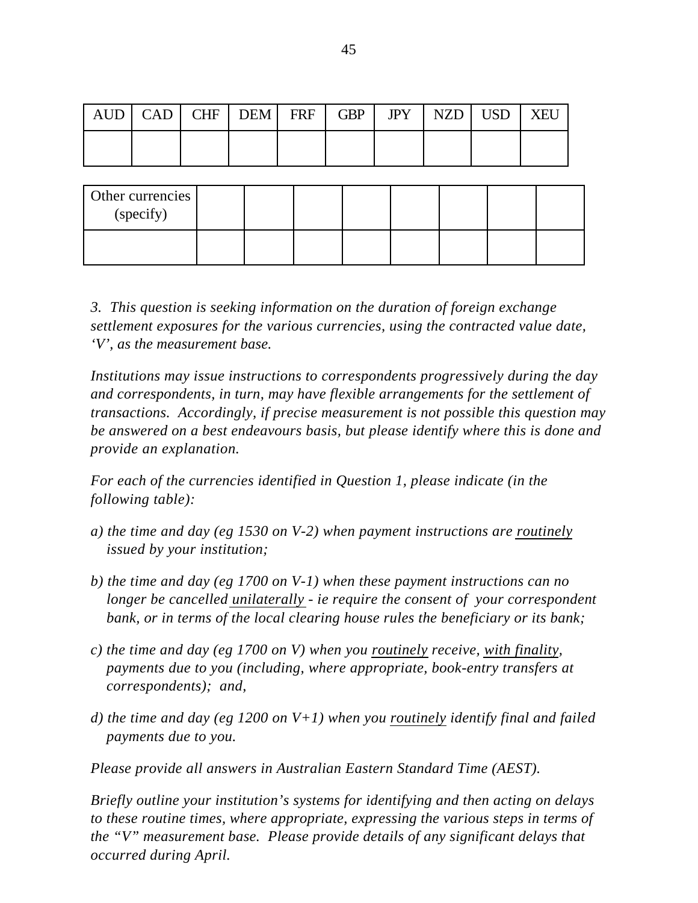| AUD | CAD | CHF | DEM | FRF | GBP | JPY | NZD | USD | XEU |
|---|---|---|---|---|---|---|---|---|---|
| | | | | | | | | | |

| Other currencies (specify) | | | | | | | | |
|---|---|---|---|---|---|---|---|---|
| | | | | | | | | |

*3. This question is seeking information on the duration of foreign exchange settlement exposures for the various currencies, using the contracted value date, 'V', as the measurement base.*

*Institutions may issue instructions to correspondents progressively during the day and correspondents, in turn, may have flexible arrangements for the settlement of transactions. Accordingly, if precise measurement is not possible this question may be answered on a best endeavours basis, but please identify where this is done and provide an explanation.*

*For each of the currencies identified in Question 1, please indicate (in the following table):*

*a) the time and day (eg 1530 on V-2) when payment instructions are <u>routinely</u> issued by your institution;*

*b) the time and day (eg 1700 on V-1) when these payment instructions can no longer be cancelled <u>unilaterally</u> - ie require the consent of your correspondent bank, or in terms of the local clearing house rules the beneficiary or its bank;*

*c) the time and day (eg 1700 on V) when you <u>routinely</u> receive, <u>with finality</u>, payments due to you (including, where appropriate, book-entry transfers at correspondents); and,*

*d) the time and day (eg 1200 on V+1) when you <u>routinely</u> identify final and failed payments due to you.*

*Please provide all answers in Australian Eastern Standard Time (AEST).*

*Briefly outline your institution's systems for identifying and then acting on delays to these routine times, where appropriate, expressing the various steps in terms of the "V" measurement base. Please provide details of any significant delays that occurred during April.*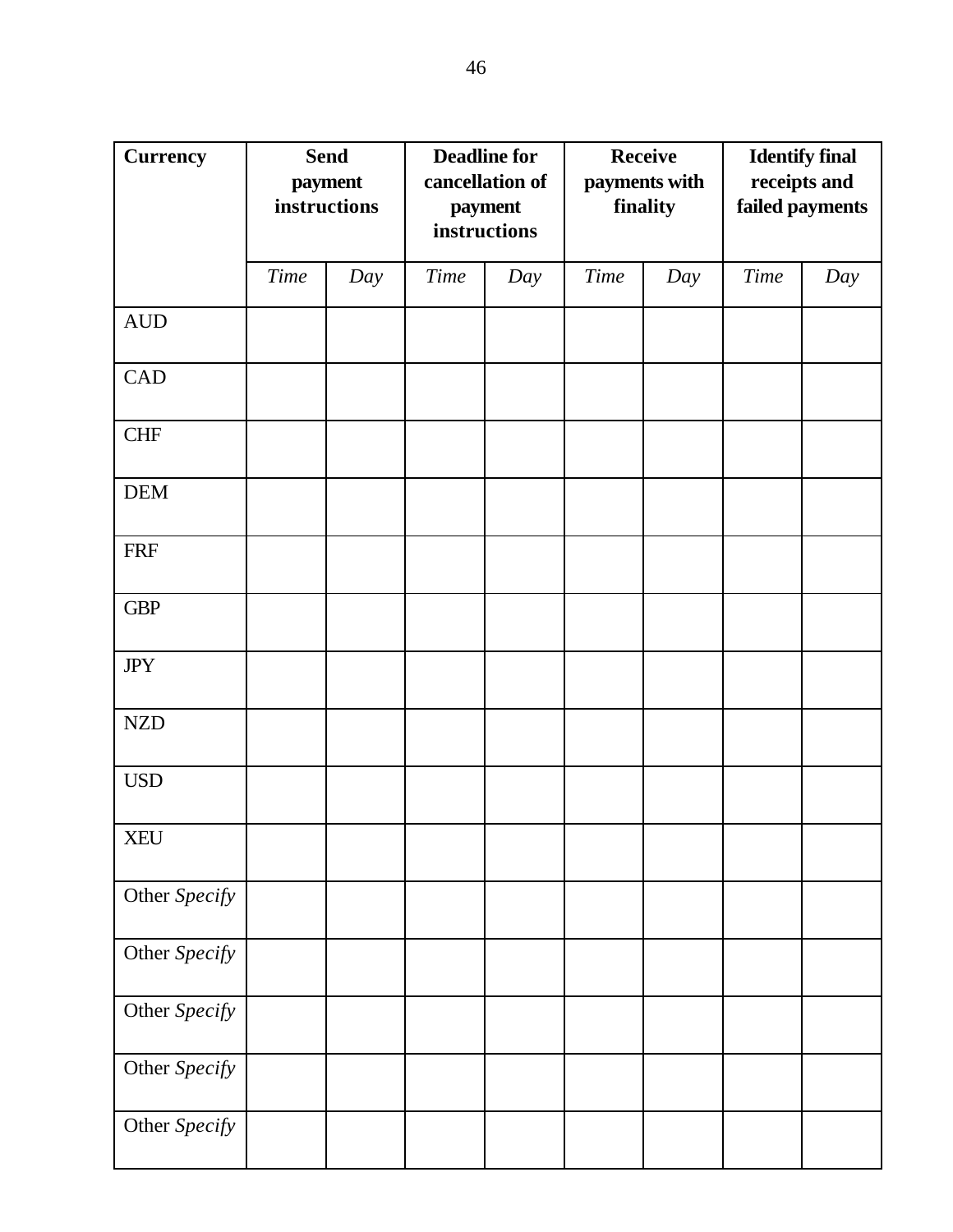| **Currency** | **Send payment instructions** | | **Deadline for cancellation of payment instructions** | | **Receive payments with finality** | | **Identify final receipts and failed payments** | |
|---|---|---|---|---|---|---|---|---|
| | *Time* | *Day* | *Time* | *Day* | *Time* | *Day* | *Time* | *Day* |
| AUD | | | | | | | | |
| CAD | | | | | | | | |
| CHF | | | | | | | | |
| DEM | | | | | | | | |
| FRF | | | | | | | | |
| GBP | | | | | | | | |
| JPY | | | | | | | | |
| NZD | | | | | | | | |
| USD | | | | | | | | |
| XEU | | | | | | | | |
| Other *Specify* | | | | | | | | |
| Other *Specify* | | | | | | | | |
| Other *Specify* | | | | | | | | |
| Other *Specify* | | | | | | | | |
| Other *Specify* | | | | | | | | |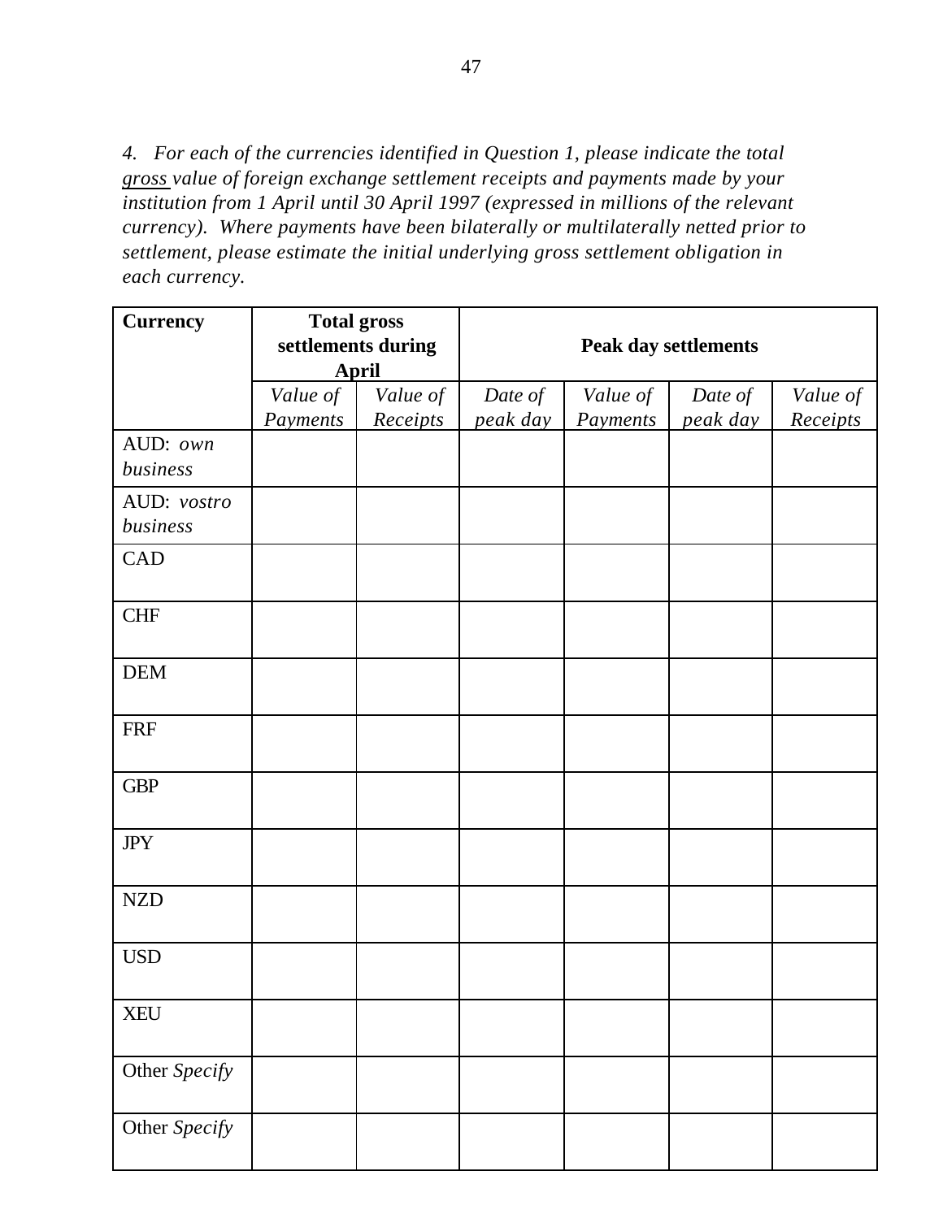*4. For each of the currencies identified in Question 1, please indicate the total <u>gross</u> value of foreign exchange settlement receipts and payments made by your institution from 1 April until 30 April 1997 (expressed in millions of the relevant currency). Where payments have been bilaterally or multilaterally netted prior to settlement, please estimate the initial underlying gross settlement obligation in each currency.*

| **Currency** | **Total gross settlements during April** | | **Peak day settlements** | | | |
|---|---|---|---|---|---|---|
| | *Value of Payments* | *Value of Receipts* | *Date of peak day* | *Value of Payments* | *Date of peak day* | *Value of Receipts* |
| AUD: *own business* | | | | | | |
| AUD: *vostro business* | | | | | | |
| CAD | | | | | | |
| CHF | | | | | | |
| DEM | | | | | | |
| FRF | | | | | | |
| GBP | | | | | | |
| JPY | | | | | | |
| NZD | | | | | | |
| USD | | | | | | |
| XEU | | | | | | |
| Other *Specify* | | | | | | |
| Other *Specify* | | | | | | |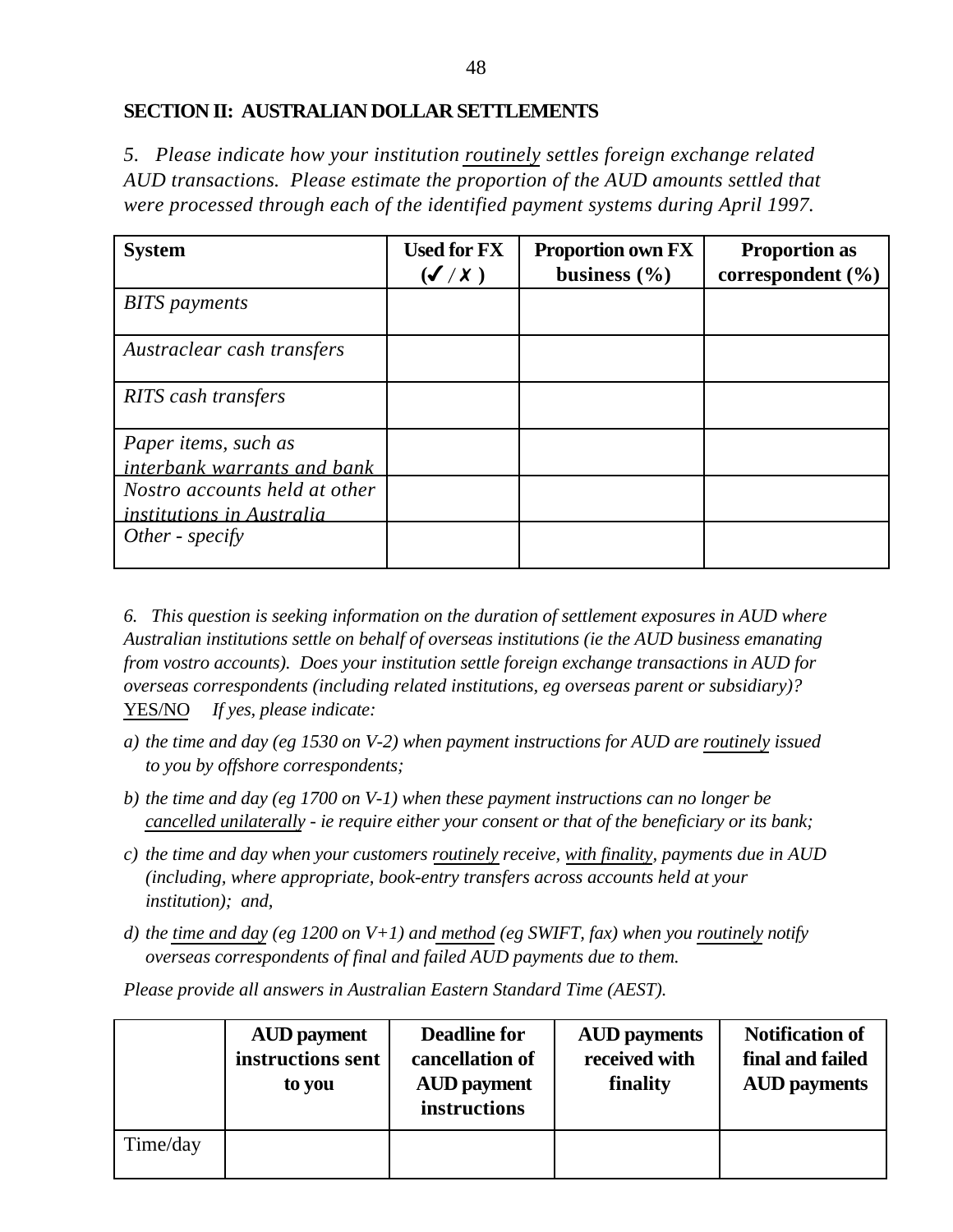## SECTION II: AUSTRALIAN DOLLAR SETTLEMENTS

*5. Please indicate how your institution routinely settles foreign exchange related AUD transactions. Please estimate the proportion of the AUD amounts settled that were processed through each of the identified payment systems during April 1997.*

| System | Used for FX (✔ / ✗ ) | Proportion own FX business (%) | Proportion as correspondent (%) |
|---|---|---|---|
| *BITS payments* | | | |
| *Austraclear cash transfers* | | | |
| *RITS cash transfers* | | | |
| *Paper items, such as interbank warrants and bank* | | | |
| *Nostro accounts held at other institutions in Australia* | | | |
| *Other - specify* | | | |

*6. This question is seeking information on the duration of settlement exposures in AUD where Australian institutions settle on behalf of overseas institutions (ie the AUD business emanating from vostro accounts). Does your institution settle foreign exchange transactions in AUD for overseas correspondents (including related institutions, eg overseas parent or subsidiary)?*
YES/NO *If yes, please indicate:*

*a) the time and day (eg 1530 on V-2) when payment instructions for AUD are routinely issued to you by offshore correspondents;*

*b) the time and day (eg 1700 on V-1) when these payment instructions can no longer be cancelled unilaterally - ie require either your consent or that of the beneficiary or its bank;*

*c) the time and day when your customers routinely receive, with finality, payments due in AUD (including, where appropriate, book-entry transfers across accounts held at your institution); and,*

*d) the time and day (eg 1200 on V+1) and method (eg SWIFT, fax) when you routinely notify overseas correspondents of final and failed AUD payments due to them.*

*Please provide all answers in Australian Eastern Standard Time (AEST).*

| | AUD payment instructions sent to you | Deadline for cancellation of AUD payment instructions | AUD payments received with finality | Notification of final and failed AUD payments |
|---|---|---|---|---|
| Time/day | | | | |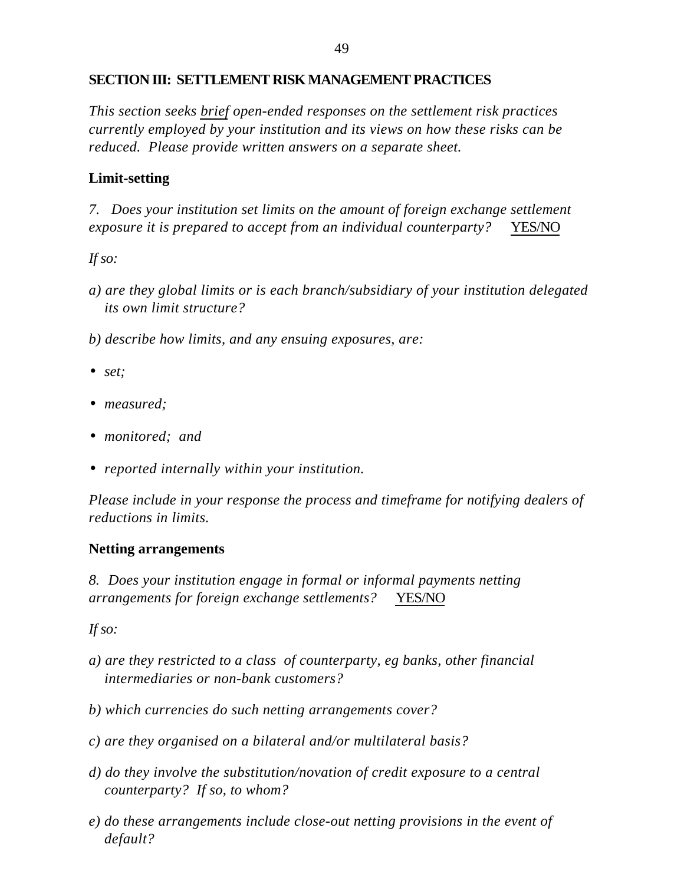## SECTION III: SETTLEMENT RISK MANAGEMENT PRACTICES

*This section seeks brief open-ended responses on the settlement risk practices currently employed by your institution and its views on how these risks can be reduced. Please provide written answers on a separate sheet.*

### Limit-setting

*7. Does your institution set limits on the amount of foreign exchange settlement exposure it is prepared to accept from an individual counterparty?* YES/NO

*If so:*

*a) are they global limits or is each branch/subsidiary of your institution delegated its own limit structure?*

*b) describe how limits, and any ensuing exposures, are:*

- *set;*
- *measured;*
- *monitored; and*
- *reported internally within your institution.*

*Please include in your response the process and timeframe for notifying dealers of reductions in limits.*

### Netting arrangements

*8. Does your institution engage in formal or informal payments netting arrangements for foreign exchange settlements?* YES/NO

*If so:*

*a) are they restricted to a class of counterparty, eg banks, other financial intermediaries or non-bank customers?*

*b) which currencies do such netting arrangements cover?*

*c) are they organised on a bilateral and/or multilateral basis?*

*d) do they involve the substitution/novation of credit exposure to a central counterparty? If so, to whom?*

*e) do these arrangements include close-out netting provisions in the event of default?*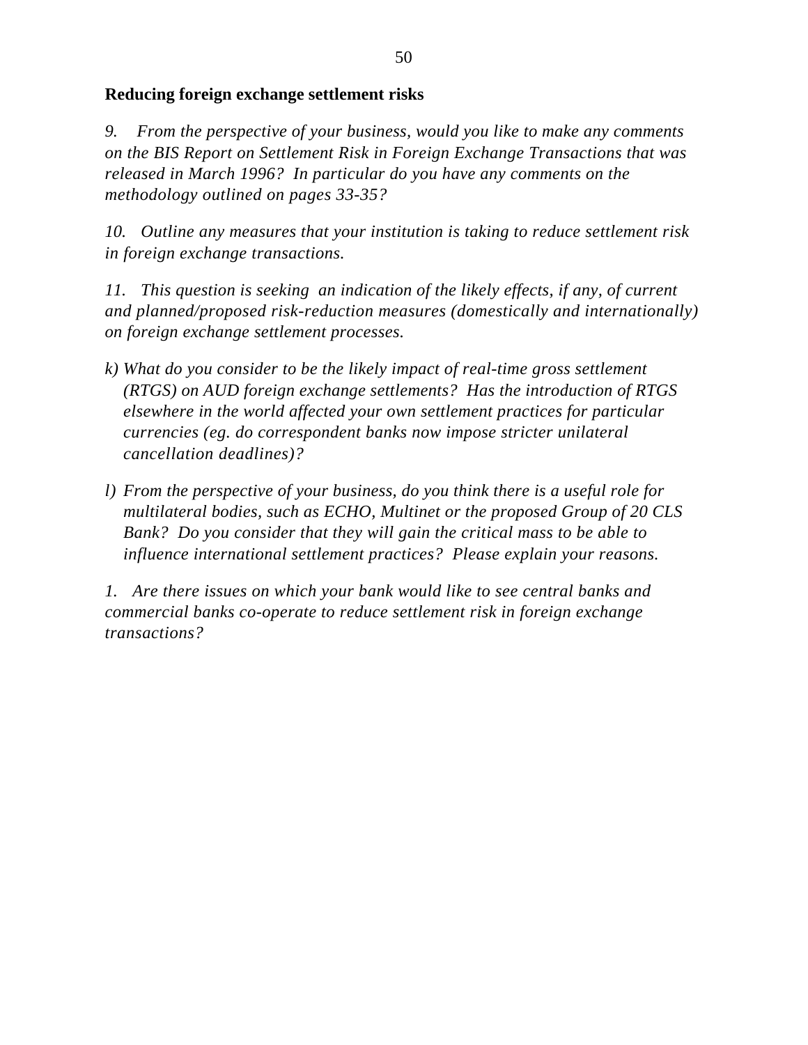**Reducing foreign exchange settlement risks**

*9. From the perspective of your business, would you like to make any comments on the BIS Report on Settlement Risk in Foreign Exchange Transactions that was released in March 1996? In particular do you have any comments on the methodology outlined on pages 33-35?*

*10. Outline any measures that your institution is taking to reduce settlement risk in foreign exchange transactions.*

*11. This question is seeking an indication of the likely effects, if any, of current and planned/proposed risk-reduction measures (domestically and internationally) on foreign exchange settlement processes.*

*k) What do you consider to be the likely impact of real-time gross settlement (RTGS) on AUD foreign exchange settlements? Has the introduction of RTGS elsewhere in the world affected your own settlement practices for particular currencies (eg. do correspondent banks now impose stricter unilateral cancellation deadlines)?*

*l) From the perspective of your business, do you think there is a useful role for multilateral bodies, such as ECHO, Multinet or the proposed Group of 20 CLS Bank? Do you consider that they will gain the critical mass to be able to influence international settlement practices? Please explain your reasons.*

*1. Are there issues on which your bank would like to see central banks and commercial banks co-operate to reduce settlement risk in foreign exchange transactions?*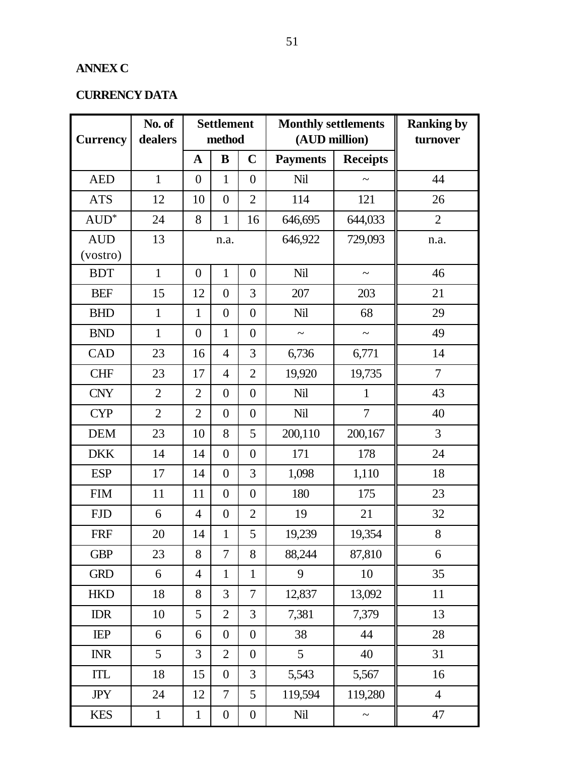## ANNEX C

## CURRENCY DATA

| Currency | No. of dealers | Settlement method | | | Monthly settlements (AUD million) | | Ranking by turnover |
|---|---|---|---|---|---|---|---|
| | | A | B | C | Payments | Receipts | |
| AED | 1 | 0 | 1 | 0 | Nil | ~ | 44 |
| ATS | 12 | 10 | 0 | 2 | 114 | 121 | 26 |
| AUD* | 24 | 8 | 1 | 16 | 646,695 | 644,033 | 2 |
| AUD (vostro) | 13 | n.a. | | | 646,922 | 729,093 | n.a. |
| BDT | 1 | 0 | 1 | 0 | Nil | ~ | 46 |
| BEF | 15 | 12 | 0 | 3 | 207 | 203 | 21 |
| BHD | 1 | 1 | 0 | 0 | Nil | 68 | 29 |
| BND | 1 | 0 | 1 | 0 | ~ | ~ | 49 |
| CAD | 23 | 16 | 4 | 3 | 6,736 | 6,771 | 14 |
| CHF | 23 | 17 | 4 | 2 | 19,920 | 19,735 | 7 |
| CNY | 2 | 2 | 0 | 0 | Nil | 1 | 43 |
| CYP | 2 | 2 | 0 | 0 | Nil | 7 | 40 |
| DEM | 23 | 10 | 8 | 5 | 200,110 | 200,167 | 3 |
| DKK | 14 | 14 | 0 | 0 | 171 | 178 | 24 |
| ESP | 17 | 14 | 0 | 3 | 1,098 | 1,110 | 18 |
| FIM | 11 | 11 | 0 | 0 | 180 | 175 | 23 |
| FJD | 6 | 4 | 0 | 2 | 19 | 21 | 32 |
| FRF | 20 | 14 | 1 | 5 | 19,239 | 19,354 | 8 |
| GBP | 23 | 8 | 7 | 8 | 88,244 | 87,810 | 6 |
| GRD | 6 | 4 | 1 | 1 | 9 | 10 | 35 |
| HKD | 18 | 8 | 3 | 7 | 12,837 | 13,092 | 11 |
| IDR | 10 | 5 | 2 | 3 | 7,381 | 7,379 | 13 |
| IEP | 6 | 6 | 0 | 0 | 38 | 44 | 28 |
| INR | 5 | 3 | 2 | 0 | 5 | 40 | 31 |
| ITL | 18 | 15 | 0 | 3 | 5,543 | 5,567 | 16 |
| JPY | 24 | 12 | 7 | 5 | 119,594 | 119,280 | 4 |
| KES | 1 | 1 | 0 | 0 | Nil | ~ | 47 |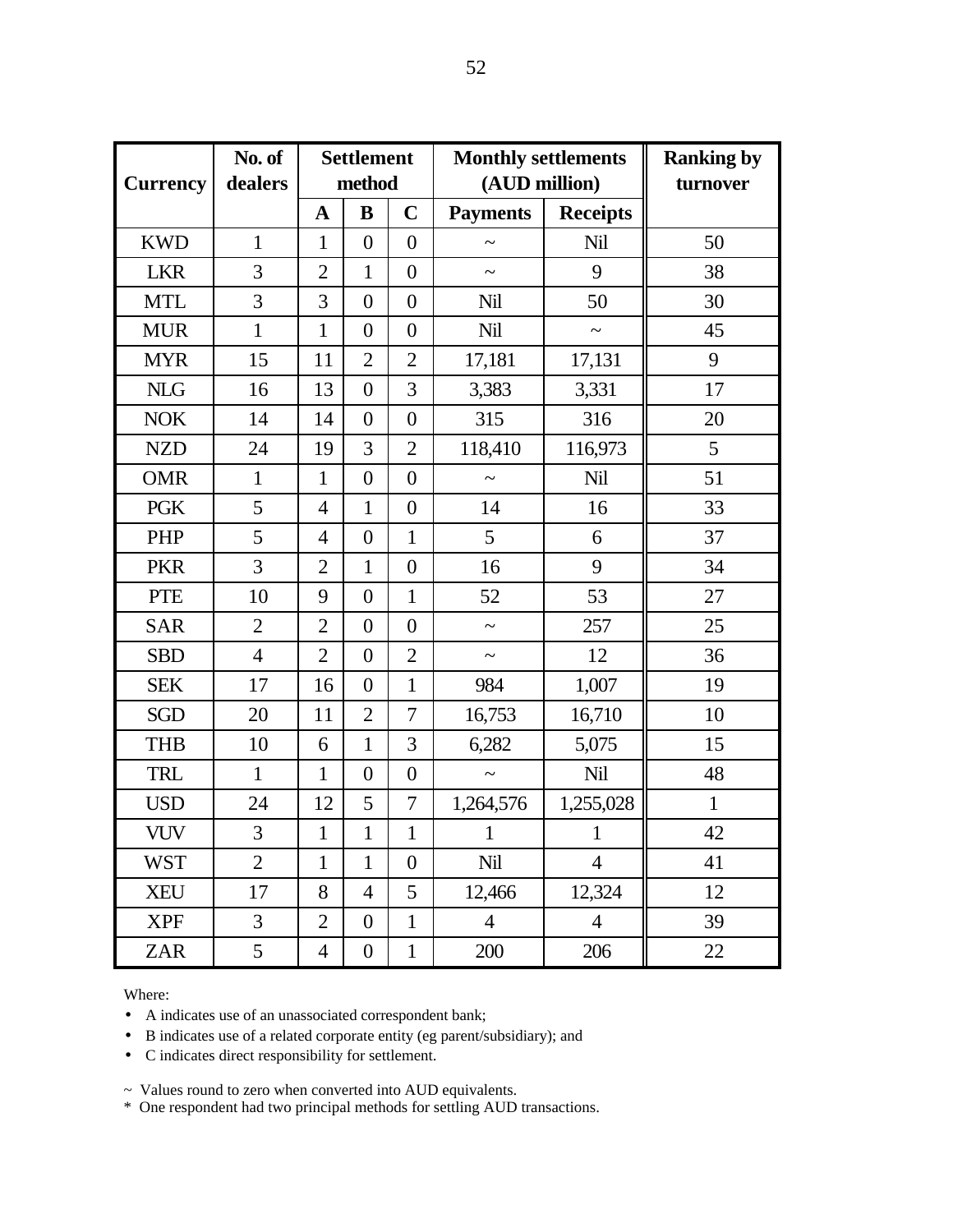| Currency | No. of dealers | Settlement method | | | Monthly settlements (AUD million) | | Ranking by turnover |
|---|---|---|---|---|---|---|---|
| | | A | B | C | Payments | Receipts | |
| KWD | 1 | 1 | 0 | 0 | ~ | Nil | 50 |
| LKR | 3 | 2 | 1 | 0 | ~ | 9 | 38 |
| MTL | 3 | 3 | 0 | 0 | Nil | 50 | 30 |
| MUR | 1 | 1 | 0 | 0 | Nil | ~ | 45 |
| MYR | 15 | 11 | 2 | 2 | 17,181 | 17,131 | 9 |
| NLG | 16 | 13 | 0 | 3 | 3,383 | 3,331 | 17 |
| NOK | 14 | 14 | 0 | 0 | 315 | 316 | 20 |
| NZD | 24 | 19 | 3 | 2 | 118,410 | 116,973 | 5 |
| OMR | 1 | 1 | 0 | 0 | ~ | Nil | 51 |
| PGK | 5 | 4 | 1 | 0 | 14 | 16 | 33 |
| PHP | 5 | 4 | 0 | 1 | 5 | 6 | 37 |
| PKR | 3 | 2 | 1 | 0 | 16 | 9 | 34 |
| PTE | 10 | 9 | 0 | 1 | 52 | 53 | 27 |
| SAR | 2 | 2 | 0 | 0 | ~ | 257 | 25 |
| SBD | 4 | 2 | 0 | 2 | ~ | 12 | 36 |
| SEK | 17 | 16 | 0 | 1 | 984 | 1,007 | 19 |
| SGD | 20 | 11 | 2 | 7 | 16,753 | 16,710 | 10 |
| THB | 10 | 6 | 1 | 3 | 6,282 | 5,075 | 15 |
| TRL | 1 | 1 | 0 | 0 | ~ | Nil | 48 |
| USD | 24 | 12 | 5 | 7 | 1,264,576 | 1,255,028 | 1 |
| VUV | 3 | 1 | 1 | 1 | 1 | 1 | 42 |
| WST | 2 | 1 | 1 | 0 | Nil | 4 | 41 |
| XEU | 17 | 8 | 4 | 5 | 12,466 | 12,324 | 12 |
| XPF | 3 | 2 | 0 | 1 | 4 | 4 | 39 |
| ZAR | 5 | 4 | 0 | 1 | 200 | 206 | 22 |

Where:

- A indicates use of an unassociated correspondent bank;
- B indicates use of a related corporate entity (eg parent/subsidiary); and
- C indicates direct responsibility for settlement.

~ Values round to zero when converted into AUD equivalents.

* One respondent had two principal methods for settling AUD transactions.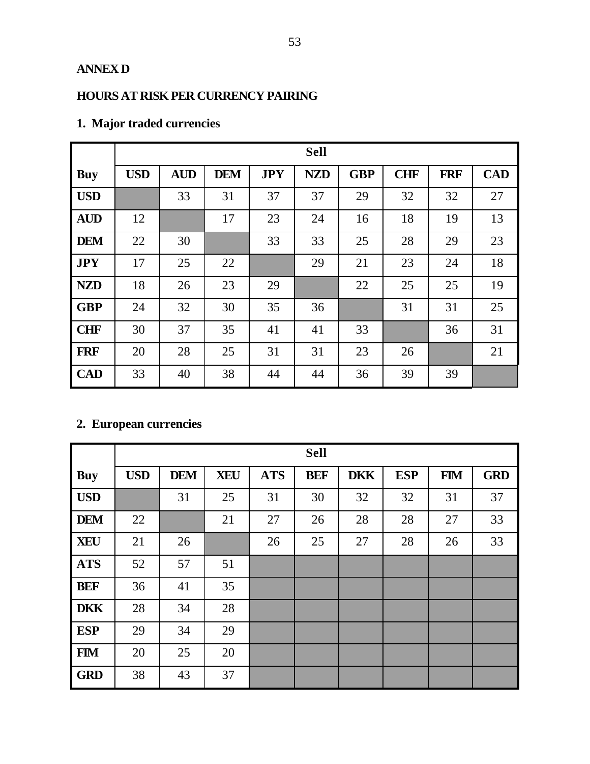# ANNEX D

## HOURS AT RISK PER CURRENCY PAIRING

### 1. Major traded currencies

| | Sell | | | | | | | | |
|---|---|---|---|---|---|---|---|---|---|
| **Buy** | **USD** | **AUD** | **DEM** | **JPY** | **NZD** | **GBP** | **CHF** | **FRF** | **CAD** |
| **USD** | | 33 | 31 | 37 | 37 | 29 | 32 | 32 | 27 |
| **AUD** | 12 | | 17 | 23 | 24 | 16 | 18 | 19 | 13 |
| **DEM** | 22 | 30 | | 33 | 33 | 25 | 28 | 29 | 23 |
| **JPY** | 17 | 25 | 22 | | 29 | 21 | 23 | 24 | 18 |
| **NZD** | 18 | 26 | 23 | 29 | | 22 | 25 | 25 | 19 |
| **GBP** | 24 | 32 | 30 | 35 | 36 | | 31 | 31 | 25 |
| **CHF** | 30 | 37 | 35 | 41 | 41 | 33 | | 36 | 31 |
| **FRF** | 20 | 28 | 25 | 31 | 31 | 23 | 26 | | 21 |
| **CAD** | 33 | 40 | 38 | 44 | 44 | 36 | 39 | 39 | |

### 2. European currencies

| | Sell | | | | | | | | |
|---|---|---|---|---|---|---|---|---|---|
| **Buy** | **USD** | **DEM** | **XEU** | **ATS** | **BEF** | **DKK** | **ESP** | **FIM** | **GRD** |
| **USD** | | 31 | 25 | 31 | 30 | 32 | 32 | 31 | 37 |
| **DEM** | 22 | | 21 | 27 | 26 | 28 | 28 | 27 | 33 |
| **XEU** | 21 | 26 | | 26 | 25 | 27 | 28 | 26 | 33 |
| **ATS** | 52 | 57 | 51 | | | | | | |
| **BEF** | 36 | 41 | 35 | | | | | | |
| **DKK** | 28 | 34 | 28 | | | | | | |
| **ESP** | 29 | 34 | 29 | | | | | | |
| **FIM** | 20 | 25 | 20 | | | | | | |
| **GRD** | 38 | 43 | 37 | | | | | | |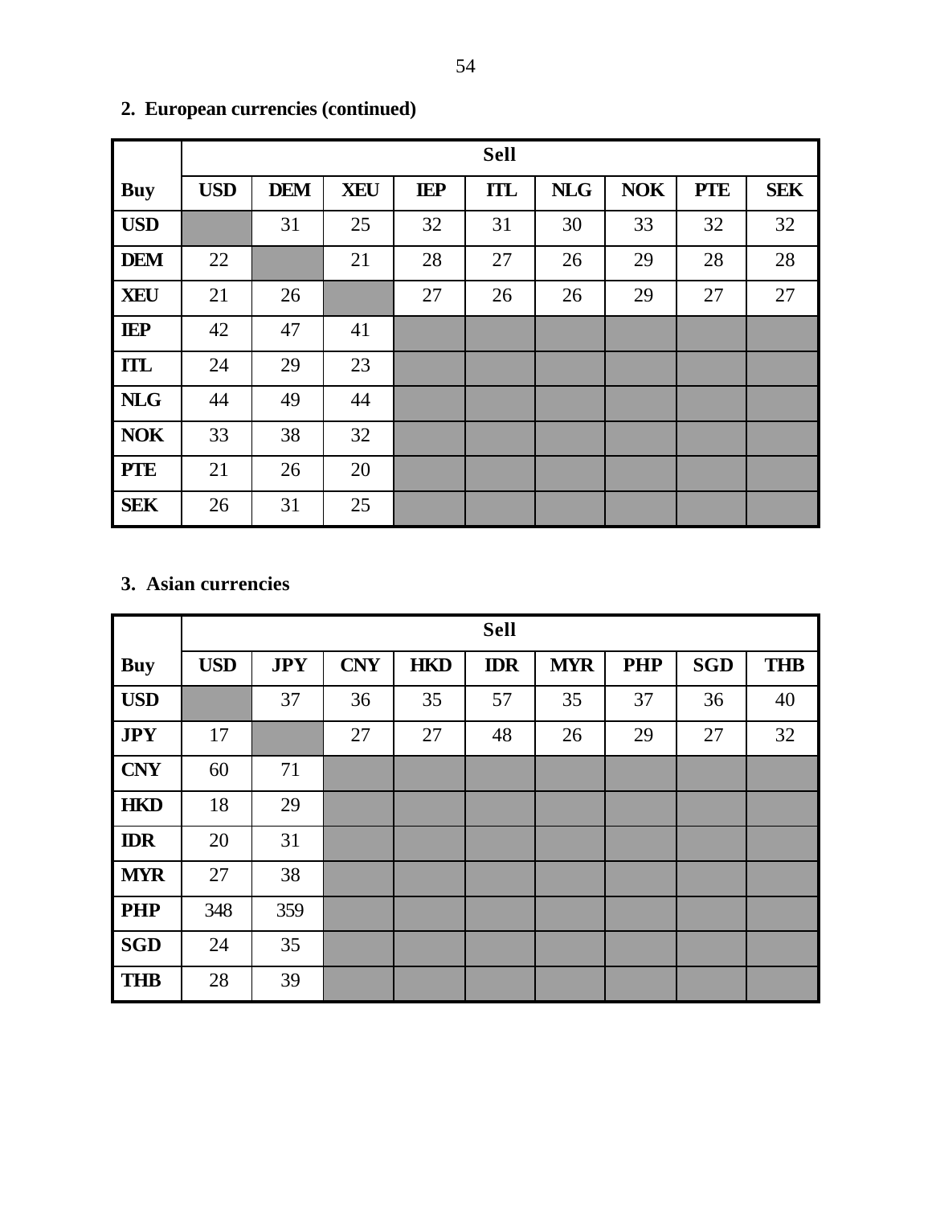**2. European currencies (continued)**

| | Sell | | | | | | | | |
|---|---|---|---|---|---|---|---|---|---|
| **Buy** | **USD** | **DEM** | **XEU** | **IEP** | **ITL** | **NLG** | **NOK** | **PTE** | **SEK** |
| **USD** | | 31 | 25 | 32 | 31 | 30 | 33 | 32 | 32 |
| **DEM** | 22 | | 21 | 28 | 27 | 26 | 29 | 28 | 28 |
| **XEU** | 21 | 26 | | 27 | 26 | 26 | 29 | 27 | 27 |
| **IEP** | 42 | 47 | 41 | | | | | | |
| **ITL** | 24 | 29 | 23 | | | | | | |
| **NLG** | 44 | 49 | 44 | | | | | | |
| **NOK** | 33 | 38 | 32 | | | | | | |
| **PTE** | 21 | 26 | 20 | | | | | | |
| **SEK** | 26 | 31 | 25 | | | | | | |

**3. Asian currencies**

| | Sell | | | | | | | | |
|---|---|---|---|---|---|---|---|---|---|
| **Buy** | **USD** | **JPY** | **CNY** | **HKD** | **IDR** | **MYR** | **PHP** | **SGD** | **THB** |
| **USD** | | 37 | 36 | 35 | 57 | 35 | 37 | 36 | 40 |
| **JPY** | 17 | | 27 | 27 | 48 | 26 | 29 | 27 | 32 |
| **CNY** | 60 | 71 | | | | | | | |
| **HKD** | 18 | 29 | | | | | | | |
| **IDR** | 20 | 31 | | | | | | | |
| **MYR** | 27 | 38 | | | | | | | |
| **PHP** | 348 | 359 | | | | | | | |
| **SGD** | 24 | 35 | | | | | | | |
| **THB** | 28 | 39 | | | | | | | |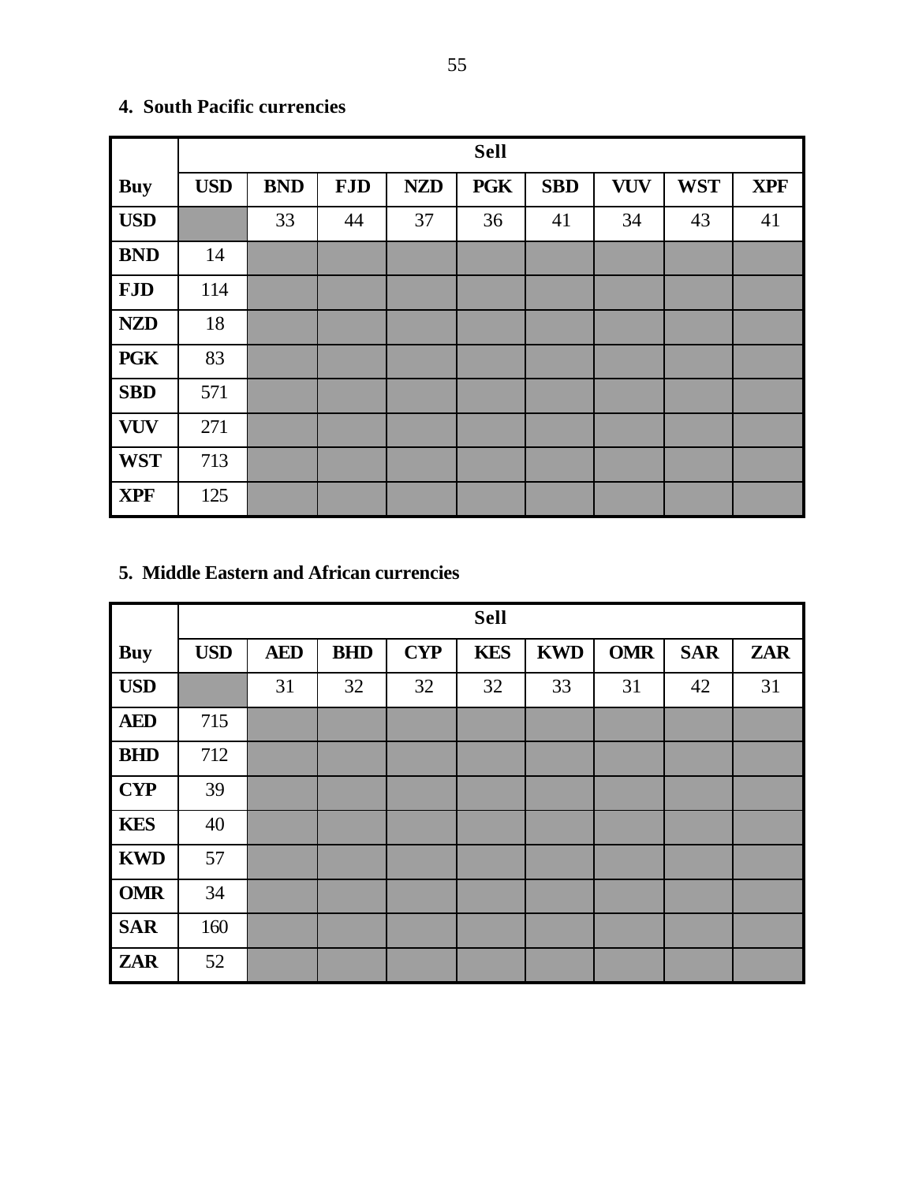**4. South Pacific currencies**

| | Sell | | | | | | | | |
|---|---|---|---|---|---|---|---|---|---|
| **Buy** | **USD** | **BND** | **FJD** | **NZD** | **PGK** | **SBD** | **VUV** | **WST** | **XPF** |
| **USD** | | 33 | 44 | 37 | 36 | 41 | 34 | 43 | 41 |
| **BND** | 14 | | | | | | | | |
| **FJD** | 114 | | | | | | | | |
| **NZD** | 18 | | | | | | | | |
| **PGK** | 83 | | | | | | | | |
| **SBD** | 571 | | | | | | | | |
| **VUV** | 271 | | | | | | | | |
| **WST** | 713 | | | | | | | | |
| **XPF** | 125 | | | | | | | | |

**5. Middle Eastern and African currencies**

| | Sell | | | | | | | | |
|---|---|---|---|---|---|---|---|---|---|
| **Buy** | **USD** | **AED** | **BHD** | **CYP** | **KES** | **KWD** | **OMR** | **SAR** | **ZAR** |
| **USD** | | 31 | 32 | 32 | 32 | 33 | 31 | 42 | 31 |
| **AED** | 715 | | | | | | | | |
| **BHD** | 712 | | | | | | | | |
| **CYP** | 39 | | | | | | | | |
| **KES** | 40 | | | | | | | | |
| **KWD** | 57 | | | | | | | | |
| **OMR** | 34 | | | | | | | | |
| **SAR** | 160 | | | | | | | | |
| **ZAR** | 52 | | | | | | | | |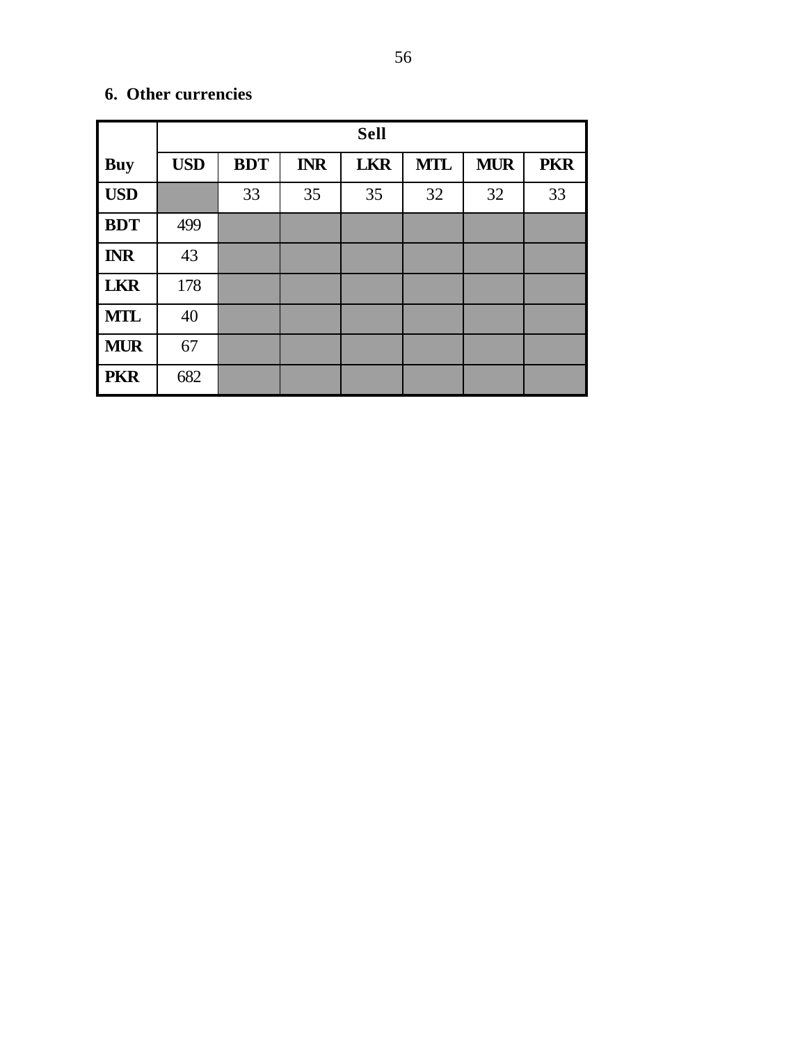## 6. Other currencies

| | Sell | | | | | | |
|---|---|---|---|---|---|---|---|
| **Buy** | **USD** | **BDT** | **INR** | **LKR** | **MTL** | **MUR** | **PKR** |
| **USD** | | 33 | 35 | 35 | 32 | 32 | 33 |
| **BDT** | 499 | | | | | | |
| **INR** | 43 | | | | | | |
| **LKR** | 178 | | | | | | |
| **MTL** | 40 | | | | | | |
| **MUR** | 67 | | | | | | |
| **PKR** | 682 | | | | | | |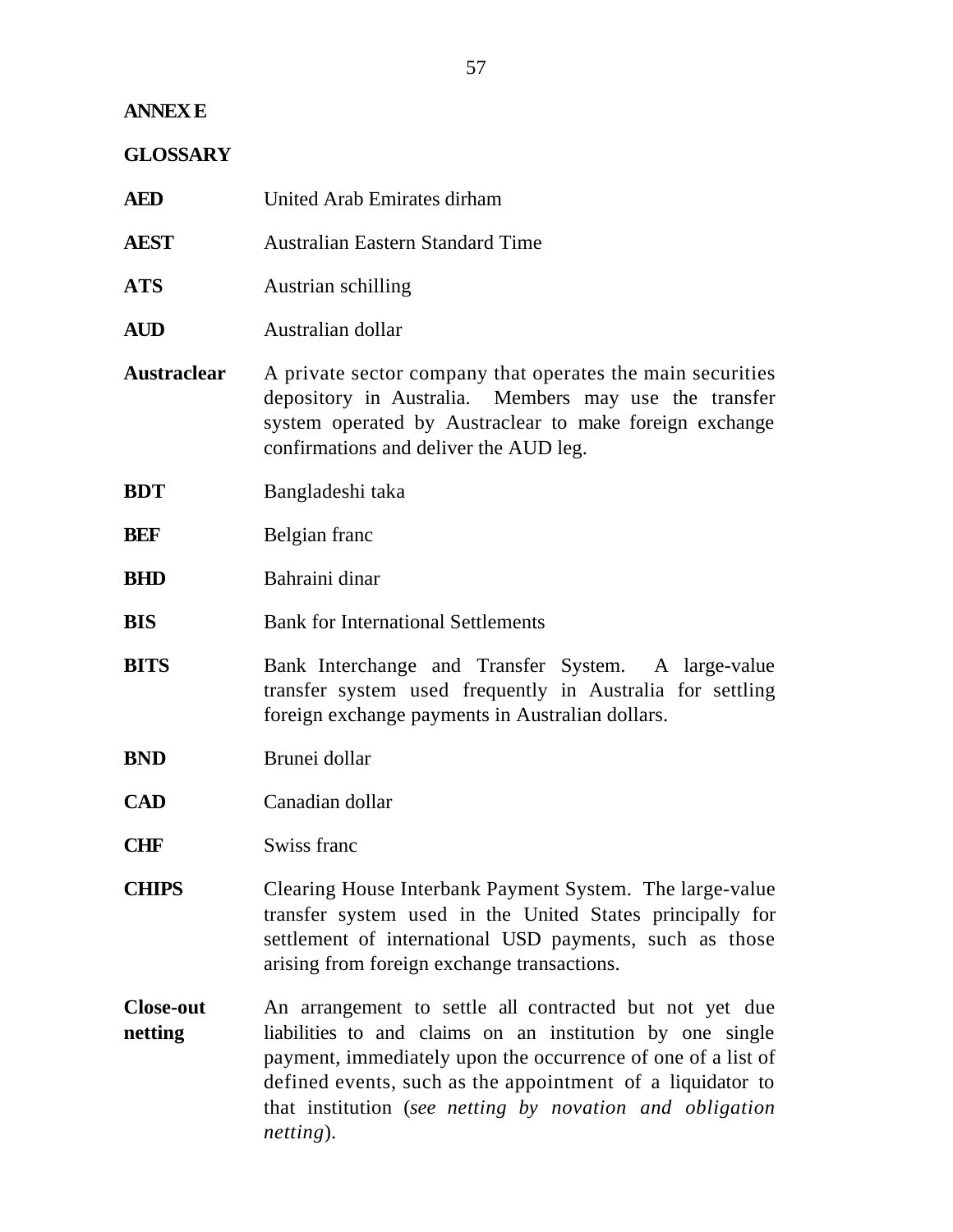## ANNEX E

## GLOSSARY

**AED** United Arab Emirates dirham

**AEST** Australian Eastern Standard Time

**ATS** Austrian schilling

**AUD** Australian dollar

**Austraclear** A private sector company that operates the main securities depository in Australia. Members may use the transfer system operated by Austraclear to make foreign exchange confirmations and deliver the AUD leg.

**BDT** Bangladeshi taka

**BEF** Belgian franc

**BHD** Bahraini dinar

**BIS** Bank for International Settlements

**BITS** Bank Interchange and Transfer System. A large-value transfer system used frequently in Australia for settling foreign exchange payments in Australian dollars.

**BND** Brunei dollar

**CAD** Canadian dollar

**CHF** Swiss franc

**CHIPS** Clearing House Interbank Payment System. The large-value transfer system used in the United States principally for settlement of international USD payments, such as those arising from foreign exchange transactions.

**Close-out netting** An arrangement to settle all contracted but not yet due liabilities to and claims on an institution by one single payment, immediately upon the occurrence of one of a list of defined events, such as the appointment of a liquidator to that institution (*see netting by novation and obligation netting*).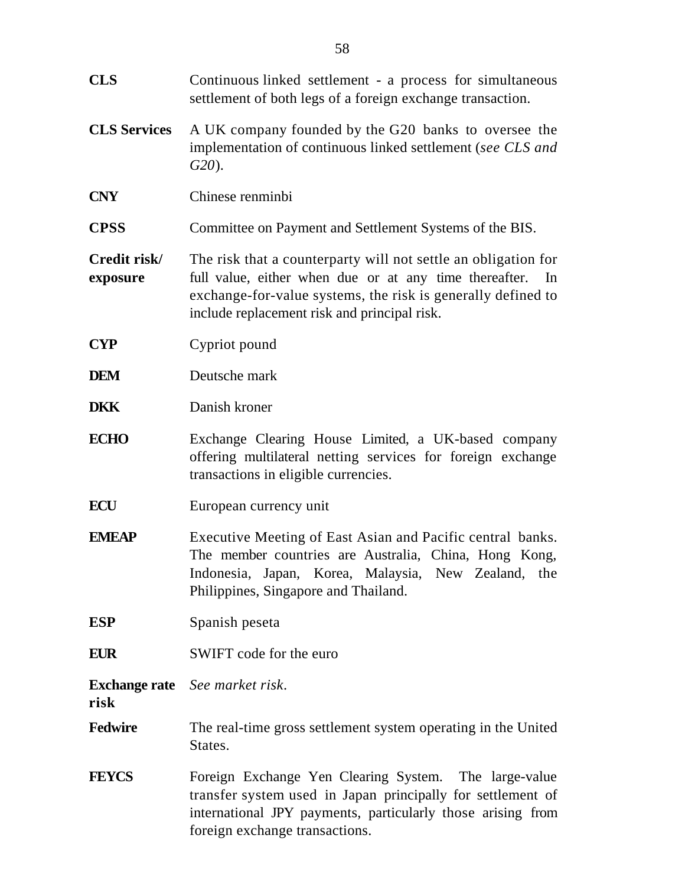**CLS** Continuous linked settlement - a process for simultaneous settlement of both legs of a foreign exchange transaction.

**CLS Services** A UK company founded by the G20 banks to oversee the implementation of continuous linked settlement (*see CLS and G20*).

**CNY** Chinese renminbi

**CPSS** Committee on Payment and Settlement Systems of the BIS.

**Credit risk/ exposure** The risk that a counterparty will not settle an obligation for full value, either when due or at any time thereafter. In exchange-for-value systems, the risk is generally defined to include replacement risk and principal risk.

**CYP** Cypriot pound

**DEM** Deutsche mark

**DKK** Danish kroner

**ECHO** Exchange Clearing House Limited, a UK-based company offering multilateral netting services for foreign exchange transactions in eligible currencies.

**ECU** European currency unit

**EMEAP** Executive Meeting of East Asian and Pacific central banks. The member countries are Australia, China, Hong Kong, Indonesia, Japan, Korea, Malaysia, New Zealand, the Philippines, Singapore and Thailand.

**ESP** Spanish peseta

**EUR** SWIFT code for the euro

**Exchange rate risk** *See market risk*.

**Fedwire** The real-time gross settlement system operating in the United States.

**FEYCS** Foreign Exchange Yen Clearing System. The large-value transfer system used in Japan principally for settlement of international JPY payments, particularly those arising from foreign exchange transactions.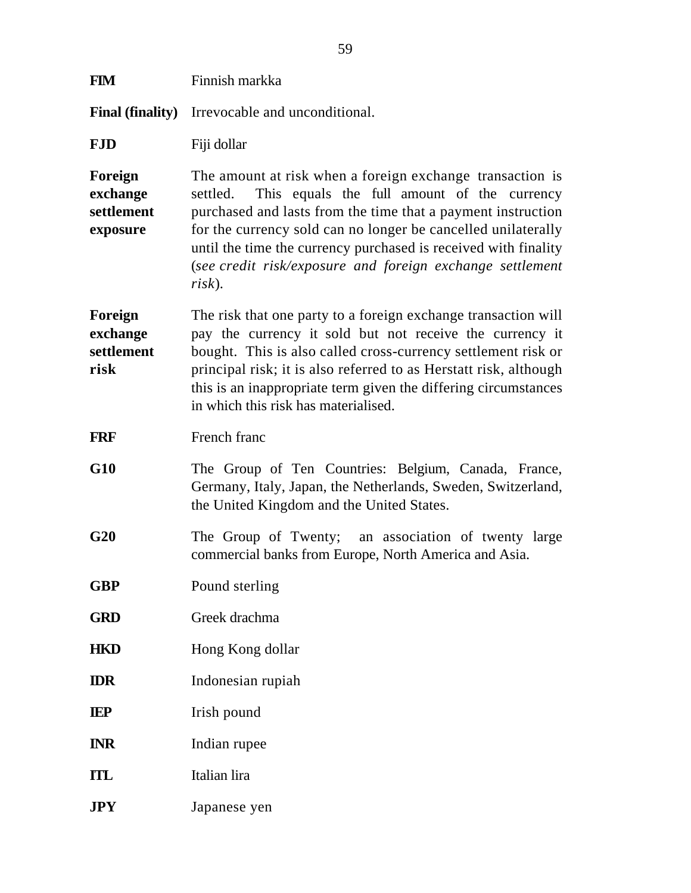**FIM** Finnish markka

**Final (finality)** Irrevocable and unconditional.

**FJD** Fiji dollar

**Foreign exchange settlement exposure** The amount at risk when a foreign exchange transaction is settled. This equals the full amount of the currency purchased and lasts from the time that a payment instruction for the currency sold can no longer be cancelled unilaterally until the time the currency purchased is received with finality (*see credit risk/exposure and foreign exchange settlement risk*).

**Foreign exchange settlement risk** The risk that one party to a foreign exchange transaction will pay the currency it sold but not receive the currency it bought. This is also called cross-currency settlement risk or principal risk; it is also referred to as Herstatt risk, although this is an inappropriate term given the differing circumstances in which this risk has materialised.

**FRF** French franc

**G10** The Group of Ten Countries: Belgium, Canada, France, Germany, Italy, Japan, the Netherlands, Sweden, Switzerland, the United Kingdom and the United States.

**G20** The Group of Twenty; an association of twenty large commercial banks from Europe, North America and Asia.

**GBP** Pound sterling

**GRD** Greek drachma

**HKD** Hong Kong dollar

**IDR** Indonesian rupiah

**IEP** Irish pound

**INR** Indian rupee

**ITL** Italian lira

**JPY** Japanese yen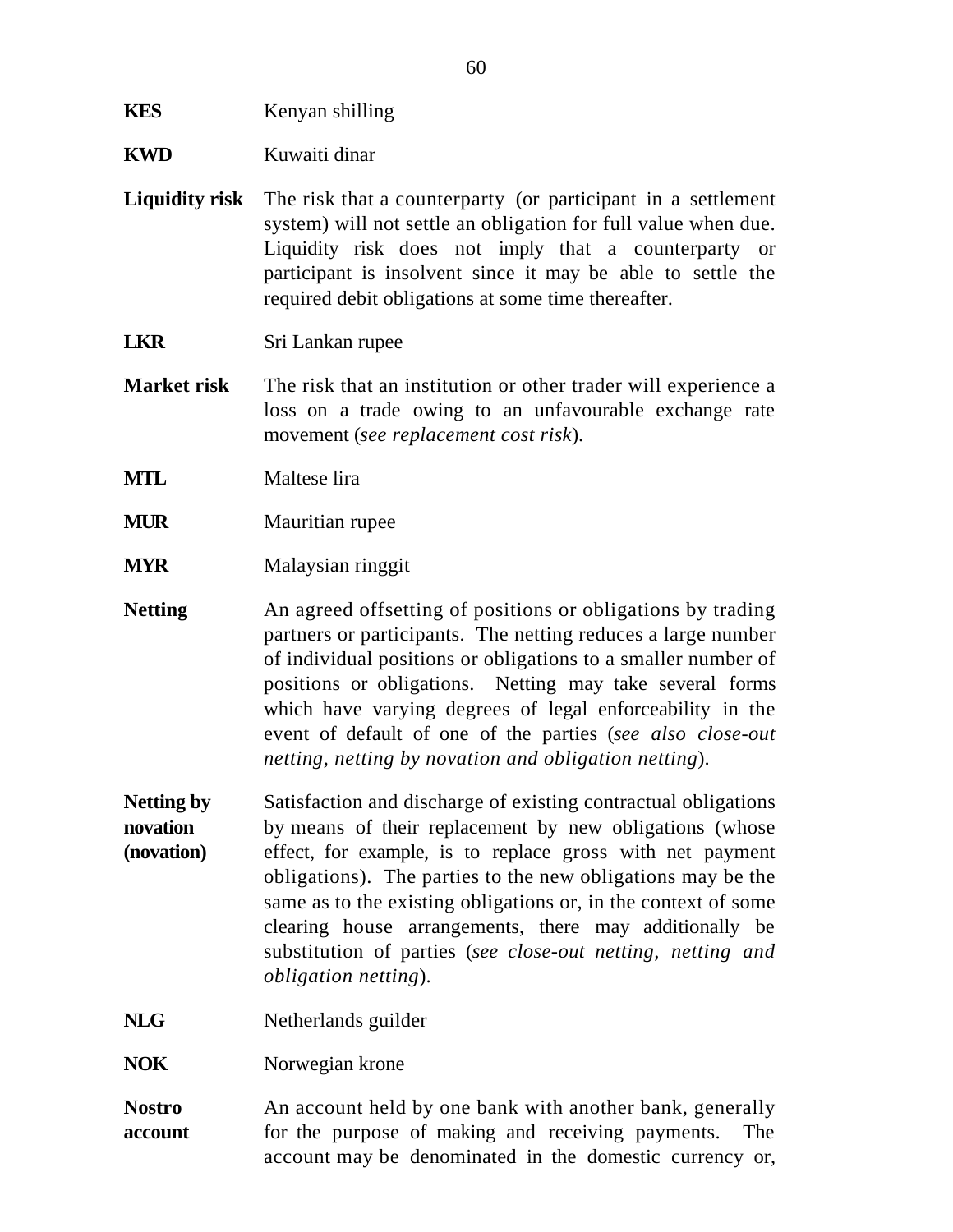**KES** Kenyan shilling

**KWD** Kuwaiti dinar

**Liquidity risk** The risk that a counterparty (or participant in a settlement system) will not settle an obligation for full value when due. Liquidity risk does not imply that a counterparty or participant is insolvent since it may be able to settle the required debit obligations at some time thereafter.

**LKR** Sri Lankan rupee

**Market risk** The risk that an institution or other trader will experience a loss on a trade owing to an unfavourable exchange rate movement (*see replacement cost risk*).

**MTL** Maltese lira

**MUR** Mauritian rupee

**MYR** Malaysian ringgit

**Netting** An agreed offsetting of positions or obligations by trading partners or participants. The netting reduces a large number of individual positions or obligations to a smaller number of positions or obligations. Netting may take several forms which have varying degrees of legal enforceability in the event of default of one of the parties (*see also close-out netting, netting by novation and obligation netting*).

**Netting by novation (novation)** Satisfaction and discharge of existing contractual obligations by means of their replacement by new obligations (whose effect, for example, is to replace gross with net payment obligations). The parties to the new obligations may be the same as to the existing obligations or, in the context of some clearing house arrangements, there may additionally be substitution of parties (*see close-out netting, netting and obligation netting*).

**NLG** Netherlands guilder

**NOK** Norwegian krone

**Nostro account** An account held by one bank with another bank, generally for the purpose of making and receiving payments. The account may be denominated in the domestic currency or,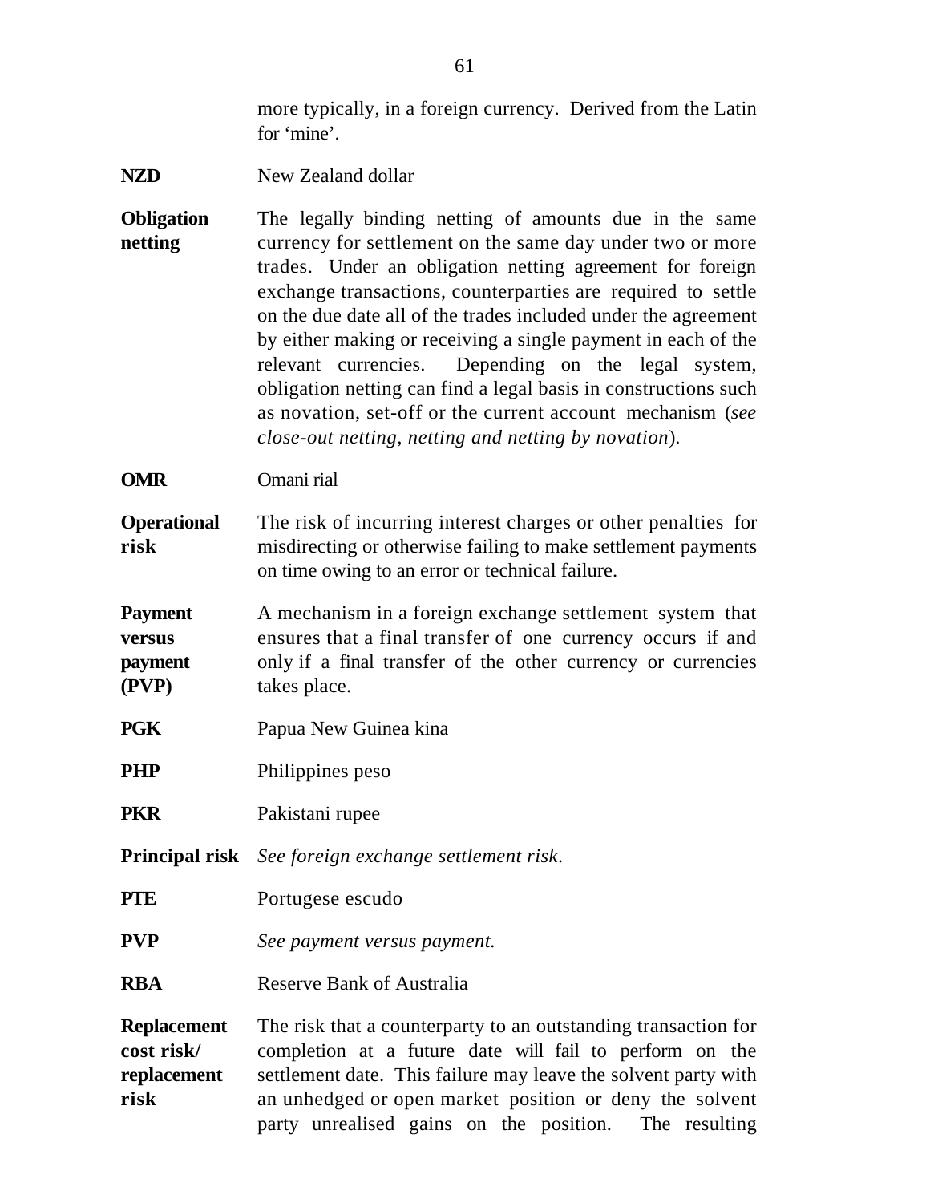more typically, in a foreign currency. Derived from the Latin for 'mine'.

**NZD** New Zealand dollar

**Obligation netting** The legally binding netting of amounts due in the same currency for settlement on the same day under two or more trades. Under an obligation netting agreement for foreign exchange transactions, counterparties are required to settle on the due date all of the trades included under the agreement by either making or receiving a single payment in each of the relevant currencies. Depending on the legal system, obligation netting can find a legal basis in constructions such as novation, set-off or the current account mechanism (*see close-out netting, netting and netting by novation*).

**OMR** Omani rial

**Operational risk** The risk of incurring interest charges or other penalties for misdirecting or otherwise failing to make settlement payments on time owing to an error or technical failure.

**Payment versus payment (PVP)** A mechanism in a foreign exchange settlement system that ensures that a final transfer of one currency occurs if and only if a final transfer of the other currency or currencies takes place.

**PGK** Papua New Guinea kina

**PHP** Philippines peso

**PKR** Pakistani rupee

**Principal risk** *See foreign exchange settlement risk*.

**PTE** Portugese escudo

**PVP** *See payment versus payment.*

**RBA** Reserve Bank of Australia

**Replacement cost risk/ replacement risk** The risk that a counterparty to an outstanding transaction for completion at a future date will fail to perform on the settlement date. This failure may leave the solvent party with an unhedged or open market position or deny the solvent party unrealised gains on the position. The resulting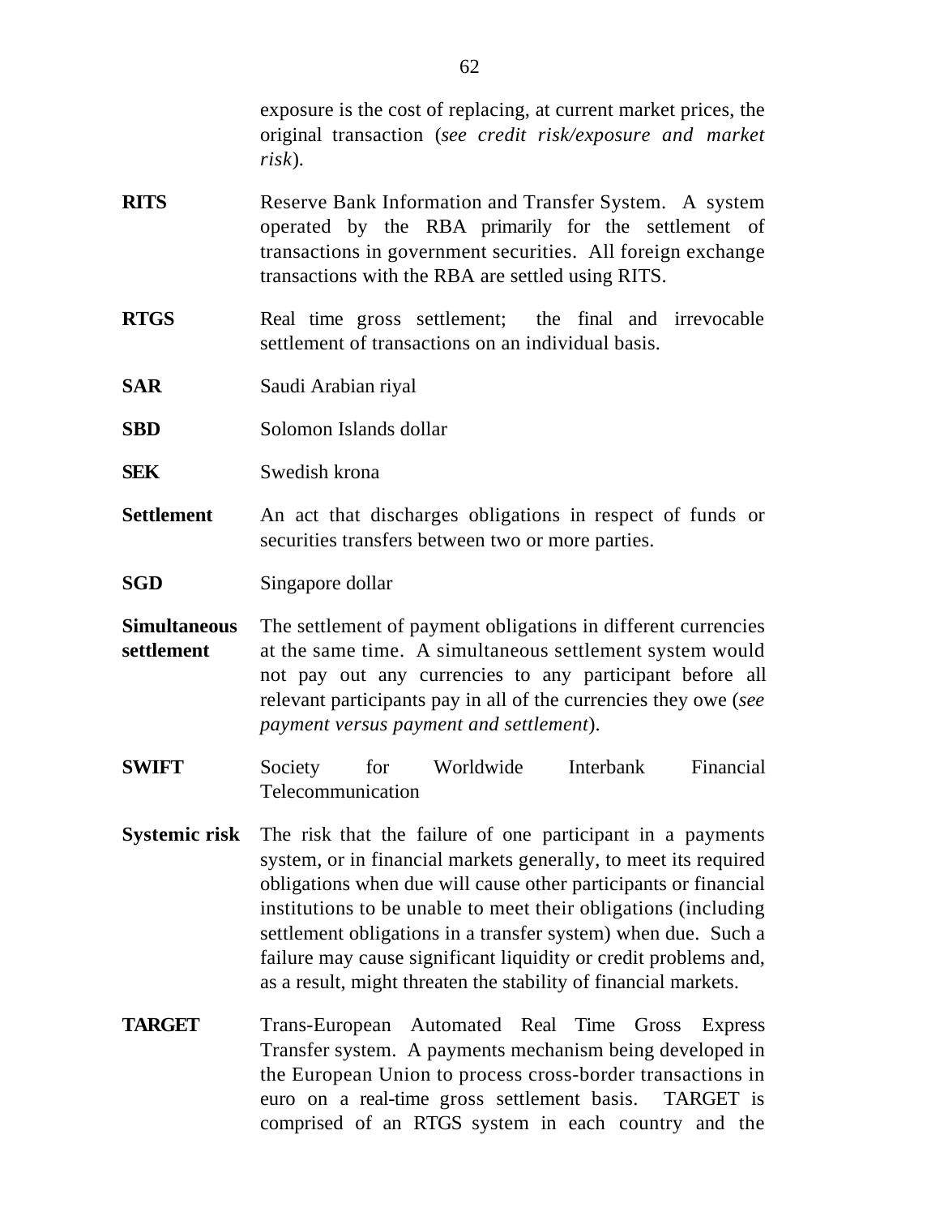exposure is the cost of replacing, at current market prices, the original transaction (*see credit risk/exposure and market risk*).

**RITS** Reserve Bank Information and Transfer System. A system operated by the RBA primarily for the settlement of transactions in government securities. All foreign exchange transactions with the RBA are settled using RITS.

**RTGS** Real time gross settlement; the final and irrevocable settlement of transactions on an individual basis.

**SAR** Saudi Arabian riyal

**SBD** Solomon Islands dollar

**SEK** Swedish krona

**Settlement** An act that discharges obligations in respect of funds or securities transfers between two or more parties.

**SGD** Singapore dollar

**Simultaneous settlement** The settlement of payment obligations in different currencies at the same time. A simultaneous settlement system would not pay out any currencies to any participant before all relevant participants pay in all of the currencies they owe (*see payment versus payment and settlement*).

**SWIFT** Society for Worldwide Interbank Financial Telecommunication

**Systemic risk** The risk that the failure of one participant in a payments system, or in financial markets generally, to meet its required obligations when due will cause other participants or financial institutions to be unable to meet their obligations (including settlement obligations in a transfer system) when due. Such a failure may cause significant liquidity or credit problems and, as a result, might threaten the stability of financial markets.

**TARGET** Trans-European Automated Real Time Gross Express Transfer system. A payments mechanism being developed in the European Union to process cross-border transactions in euro on a real-time gross settlement basis. TARGET is comprised of an RTGS system in each country and the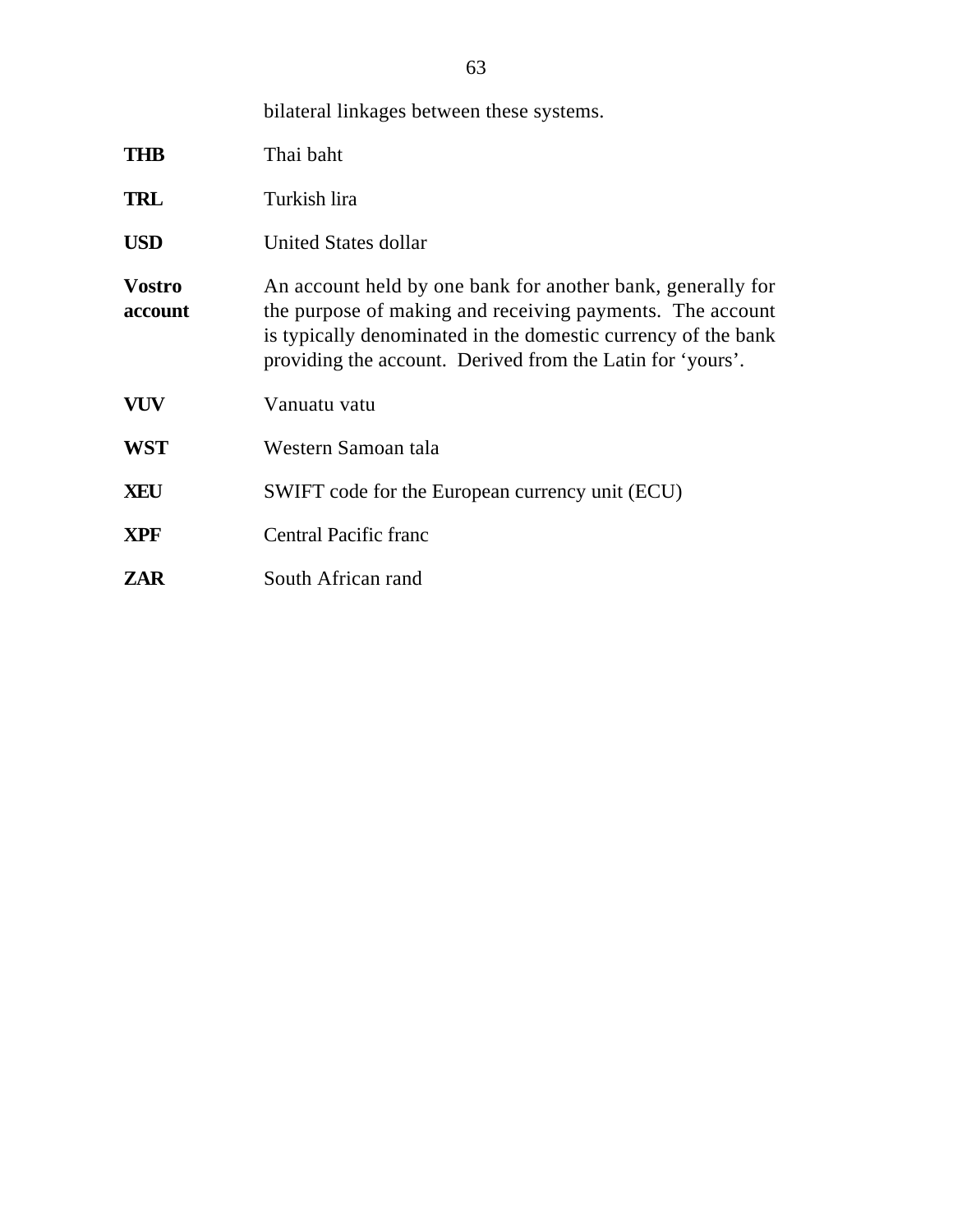bilateral linkages between these systems.

**THB** Thai baht

**TRL** Turkish lira

**USD** United States dollar

**Vostro account** An account held by one bank for another bank, generally for the purpose of making and receiving payments. The account is typically denominated in the domestic currency of the bank providing the account. Derived from the Latin for 'yours'.

**VUV** Vanuatu vatu

**WST** Western Samoan tala

**XEU** SWIFT code for the European currency unit (ECU)

**XPF** Central Pacific franc

**ZAR** South African rand